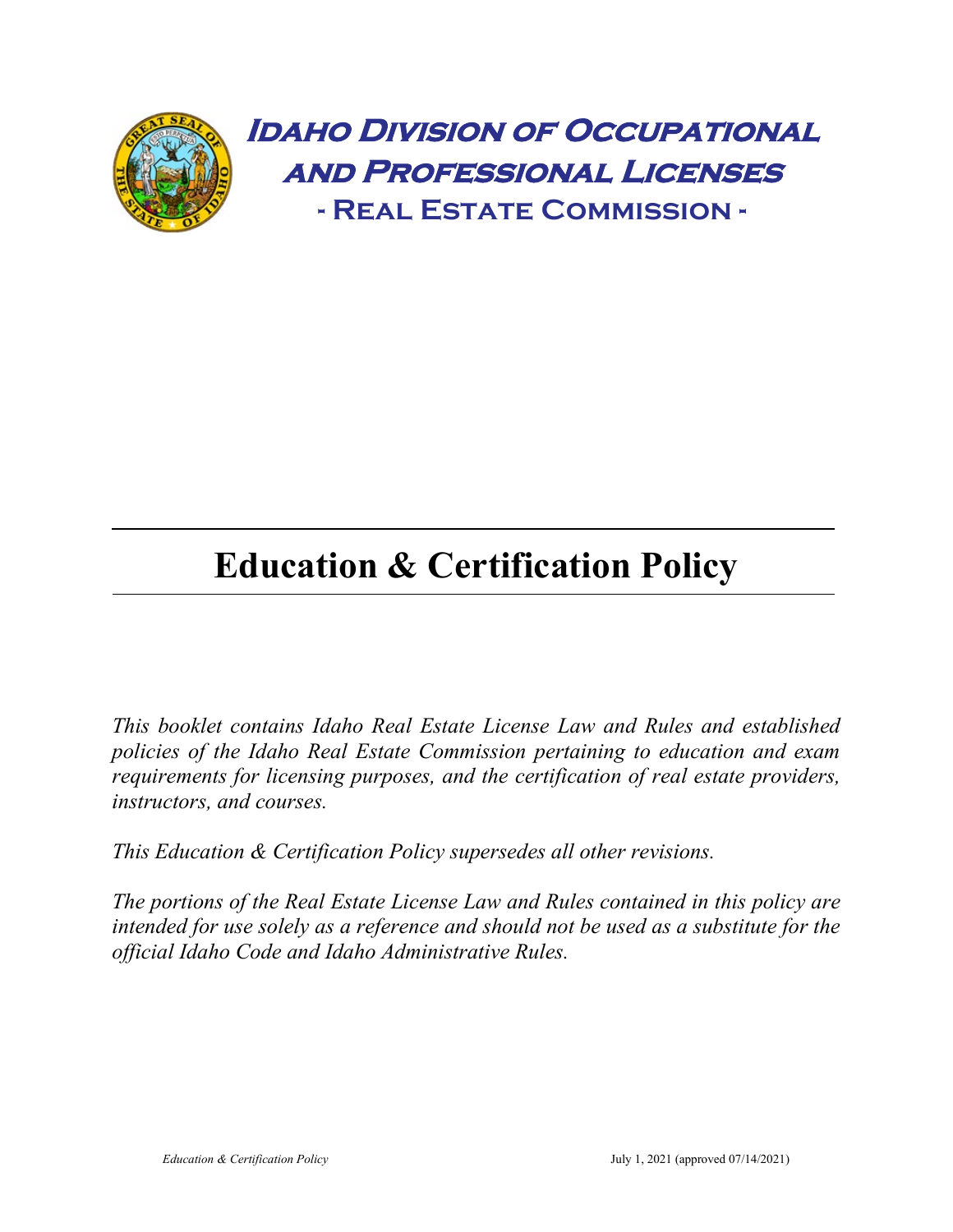# Idaho Division of Occupational and Professional Licenses

## - Real Estate Commission -

# Education & Certification Policy

*This booklet contains Idaho Real Estate License Law and Rules and established policies of the Idaho Real Estate Commission pertaining to education and exam requirements for licensing purposes, and the certification of real estate providers, instructors, and courses.*

*This Education & Certification Policy supersedes all other revisions.*

*The portions of the Real Estate License Law and Rules contained in this policy are intended for use solely as a reference and should not be used as a substitute for the official Idaho Code and Idaho Administrative Rules.*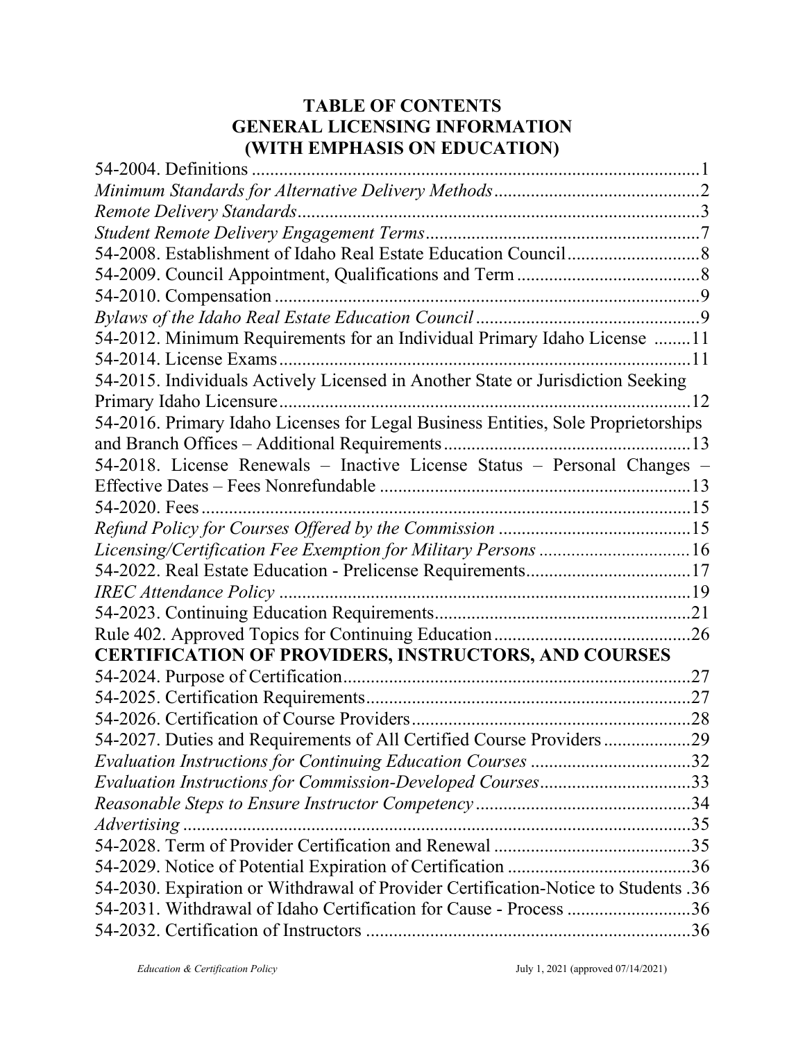# TABLE OF CONTENTS
# GENERAL LICENSING INFORMATION
# (WITH EMPHASIS ON EDUCATION)

54-2004. Definitions ....................................................................................................1
*Minimum Standards for Alternative Delivery Methods*.............................................2
*Remote Delivery Standards*........................................................................................3
*Student Remote Delivery Engagement Terms*............................................................7
54-2008. Establishment of Idaho Real Estate Education Council.............................8
54-2009. Council Appointment, Qualifications and Term........................................8
54-2010. Compensation ..............................................................................................9
*Bylaws of the Idaho Real Estate Education Council*.................................................9
54-2012. Minimum Requirements for an Individual Primary Idaho License ........11
54-2014. License Exams...........................................................................................11
54-2015. Individuals Actively Licensed in Another State or Jurisdiction Seeking Primary Idaho Licensure...........................................................................................12
54-2016. Primary Idaho Licenses for Legal Business Entities, Sole Proprietorships and Branch Offices – Additional Requirements.......................................................13
54-2018. License Renewals – Inactive License Status – Personal Changes – Effective Dates – Fees Nonrefundable ....................................................................13
54-2020. Fees............................................................................................................15
*Refund Policy for Courses Offered by the Commission* ...........................................15
*Licensing/Certification Fee Exemption for Military Persons* .................................16
54-2022. Real Estate Education - Prelicense Requirements.....................................17
*IREC Attendance Policy* ...........................................................................................19
54-2023. Continuing Education Requirements.........................................................21
Rule 402. Approved Topics for Continuing Education............................................26

## CERTIFICATION OF PROVIDERS, INSTRUCTORS, AND COURSES

54-2024. Purpose of Certification.............................................................................27
54-2025. Certification Requirements........................................................................27
54-2026. Certification of Course Providers..............................................................28
54-2027. Duties and Requirements of All Certified Course Providers...................29
*Evaluation Instructions for Continuing Education Courses* ...................................32
*Evaluation Instructions for Commission-Developed Courses*.................................33
*Reasonable Steps to Ensure Instructor Competency* ...............................................34
*Advertising* ...............................................................................................................35
54-2028. Term of Provider Certification and Renewal ............................................35
54-2029. Notice of Potential Expiration of Certification ........................................36
54-2030. Expiration or Withdrawal of Provider Certification-Notice to Students .36
54-2031. Withdrawal of Idaho Certification for Cause - Process ...........................36
54-2032. Certification of Instructors .......................................................................36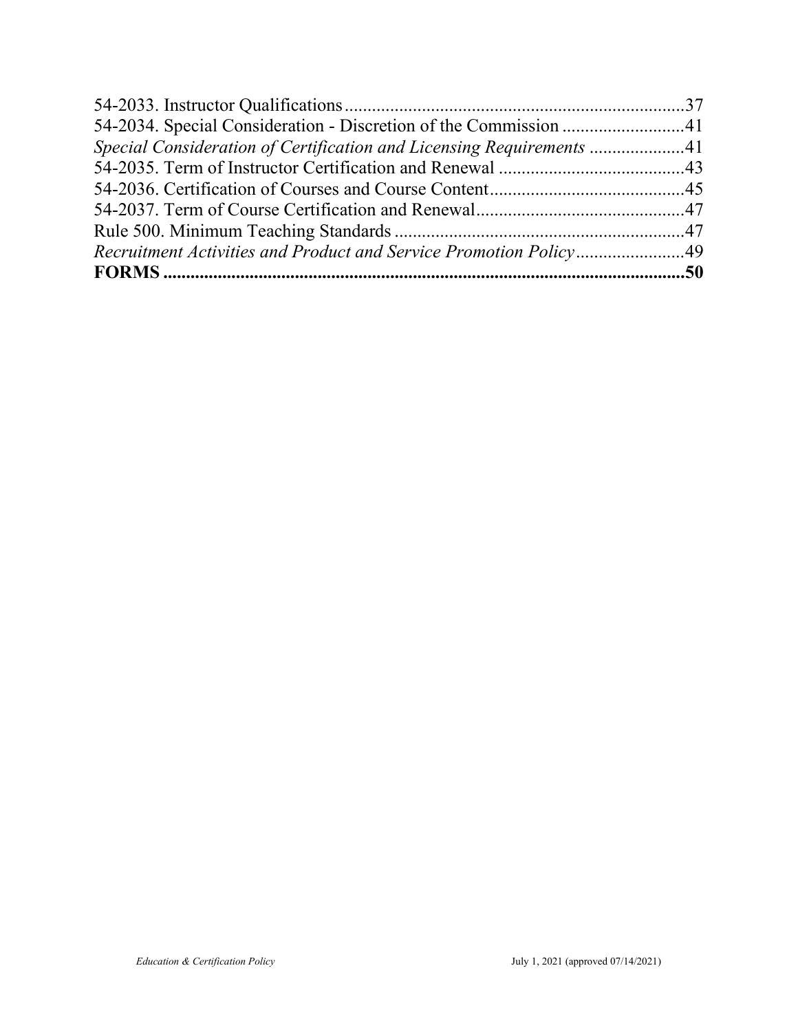54-2033. Instructor Qualifications ........................................................................ 37
54-2034. Special Consideration - Discretion of the Commission ........................... 41
*Special Consideration of Certification and Licensing Requirements* ..................... 41
54-2035. Term of Instructor Certification and Renewal ......................................... 43
54-2036. Certification of Courses and Course Content ........................................... 45
54-2037. Term of Course Certification and Renewal .............................................. 47
Rule 500. Minimum Teaching Standards ................................................................ 47
*Recruitment Activities and Product and Service Promotion Policy* ........................ 49
**FORMS ....................................................................................................................... 50**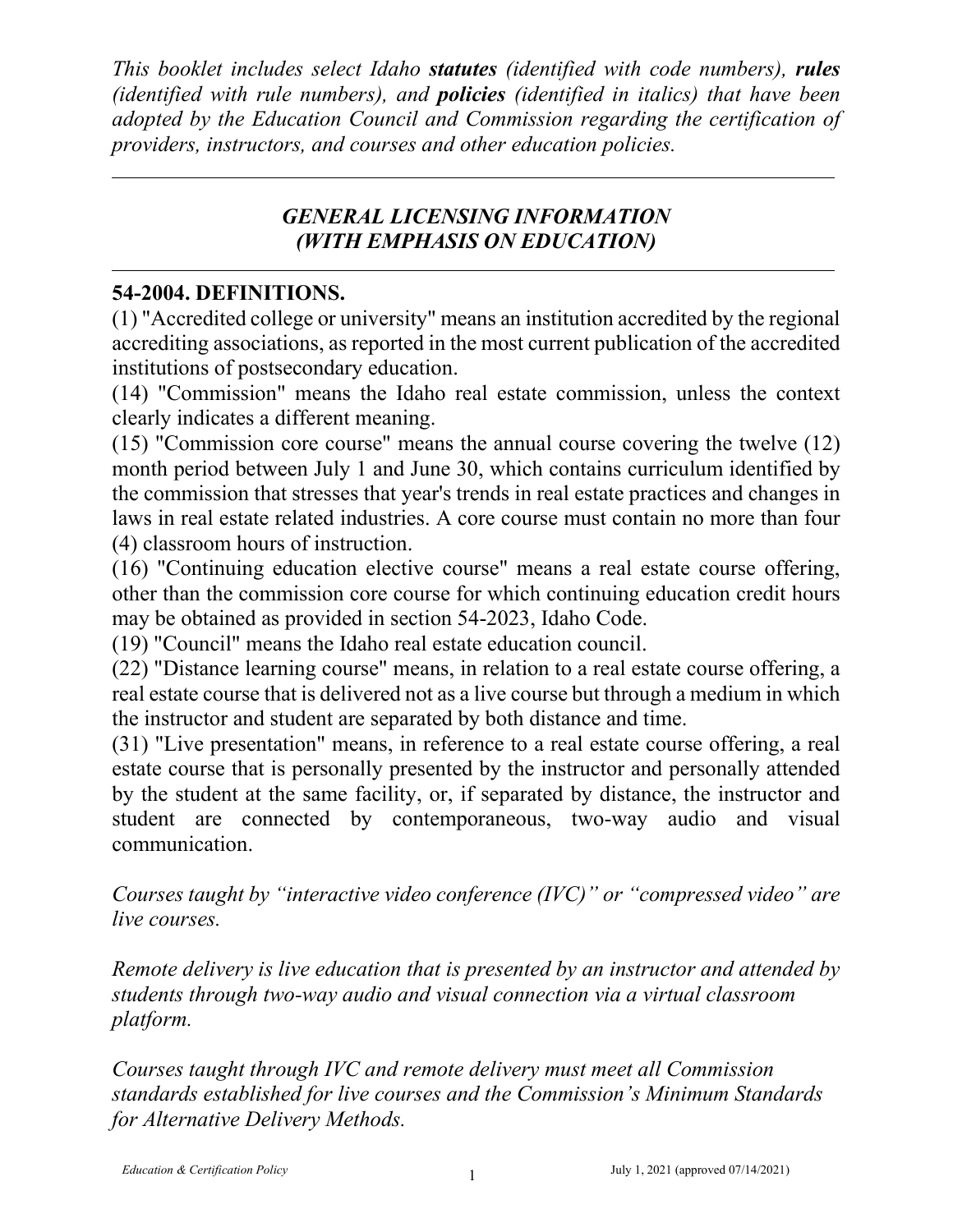*This booklet includes select Idaho* ***statutes*** *(identified with code numbers),* ***rules*** *(identified with rule numbers), and* ***policies*** *(identified in italics) that have been adopted by the Education Council and Commission regarding the certification of providers, instructors, and courses and other education policies.*

---

## *GENERAL LICENSING INFORMATION (WITH EMPHASIS ON EDUCATION)*

---

### 54-2004. DEFINITIONS.

(1) "Accredited college or university" means an institution accredited by the regional accrediting associations, as reported in the most current publication of the accredited institutions of postsecondary education.

(14) "Commission" means the Idaho real estate commission, unless the context clearly indicates a different meaning.

(15) "Commission core course" means the annual course covering the twelve (12) month period between July 1 and June 30, which contains curriculum identified by the commission that stresses that year's trends in real estate practices and changes in laws in real estate related industries. A core course must contain no more than four (4) classroom hours of instruction.

(16) "Continuing education elective course" means a real estate course offering, other than the commission core course for which continuing education credit hours may be obtained as provided in section 54-2023, Idaho Code.

(19) "Council" means the Idaho real estate education council.

(22) "Distance learning course" means, in relation to a real estate course offering, a real estate course that is delivered not as a live course but through a medium in which the instructor and student are separated by both distance and time.

(31) "Live presentation" means, in reference to a real estate course offering, a real estate course that is personally presented by the instructor and personally attended by the student at the same facility, or, if separated by distance, the instructor and student are connected by contemporaneous, two-way audio and visual communication.

*Courses taught by "interactive video conference (IVC)" or "compressed video" are live courses.*

*Remote delivery is live education that is presented by an instructor and attended by students through two-way audio and visual connection via a virtual classroom platform.*

*Courses taught through IVC and remote delivery must meet all Commission standards established for live courses and the Commission's Minimum Standards for Alternative Delivery Methods.*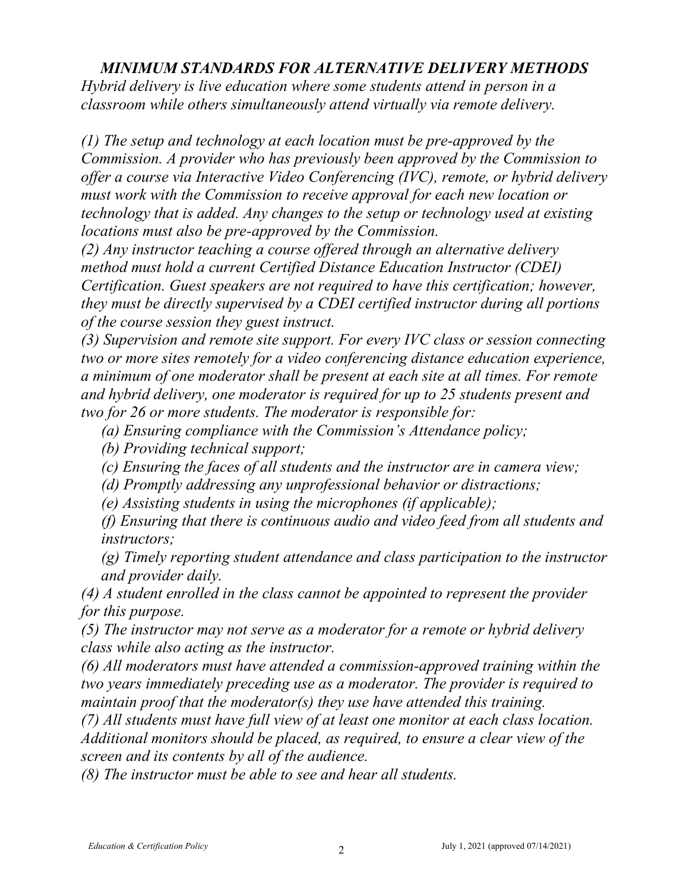## *MINIMUM STANDARDS FOR ALTERNATIVE DELIVERY METHODS*

*Hybrid delivery is live education where some students attend in person in a classroom while others simultaneously attend virtually via remote delivery.*

*(1) The setup and technology at each location must be pre-approved by the Commission. A provider who has previously been approved by the Commission to offer a course via Interactive Video Conferencing (IVC), remote, or hybrid delivery must work with the Commission to receive approval for each new location or technology that is added. Any changes to the setup or technology used at existing locations must also be pre-approved by the Commission.*

*(2) Any instructor teaching a course offered through an alternative delivery method must hold a current Certified Distance Education Instructor (CDEI) Certification. Guest speakers are not required to have this certification; however, they must be directly supervised by a CDEI certified instructor during all portions of the course session they guest instruct.*

*(3) Supervision and remote site support. For every IVC class or session connecting two or more sites remotely for a video conferencing distance education experience, a minimum of one moderator shall be present at each site at all times. For remote and hybrid delivery, one moderator is required for up to 25 students present and two for 26 or more students. The moderator is responsible for:*

- *(a) Ensuring compliance with the Commission's Attendance policy;*
- *(b) Providing technical support;*
- *(c) Ensuring the faces of all students and the instructor are in camera view;*
- *(d) Promptly addressing any unprofessional behavior or distractions;*
- *(e) Assisting students in using the microphones (if applicable);*
- *(f) Ensuring that there is continuous audio and video feed from all students and instructors;*
- *(g) Timely reporting student attendance and class participation to the instructor and provider daily.*

*(4) A student enrolled in the class cannot be appointed to represent the provider for this purpose.*

*(5) The instructor may not serve as a moderator for a remote or hybrid delivery class while also acting as the instructor.*

*(6) All moderators must have attended a commission-approved training within the two years immediately preceding use as a moderator. The provider is required to maintain proof that the moderator(s) they use have attended this training.*

*(7) All students must have full view of at least one monitor at each class location. Additional monitors should be placed, as required, to ensure a clear view of the screen and its contents by all of the audience.*

*(8) The instructor must be able to see and hear all students.*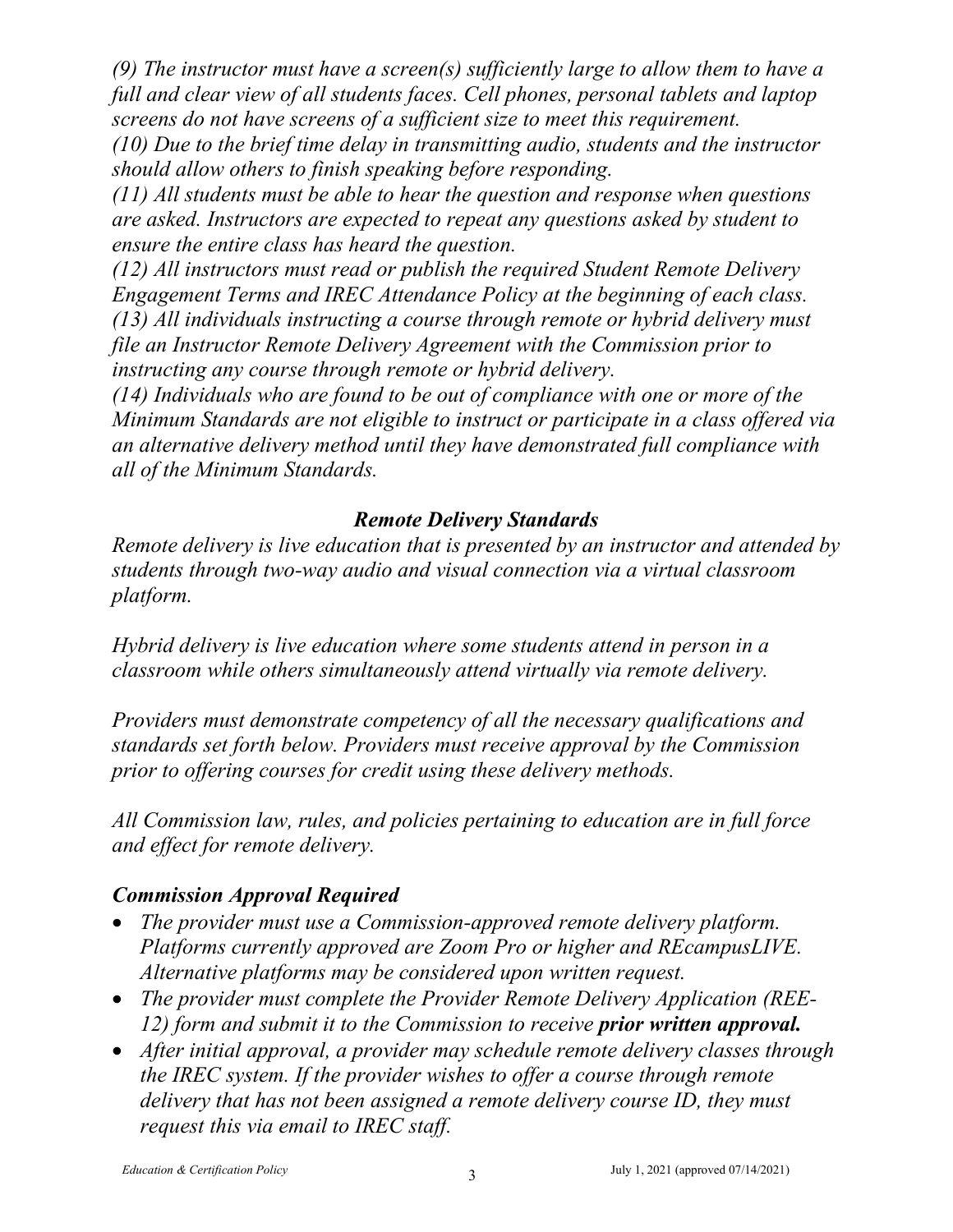*(9) The instructor must have a screen(s) sufficiently large to allow them to have a full and clear view of all students faces. Cell phones, personal tablets and laptop screens do not have screens of a sufficient size to meet this requirement.*
*(10) Due to the brief time delay in transmitting audio, students and the instructor should allow others to finish speaking before responding.*
*(11) All students must be able to hear the question and response when questions are asked. Instructors are expected to repeat any questions asked by student to ensure the entire class has heard the question.*
*(12) All instructors must read or publish the required Student Remote Delivery Engagement Terms and IREC Attendance Policy at the beginning of each class.*
*(13) All individuals instructing a course through remote or hybrid delivery must file an Instructor Remote Delivery Agreement with the Commission prior to instructing any course through remote or hybrid delivery.*
*(14) Individuals who are found to be out of compliance with one or more of the Minimum Standards are not eligible to instruct or participate in a class offered via an alternative delivery method until they have demonstrated full compliance with all of the Minimum Standards.*

## ***Remote Delivery Standards***

*Remote delivery is live education that is presented by an instructor and attended by students through two-way audio and visual connection via a virtual classroom platform.*

*Hybrid delivery is live education where some students attend in person in a classroom while others simultaneously attend virtually via remote delivery.*

*Providers must demonstrate competency of all the necessary qualifications and standards set forth below. Providers must receive approval by the Commission prior to offering courses for credit using these delivery methods.*

*All Commission law, rules, and policies pertaining to education are in full force and effect for remote delivery.*

### ***Commission Approval Required***

- *The provider must use a Commission-approved remote delivery platform. Platforms currently approved are Zoom Pro or higher and REcampusLIVE. Alternative platforms may be considered upon written request.*
- *The provider must complete the Provider Remote Delivery Application (REE-12) form and submit it to the Commission to receive **prior written approval.***
- *After initial approval, a provider may schedule remote delivery classes through the IREC system. If the provider wishes to offer a course through remote delivery that has not been assigned a remote delivery course ID, they must request this via email to IREC staff.*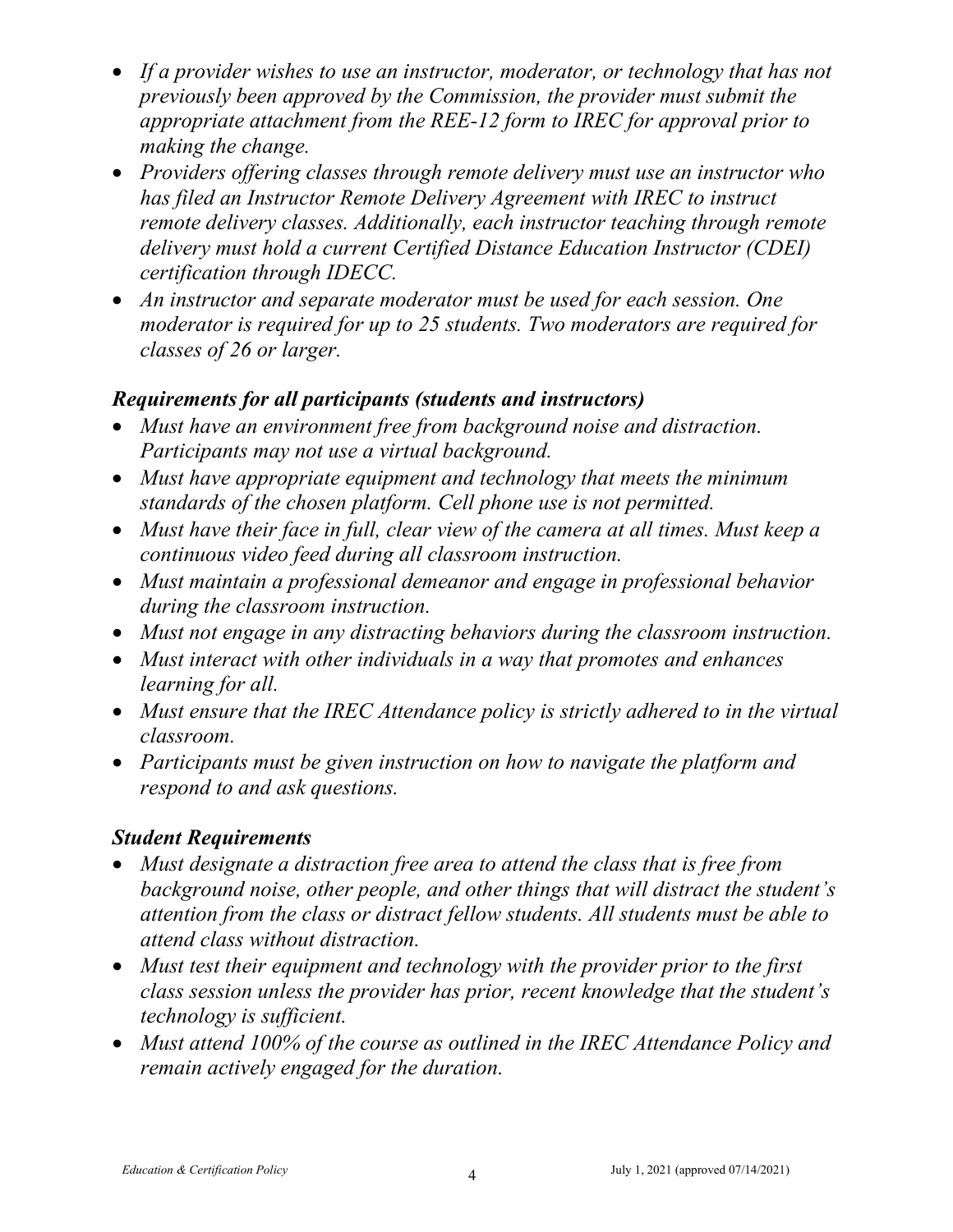- *If a provider wishes to use an instructor, moderator, or technology that has not previously been approved by the Commission, the provider must submit the appropriate attachment from the REE-12 form to IREC for approval prior to making the change.*
- *Providers offering classes through remote delivery must use an instructor who has filed an Instructor Remote Delivery Agreement with IREC to instruct remote delivery classes. Additionally, each instructor teaching through remote delivery must hold a current Certified Distance Education Instructor (CDEI) certification through IDECC.*
- *An instructor and separate moderator must be used for each session. One moderator is required for up to 25 students. Two moderators are required for classes of 26 or larger.*

### *Requirements for all participants (students and instructors)*

- *Must have an environment free from background noise and distraction. Participants may not use a virtual background.*
- *Must have appropriate equipment and technology that meets the minimum standards of the chosen platform. Cell phone use is not permitted.*
- *Must have their face in full, clear view of the camera at all times. Must keep a continuous video feed during all classroom instruction.*
- *Must maintain a professional demeanor and engage in professional behavior during the classroom instruction.*
- *Must not engage in any distracting behaviors during the classroom instruction.*
- *Must interact with other individuals in a way that promotes and enhances learning for all.*
- *Must ensure that the IREC Attendance policy is strictly adhered to in the virtual classroom.*
- *Participants must be given instruction on how to navigate the platform and respond to and ask questions.*

### *Student Requirements*

- *Must designate a distraction free area to attend the class that is free from background noise, other people, and other things that will distract the student's attention from the class or distract fellow students. All students must be able to attend class without distraction.*
- *Must test their equipment and technology with the provider prior to the first class session unless the provider has prior, recent knowledge that the student's technology is sufficient.*
- *Must attend 100% of the course as outlined in the IREC Attendance Policy and remain actively engaged for the duration.*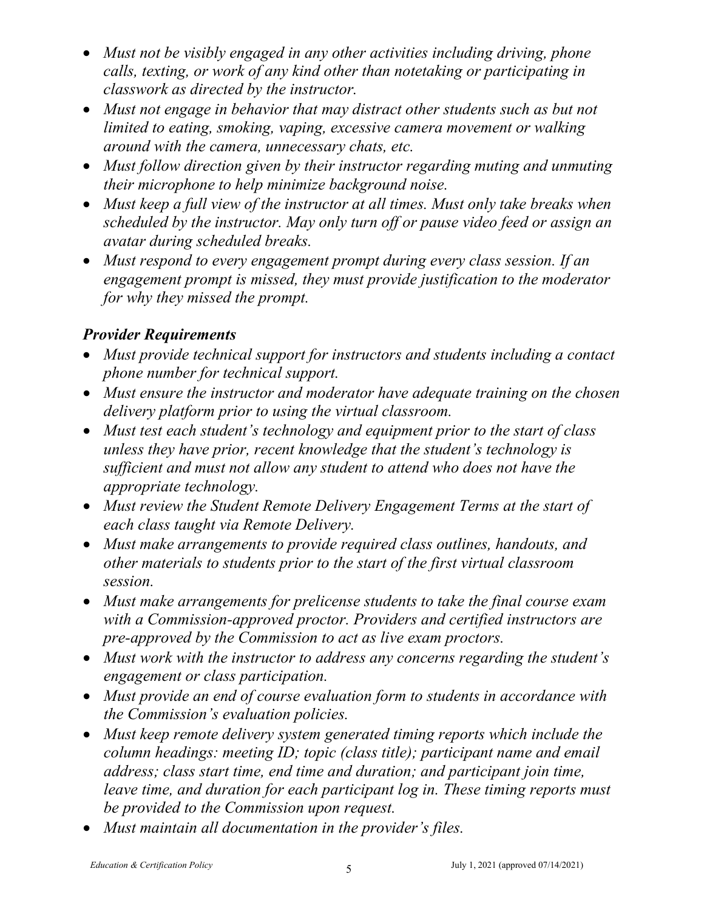- *Must not be visibly engaged in any other activities including driving, phone calls, texting, or work of any kind other than notetaking or participating in classwork as directed by the instructor.*
- *Must not engage in behavior that may distract other students such as but not limited to eating, smoking, vaping, excessive camera movement or walking around with the camera, unnecessary chats, etc.*
- *Must follow direction given by their instructor regarding muting and unmuting their microphone to help minimize background noise.*
- *Must keep a full view of the instructor at all times. Must only take breaks when scheduled by the instructor. May only turn off or pause video feed or assign an avatar during scheduled breaks.*
- *Must respond to every engagement prompt during every class session. If an engagement prompt is missed, they must provide justification to the moderator for why they missed the prompt.*

***Provider Requirements***

- *Must provide technical support for instructors and students including a contact phone number for technical support.*
- *Must ensure the instructor and moderator have adequate training on the chosen delivery platform prior to using the virtual classroom.*
- *Must test each student's technology and equipment prior to the start of class unless they have prior, recent knowledge that the student's technology is sufficient and must not allow any student to attend who does not have the appropriate technology.*
- *Must review the Student Remote Delivery Engagement Terms at the start of each class taught via Remote Delivery.*
- *Must make arrangements to provide required class outlines, handouts, and other materials to students prior to the start of the first virtual classroom session.*
- *Must make arrangements for prelicense students to take the final course exam with a Commission-approved proctor. Providers and certified instructors are pre-approved by the Commission to act as live exam proctors.*
- *Must work with the instructor to address any concerns regarding the student's engagement or class participation.*
- *Must provide an end of course evaluation form to students in accordance with the Commission's evaluation policies.*
- *Must keep remote delivery system generated timing reports which include the column headings: meeting ID; topic (class title); participant name and email address; class start time, end time and duration; and participant join time, leave time, and duration for each participant log in. These timing reports must be provided to the Commission upon request.*
- *Must maintain all documentation in the provider's files.*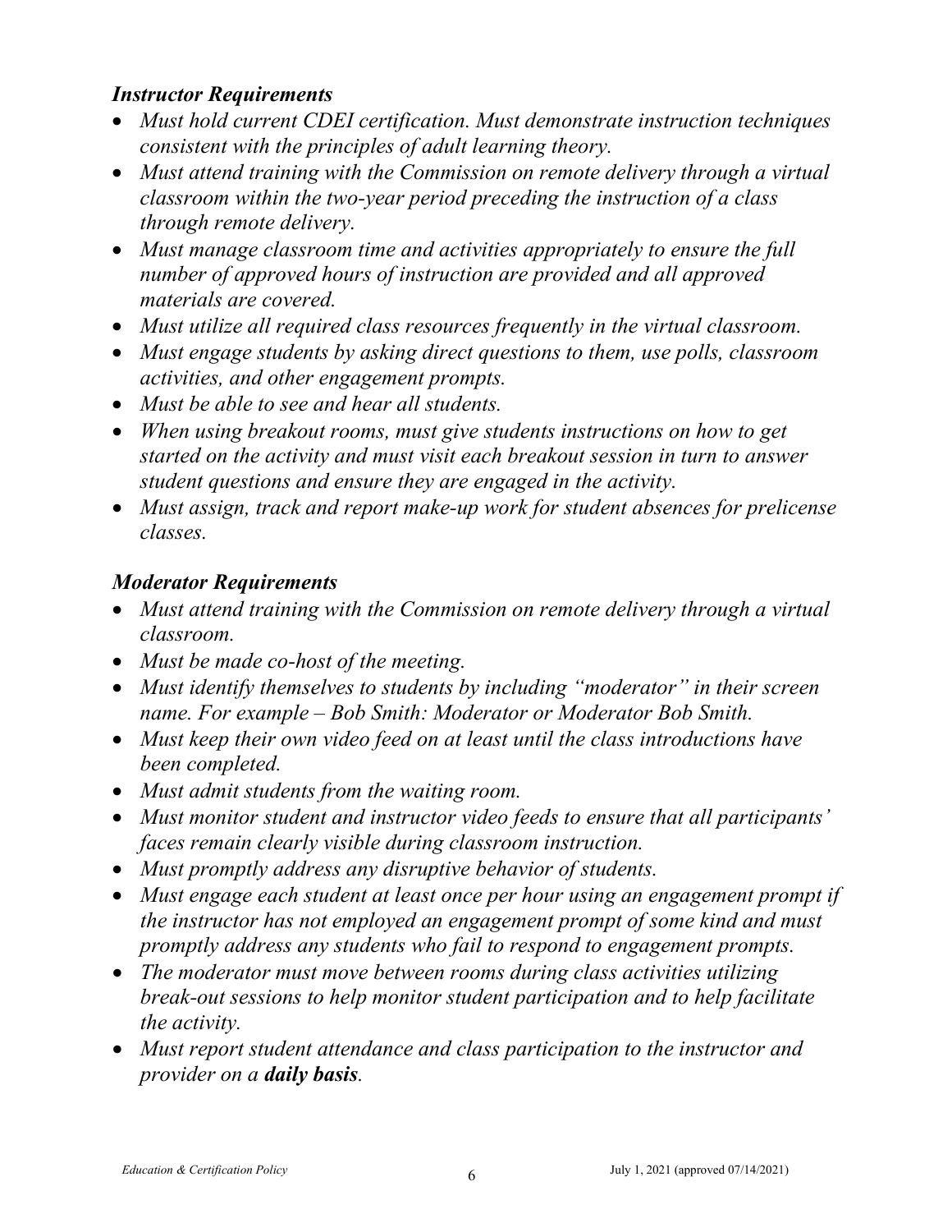### *Instructor Requirements*

- *Must hold current CDEI certification. Must demonstrate instruction techniques consistent with the principles of adult learning theory.*
- *Must attend training with the Commission on remote delivery through a virtual classroom within the two-year period preceding the instruction of a class through remote delivery.*
- *Must manage classroom time and activities appropriately to ensure the full number of approved hours of instruction are provided and all approved materials are covered.*
- *Must utilize all required class resources frequently in the virtual classroom.*
- *Must engage students by asking direct questions to them, use polls, classroom activities, and other engagement prompts.*
- *Must be able to see and hear all students.*
- *When using breakout rooms, must give students instructions on how to get started on the activity and must visit each breakout session in turn to answer student questions and ensure they are engaged in the activity.*
- *Must assign, track and report make-up work for student absences for prelicense classes.*

### *Moderator Requirements*

- *Must attend training with the Commission on remote delivery through a virtual classroom.*
- *Must be made co-host of the meeting.*
- *Must identify themselves to students by including "moderator" in their screen name. For example – Bob Smith: Moderator or Moderator Bob Smith.*
- *Must keep their own video feed on at least until the class introductions have been completed.*
- *Must admit students from the waiting room.*
- *Must monitor student and instructor video feeds to ensure that all participants' faces remain clearly visible during classroom instruction.*
- *Must promptly address any disruptive behavior of students.*
- *Must engage each student at least once per hour using an engagement prompt if the instructor has not employed an engagement prompt of some kind and must promptly address any students who fail to respond to engagement prompts.*
- *The moderator must move between rooms during class activities utilizing break-out sessions to help monitor student participation and to help facilitate the activity.*
- *Must report student attendance and class participation to the instructor and provider on a **daily basis**.*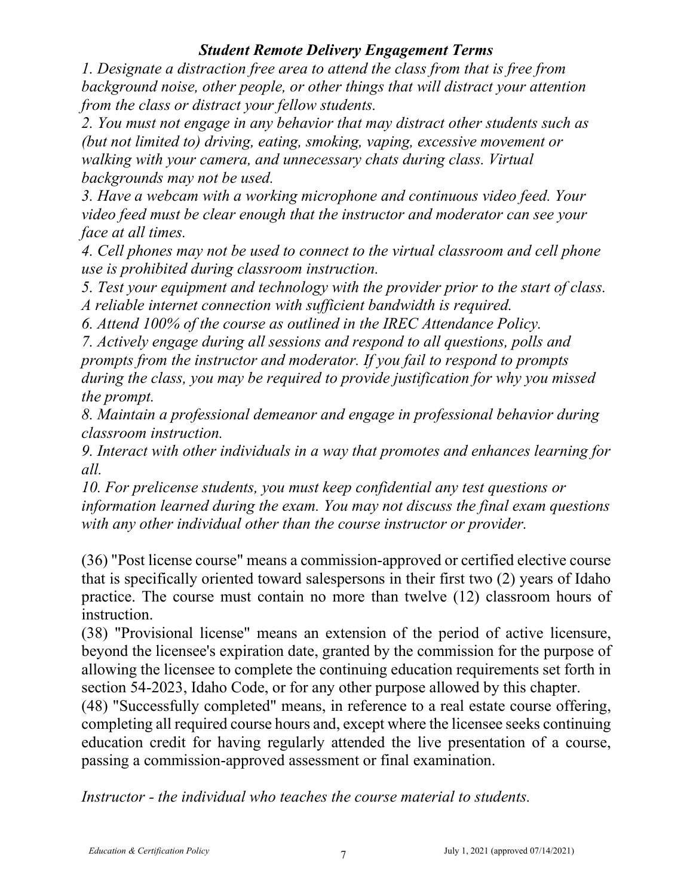***Student Remote Delivery Engagement Terms***

*1. Designate a distraction free area to attend the class from that is free from background noise, other people, or other things that will distract your attention from the class or distract your fellow students.*

*2. You must not engage in any behavior that may distract other students such as (but not limited to) driving, eating, smoking, vaping, excessive movement or walking with your camera, and unnecessary chats during class. Virtual backgrounds may not be used.*

*3. Have a webcam with a working microphone and continuous video feed. Your video feed must be clear enough that the instructor and moderator can see your face at all times.*

*4. Cell phones may not be used to connect to the virtual classroom and cell phone use is prohibited during classroom instruction.*

*5. Test your equipment and technology with the provider prior to the start of class. A reliable internet connection with sufficient bandwidth is required.*

*6. Attend 100% of the course as outlined in the IREC Attendance Policy.*

*7. Actively engage during all sessions and respond to all questions, polls and prompts from the instructor and moderator. If you fail to respond to prompts during the class, you may be required to provide justification for why you missed the prompt.*

*8. Maintain a professional demeanor and engage in professional behavior during classroom instruction.*

*9. Interact with other individuals in a way that promotes and enhances learning for all.*

*10. For prelicense students, you must keep confidential any test questions or information learned during the exam. You may not discuss the final exam questions with any other individual other than the course instructor or provider.*

(36) "Post license course" means a commission-approved or certified elective course that is specifically oriented toward salespersons in their first two (2) years of Idaho practice. The course must contain no more than twelve (12) classroom hours of instruction.

(38) "Provisional license" means an extension of the period of active licensure, beyond the licensee's expiration date, granted by the commission for the purpose of allowing the licensee to complete the continuing education requirements set forth in section 54-2023, Idaho Code, or for any other purpose allowed by this chapter.

(48) "Successfully completed" means, in reference to a real estate course offering, completing all required course hours and, except where the licensee seeks continuing education credit for having regularly attended the live presentation of a course, passing a commission-approved assessment or final examination.

*Instructor - the individual who teaches the course material to students.*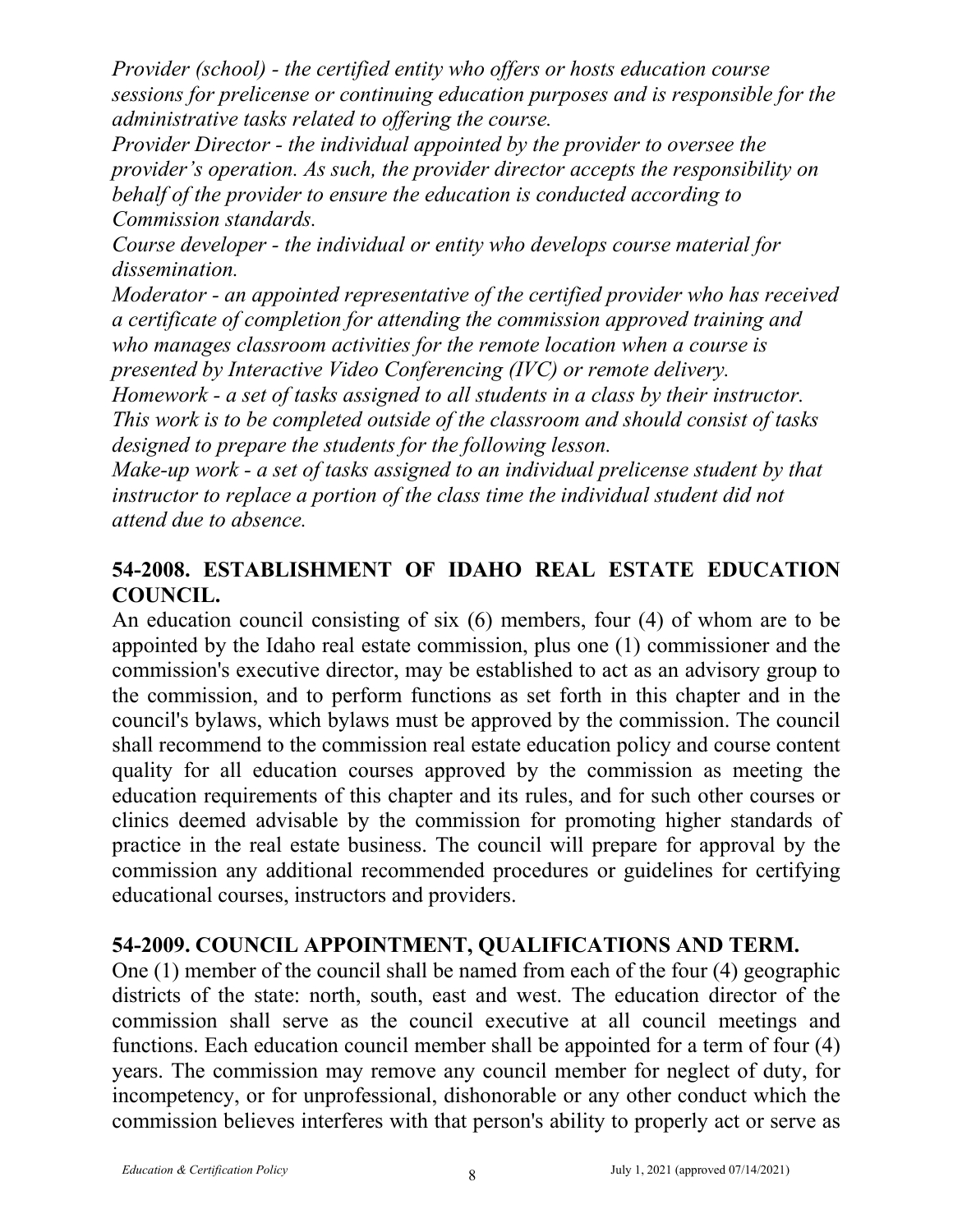*Provider (school) - the certified entity who offers or hosts education course sessions for prelicense or continuing education purposes and is responsible for the administrative tasks related to offering the course.*

*Provider Director - the individual appointed by the provider to oversee the provider's operation. As such, the provider director accepts the responsibility on behalf of the provider to ensure the education is conducted according to Commission standards.*

*Course developer - the individual or entity who develops course material for dissemination.*

*Moderator - an appointed representative of the certified provider who has received a certificate of completion for attending the commission approved training and who manages classroom activities for the remote location when a course is presented by Interactive Video Conferencing (IVC) or remote delivery.*

*Homework - a set of tasks assigned to all students in a class by their instructor. This work is to be completed outside of the classroom and should consist of tasks designed to prepare the students for the following lesson.*

*Make-up work - a set of tasks assigned to an individual prelicense student by that instructor to replace a portion of the class time the individual student did not attend due to absence.*

## 54-2008. ESTABLISHMENT OF IDAHO REAL ESTATE EDUCATION COUNCIL.

An education council consisting of six (6) members, four (4) of whom are to be appointed by the Idaho real estate commission, plus one (1) commissioner and the commission's executive director, may be established to act as an advisory group to the commission, and to perform functions as set forth in this chapter and in the council's bylaws, which bylaws must be approved by the commission. The council shall recommend to the commission real estate education policy and course content quality for all education courses approved by the commission as meeting the education requirements of this chapter and its rules, and for such other courses or clinics deemed advisable by the commission for promoting higher standards of practice in the real estate business. The council will prepare for approval by the commission any additional recommended procedures or guidelines for certifying educational courses, instructors and providers.

## 54-2009. COUNCIL APPOINTMENT, QUALIFICATIONS AND TERM.

One (1) member of the council shall be named from each of the four (4) geographic districts of the state: north, south, east and west. The education director of the commission shall serve as the council executive at all council meetings and functions. Each education council member shall be appointed for a term of four (4) years. The commission may remove any council member for neglect of duty, for incompetency, or for unprofessional, dishonorable or any other conduct which the commission believes interferes with that person's ability to properly act or serve as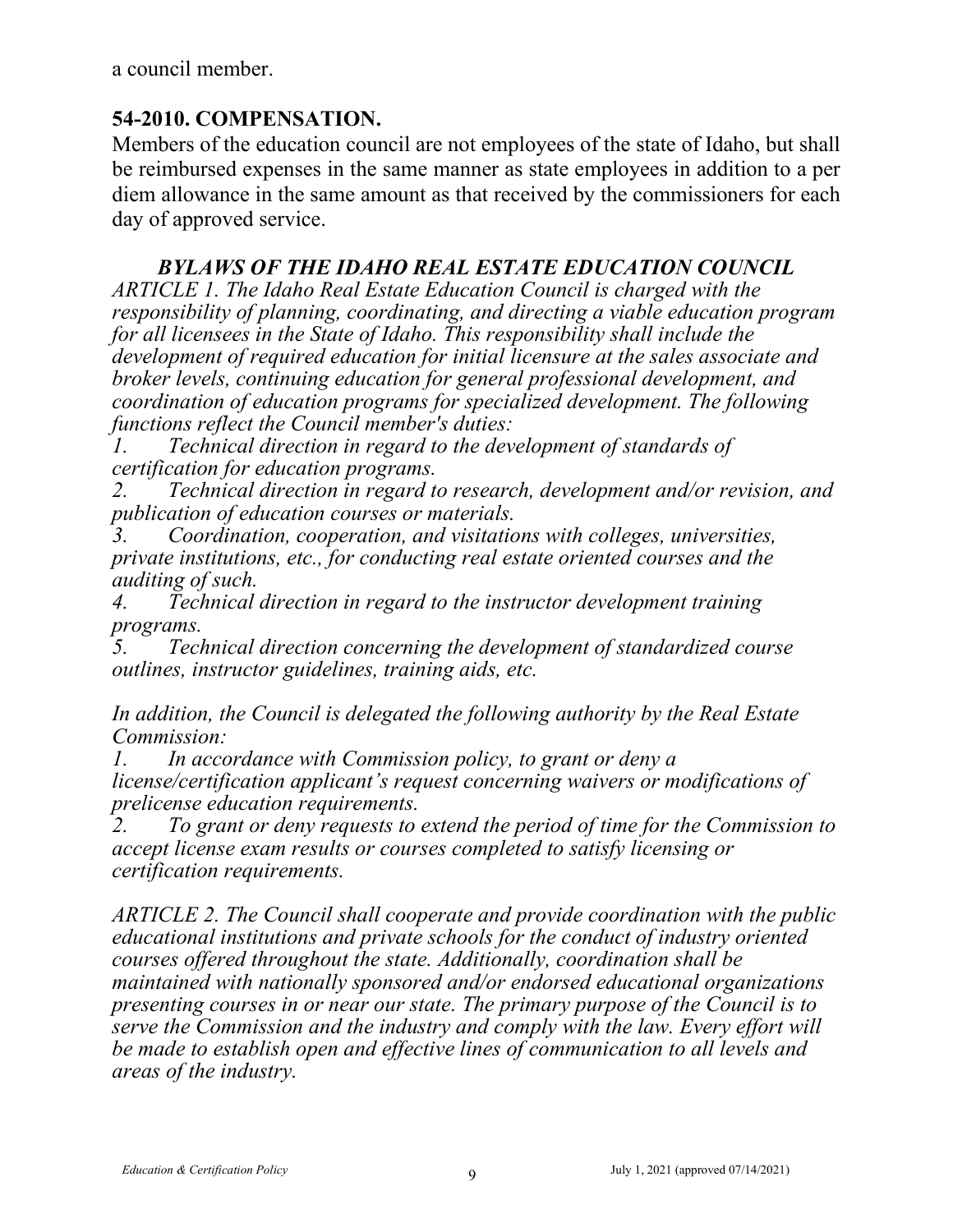a council member.

## 54-2010. COMPENSATION.

Members of the education council are not employees of the state of Idaho, but shall be reimbursed expenses in the same manner as state employees in addition to a per diem allowance in the same amount as that received by the commissioners for each day of approved service.

## *BYLAWS OF THE IDAHO REAL ESTATE EDUCATION COUNCIL*

*ARTICLE 1. The Idaho Real Estate Education Council is charged with the responsibility of planning, coordinating, and directing a viable education program for all licensees in the State of Idaho. This responsibility shall include the development of required education for initial licensure at the sales associate and broker levels, continuing education for general professional development, and coordination of education programs for specialized development. The following functions reflect the Council member's duties:*

1. *Technical direction in regard to the development of standards of certification for education programs.*
2. *Technical direction in regard to research, development and/or revision, and publication of education courses or materials.*
3. *Coordination, cooperation, and visitations with colleges, universities, private institutions, etc., for conducting real estate oriented courses and the auditing of such.*
4. *Technical direction in regard to the instructor development training programs.*
5. *Technical direction concerning the development of standardized course outlines, instructor guidelines, training aids, etc.*

*In addition, the Council is delegated the following authority by the Real Estate Commission:*

1. *In accordance with Commission policy, to grant or deny a license/certification applicant's request concerning waivers or modifications of prelicense education requirements.*
2. *To grant or deny requests to extend the period of time for the Commission to accept license exam results or courses completed to satisfy licensing or certification requirements.*

*ARTICLE 2. The Council shall cooperate and provide coordination with the public educational institutions and private schools for the conduct of industry oriented courses offered throughout the state. Additionally, coordination shall be maintained with nationally sponsored and/or endorsed educational organizations presenting courses in or near our state. The primary purpose of the Council is to serve the Commission and the industry and comply with the law. Every effort will be made to establish open and effective lines of communication to all levels and areas of the industry.*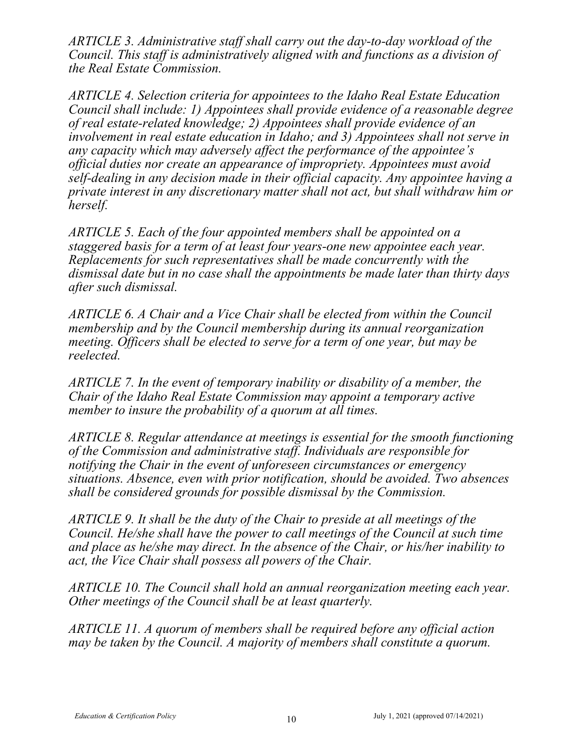*ARTICLE 3. Administrative staff shall carry out the day-to-day workload of the Council. This staff is administratively aligned with and functions as a division of the Real Estate Commission.*

*ARTICLE 4. Selection criteria for appointees to the Idaho Real Estate Education Council shall include: 1) Appointees shall provide evidence of a reasonable degree of real estate-related knowledge; 2) Appointees shall provide evidence of an involvement in real estate education in Idaho; and 3) Appointees shall not serve in any capacity which may adversely affect the performance of the appointee's official duties nor create an appearance of impropriety. Appointees must avoid self-dealing in any decision made in their official capacity. Any appointee having a private interest in any discretionary matter shall not act, but shall withdraw him or herself.*

*ARTICLE 5. Each of the four appointed members shall be appointed on a staggered basis for a term of at least four years-one new appointee each year. Replacements for such representatives shall be made concurrently with the dismissal date but in no case shall the appointments be made later than thirty days after such dismissal.*

*ARTICLE 6. A Chair and a Vice Chair shall be elected from within the Council membership and by the Council membership during its annual reorganization meeting. Officers shall be elected to serve for a term of one year, but may be reelected.*

*ARTICLE 7. In the event of temporary inability or disability of a member, the Chair of the Idaho Real Estate Commission may appoint a temporary active member to insure the probability of a quorum at all times.*

*ARTICLE 8. Regular attendance at meetings is essential for the smooth functioning of the Commission and administrative staff. Individuals are responsible for notifying the Chair in the event of unforeseen circumstances or emergency situations. Absence, even with prior notification, should be avoided. Two absences shall be considered grounds for possible dismissal by the Commission.*

*ARTICLE 9. It shall be the duty of the Chair to preside at all meetings of the Council. He/she shall have the power to call meetings of the Council at such time and place as he/she may direct. In the absence of the Chair, or his/her inability to act, the Vice Chair shall possess all powers of the Chair.*

*ARTICLE 10. The Council shall hold an annual reorganization meeting each year. Other meetings of the Council shall be at least quarterly.*

*ARTICLE 11. A quorum of members shall be required before any official action may be taken by the Council. A majority of members shall constitute a quorum.*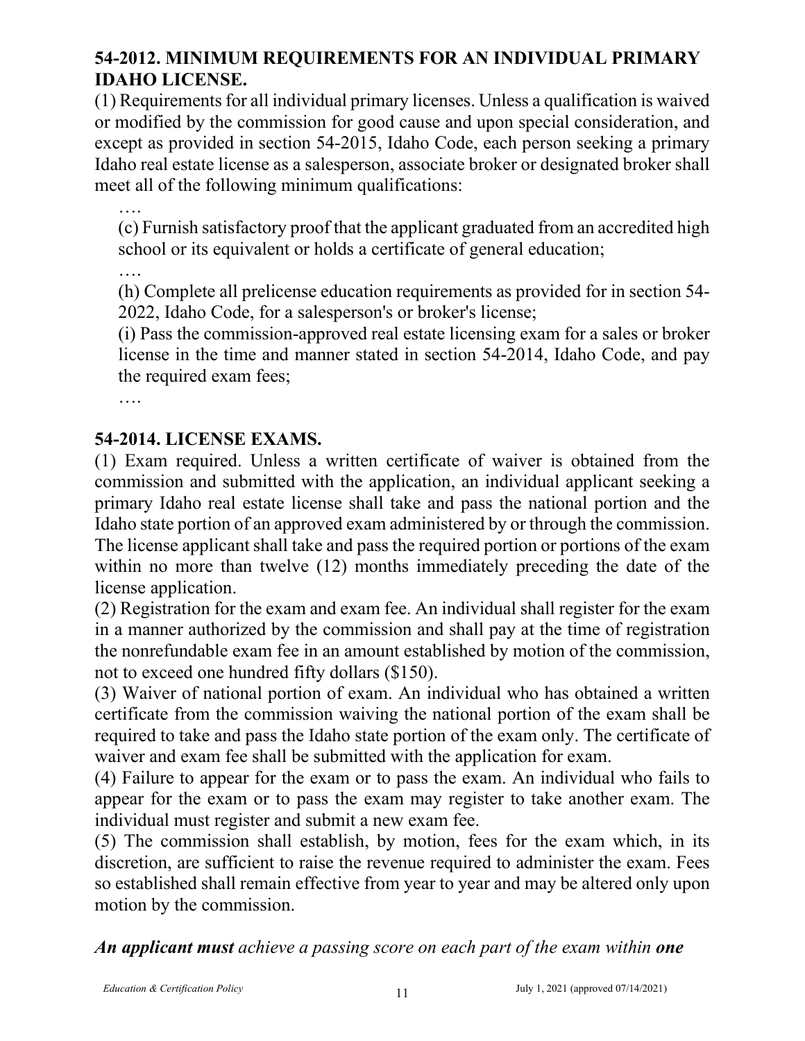### 54-2012. MINIMUM REQUIREMENTS FOR AN INDIVIDUAL PRIMARY IDAHO LICENSE.

(1) Requirements for all individual primary licenses. Unless a qualification is waived or modified by the commission for good cause and upon special consideration, and except as provided in section 54-2015, Idaho Code, each person seeking a primary Idaho real estate license as a salesperson, associate broker or designated broker shall meet all of the following minimum qualifications:

….

(c) Furnish satisfactory proof that the applicant graduated from an accredited high school or its equivalent or holds a certificate of general education;

….

(h) Complete all prelicense education requirements as provided for in section 54-2022, Idaho Code, for a salesperson's or broker's license;

(i) Pass the commission-approved real estate licensing exam for a sales or broker license in the time and manner stated in section 54-2014, Idaho Code, and pay the required exam fees;

….

### 54-2014. LICENSE EXAMS.

(1) Exam required. Unless a written certificate of waiver is obtained from the commission and submitted with the application, an individual applicant seeking a primary Idaho real estate license shall take and pass the national portion and the Idaho state portion of an approved exam administered by or through the commission. The license applicant shall take and pass the required portion or portions of the exam within no more than twelve (12) months immediately preceding the date of the license application.

(2) Registration for the exam and exam fee. An individual shall register for the exam in a manner authorized by the commission and shall pay at the time of registration the nonrefundable exam fee in an amount established by motion of the commission, not to exceed one hundred fifty dollars ($150).

(3) Waiver of national portion of exam. An individual who has obtained a written certificate from the commission waiving the national portion of the exam shall be required to take and pass the Idaho state portion of the exam only. The certificate of waiver and exam fee shall be submitted with the application for exam.

(4) Failure to appear for the exam or to pass the exam. An individual who fails to appear for the exam or to pass the exam may register to take another exam. The individual must register and submit a new exam fee.

(5) The commission shall establish, by motion, fees for the exam which, in its discretion, are sufficient to raise the revenue required to administer the exam. Fees so established shall remain effective from year to year and may be altered only upon motion by the commission.

***An applicant must*** *achieve a passing score on each part of the exam within* ***one***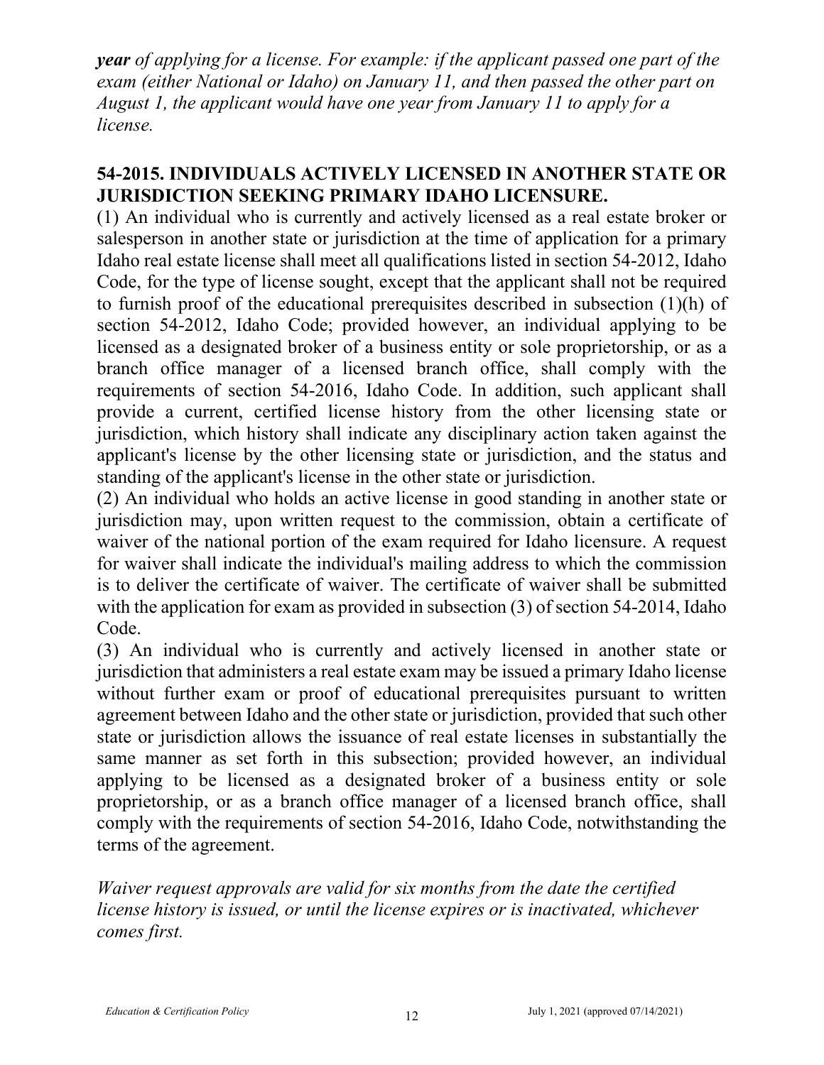***year*** *of applying for a license. For example: if the applicant passed one part of the exam (either National or Idaho) on January 11, and then passed the other part on August 1, the applicant would have one year from January 11 to apply for a license.*

## 54-2015. INDIVIDUALS ACTIVELY LICENSED IN ANOTHER STATE OR JURISDICTION SEEKING PRIMARY IDAHO LICENSURE.

(1) An individual who is currently and actively licensed as a real estate broker or salesperson in another state or jurisdiction at the time of application for a primary Idaho real estate license shall meet all qualifications listed in section 54-2012, Idaho Code, for the type of license sought, except that the applicant shall not be required to furnish proof of the educational prerequisites described in subsection (1)(h) of section 54-2012, Idaho Code; provided however, an individual applying to be licensed as a designated broker of a business entity or sole proprietorship, or as a branch office manager of a licensed branch office, shall comply with the requirements of section 54-2016, Idaho Code. In addition, such applicant shall provide a current, certified license history from the other licensing state or jurisdiction, which history shall indicate any disciplinary action taken against the applicant's license by the other licensing state or jurisdiction, and the status and standing of the applicant's license in the other state or jurisdiction.

(2) An individual who holds an active license in good standing in another state or jurisdiction may, upon written request to the commission, obtain a certificate of waiver of the national portion of the exam required for Idaho licensure. A request for waiver shall indicate the individual's mailing address to which the commission is to deliver the certificate of waiver. The certificate of waiver shall be submitted with the application for exam as provided in subsection (3) of section 54-2014, Idaho Code.

(3) An individual who is currently and actively licensed in another state or jurisdiction that administers a real estate exam may be issued a primary Idaho license without further exam or proof of educational prerequisites pursuant to written agreement between Idaho and the other state or jurisdiction, provided that such other state or jurisdiction allows the issuance of real estate licenses in substantially the same manner as set forth in this subsection; provided however, an individual applying to be licensed as a designated broker of a business entity or sole proprietorship, or as a branch office manager of a licensed branch office, shall comply with the requirements of section 54-2016, Idaho Code, notwithstanding the terms of the agreement.

*Waiver request approvals are valid for six months from the date the certified license history is issued, or until the license expires or is inactivated, whichever comes first.*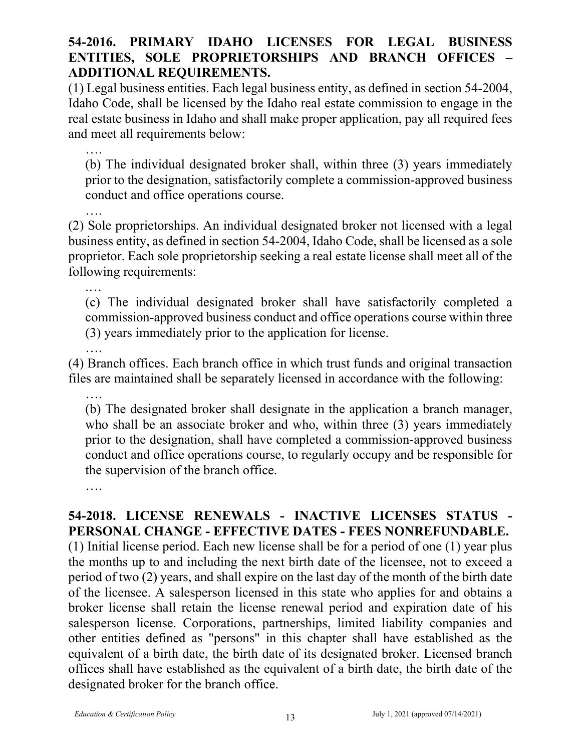**54-2016. PRIMARY IDAHO LICENSES FOR LEGAL BUSINESS ENTITIES, SOLE PROPRIETORSHIPS AND BRANCH OFFICES – ADDITIONAL REQUIREMENTS.**

(1) Legal business entities. Each legal business entity, as defined in section 54-2004, Idaho Code, shall be licensed by the Idaho real estate commission to engage in the real estate business in Idaho and shall make proper application, pay all required fees and meet all requirements below:

….

(b) The individual designated broker shall, within three (3) years immediately prior to the designation, satisfactorily complete a commission-approved business conduct and office operations course.

….

(2) Sole proprietorships. An individual designated broker not licensed with a legal business entity, as defined in section 54-2004, Idaho Code, shall be licensed as a sole proprietor. Each sole proprietorship seeking a real estate license shall meet all of the following requirements:

….

(c) The individual designated broker shall have satisfactorily completed a commission-approved business conduct and office operations course within three (3) years immediately prior to the application for license.

….

(4) Branch offices. Each branch office in which trust funds and original transaction files are maintained shall be separately licensed in accordance with the following:

….

(b) The designated broker shall designate in the application a branch manager, who shall be an associate broker and who, within three (3) years immediately prior to the designation, shall have completed a commission-approved business conduct and office operations course, to regularly occupy and be responsible for the supervision of the branch office.

….

**54-2018. LICENSE RENEWALS - INACTIVE LICENSES STATUS - PERSONAL CHANGE - EFFECTIVE DATES - FEES NONREFUNDABLE.**

(1) Initial license period. Each new license shall be for a period of one (1) year plus the months up to and including the next birth date of the licensee, not to exceed a period of two (2) years, and shall expire on the last day of the month of the birth date of the licensee. A salesperson licensed in this state who applies for and obtains a broker license shall retain the license renewal period and expiration date of his salesperson license. Corporations, partnerships, limited liability companies and other entities defined as "persons" in this chapter shall have established as the equivalent of a birth date, the birth date of its designated broker. Licensed branch offices shall have established as the equivalent of a birth date, the birth date of the designated broker for the branch office.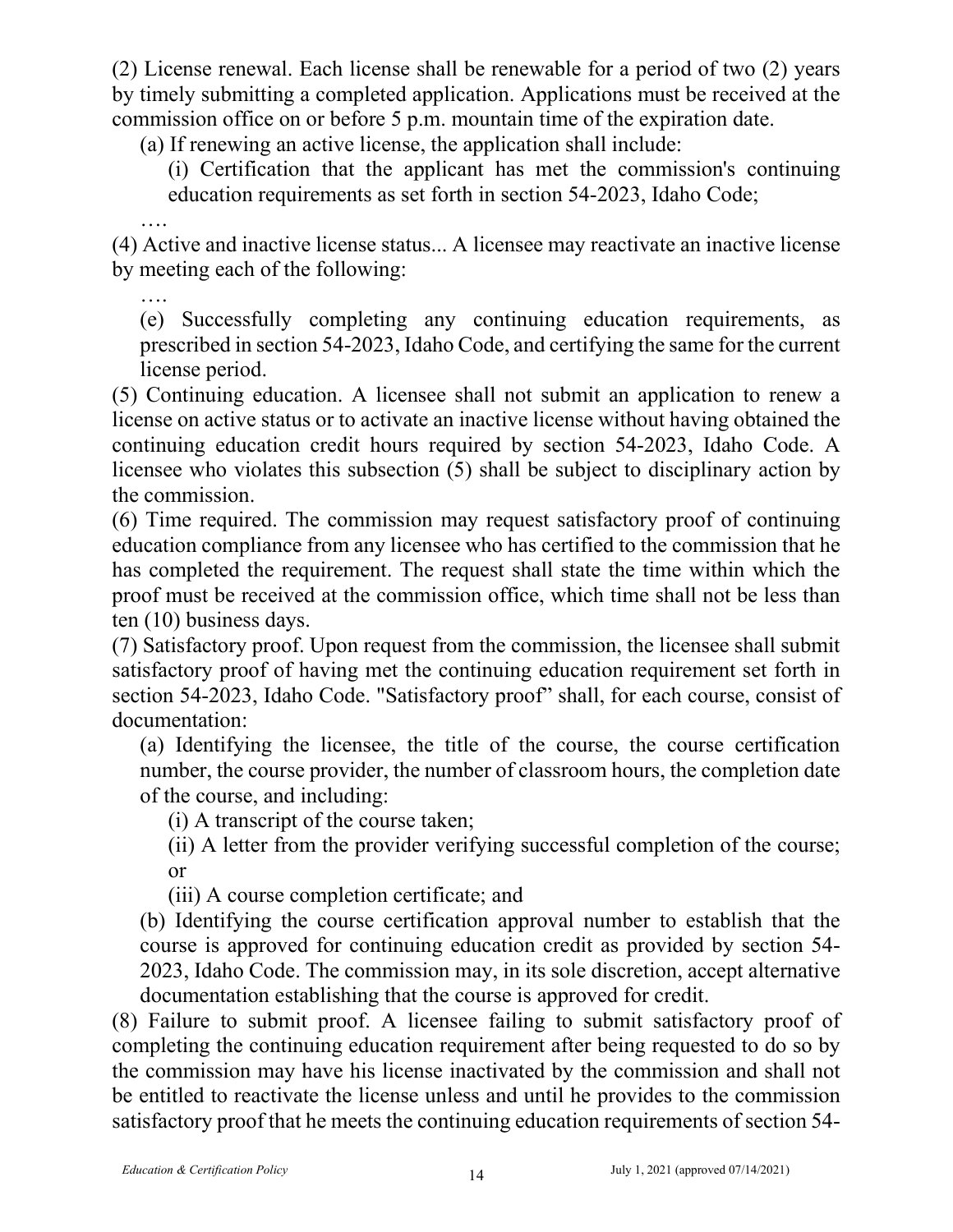(2) License renewal. Each license shall be renewable for a period of two (2) years by timely submitting a completed application. Applications must be received at the commission office on or before 5 p.m. mountain time of the expiration date.

(a) If renewing an active license, the application shall include:

(i) Certification that the applicant has met the commission's continuing education requirements as set forth in section 54-2023, Idaho Code;

….

(4) Active and inactive license status... A licensee may reactivate an inactive license by meeting each of the following:

….

(e) Successfully completing any continuing education requirements, as prescribed in section 54-2023, Idaho Code, and certifying the same for the current license period.

(5) Continuing education. A licensee shall not submit an application to renew a license on active status or to activate an inactive license without having obtained the continuing education credit hours required by section 54-2023, Idaho Code. A licensee who violates this subsection (5) shall be subject to disciplinary action by the commission.

(6) Time required. The commission may request satisfactory proof of continuing education compliance from any licensee who has certified to the commission that he has completed the requirement. The request shall state the time within which the proof must be received at the commission office, which time shall not be less than ten (10) business days.

(7) Satisfactory proof. Upon request from the commission, the licensee shall submit satisfactory proof of having met the continuing education requirement set forth in section 54-2023, Idaho Code. "Satisfactory proof" shall, for each course, consist of documentation:

(a) Identifying the licensee, the title of the course, the course certification number, the course provider, the number of classroom hours, the completion date of the course, and including:

(i) A transcript of the course taken;

(ii) A letter from the provider verifying successful completion of the course; or

(iii) A course completion certificate; and

(b) Identifying the course certification approval number to establish that the course is approved for continuing education credit as provided by section 54-2023, Idaho Code. The commission may, in its sole discretion, accept alternative documentation establishing that the course is approved for credit.

(8) Failure to submit proof. A licensee failing to submit satisfactory proof of completing the continuing education requirement after being requested to do so by the commission may have his license inactivated by the commission and shall not be entitled to reactivate the license unless and until he provides to the commission satisfactory proof that he meets the continuing education requirements of section 54-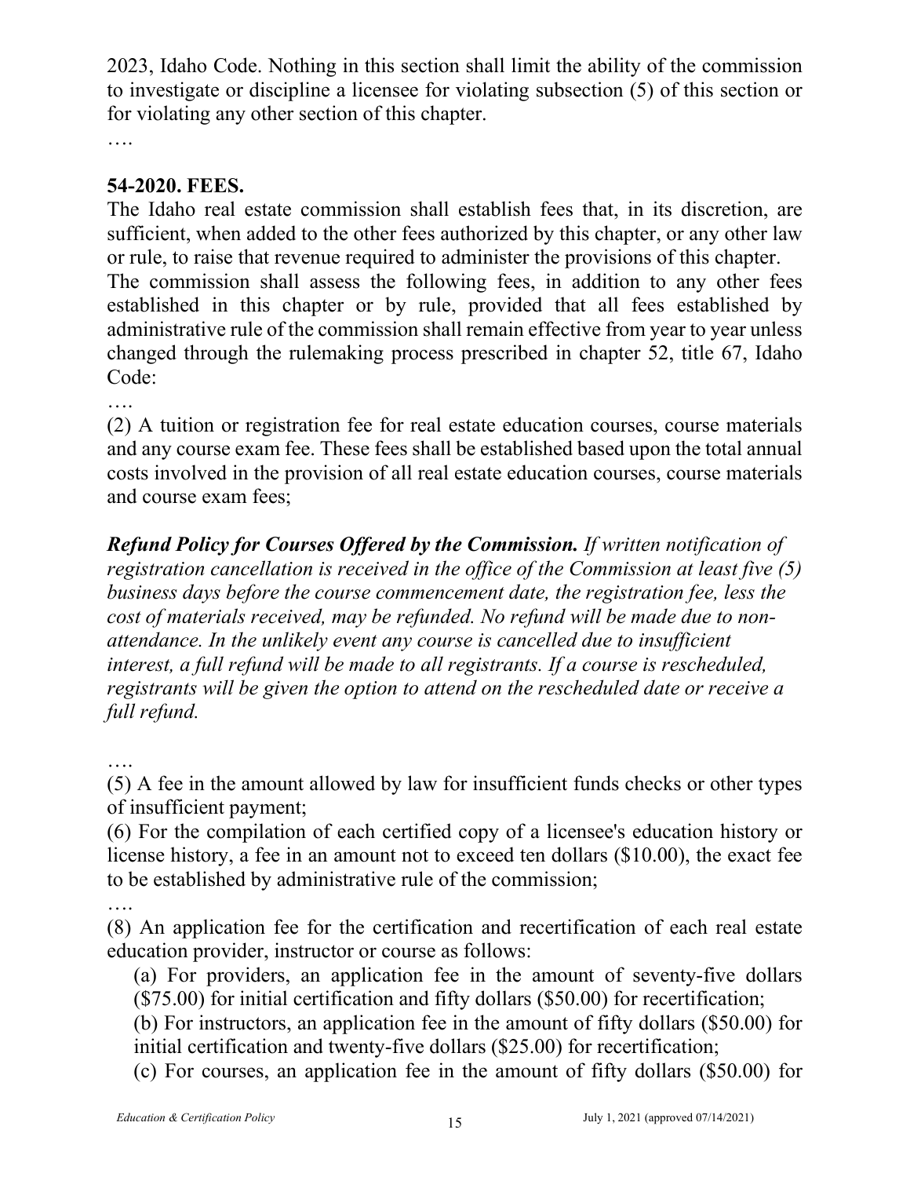2023, Idaho Code. Nothing in this section shall limit the ability of the commission to investigate or discipline a licensee for violating subsection (5) of this section or for violating any other section of this chapter.

….

**54-2020. FEES.**

The Idaho real estate commission shall establish fees that, in its discretion, are sufficient, when added to the other fees authorized by this chapter, or any other law or rule, to raise that revenue required to administer the provisions of this chapter.

The commission shall assess the following fees, in addition to any other fees established in this chapter or by rule, provided that all fees established by administrative rule of the commission shall remain effective from year to year unless changed through the rulemaking process prescribed in chapter 52, title 67, Idaho Code:

….

(2) A tuition or registration fee for real estate education courses, course materials and any course exam fee. These fees shall be established based upon the total annual costs involved in the provision of all real estate education courses, course materials and course exam fees;

***Refund Policy for Courses Offered by the Commission.*** *If written notification of registration cancellation is received in the office of the Commission at least five (5) business days before the course commencement date, the registration fee, less the cost of materials received, may be refunded. No refund will be made due to non-attendance. In the unlikely event any course is cancelled due to insufficient interest, a full refund will be made to all registrants. If a course is rescheduled, registrants will be given the option to attend on the rescheduled date or receive a full refund.*

….

(5) A fee in the amount allowed by law for insufficient funds checks or other types of insufficient payment;

(6) For the compilation of each certified copy of a licensee's education history or license history, a fee in an amount not to exceed ten dollars ($10.00), the exact fee to be established by administrative rule of the commission;

….

(8) An application fee for the certification and recertification of each real estate education provider, instructor or course as follows:

(a) For providers, an application fee in the amount of seventy-five dollars ($75.00) for initial certification and fifty dollars ($50.00) for recertification;

(b) For instructors, an application fee in the amount of fifty dollars ($50.00) for initial certification and twenty-five dollars ($25.00) for recertification;

(c) For courses, an application fee in the amount of fifty dollars ($50.00) for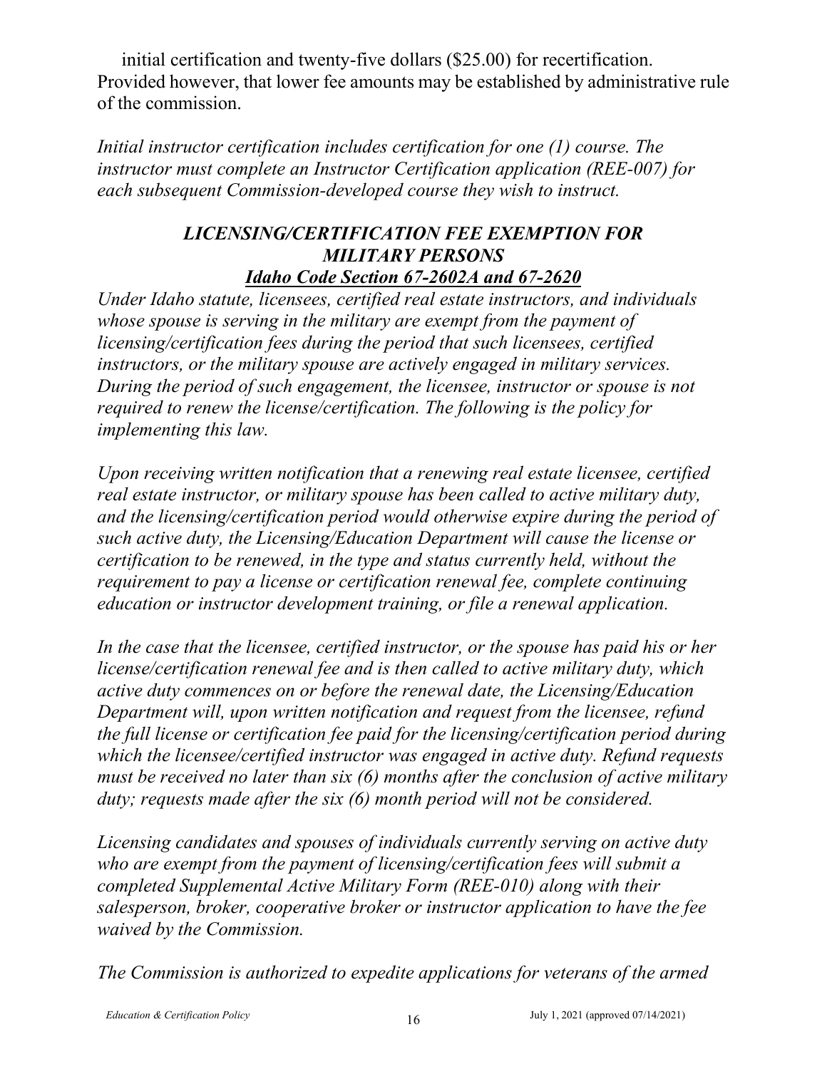initial certification and twenty-five dollars ($25.00) for recertification. Provided however, that lower fee amounts may be established by administrative rule of the commission.

*Initial instructor certification includes certification for one (1) course. The instructor must complete an Instructor Certification application (REE-007) for each subsequent Commission-developed course they wish to instruct.*

### *LICENSING/CERTIFICATION FEE EXEMPTION FOR MILITARY PERSONS*
### ***Idaho Code Section 67-2602A and 67-2620***

*Under Idaho statute, licensees, certified real estate instructors, and individuals whose spouse is serving in the military are exempt from the payment of licensing/certification fees during the period that such licensees, certified instructors, or the military spouse are actively engaged in military services. During the period of such engagement, the licensee, instructor or spouse is not required to renew the license/certification. The following is the policy for implementing this law.*

*Upon receiving written notification that a renewing real estate licensee, certified real estate instructor, or military spouse has been called to active military duty, and the licensing/certification period would otherwise expire during the period of such active duty, the Licensing/Education Department will cause the license or certification to be renewed, in the type and status currently held, without the requirement to pay a license or certification renewal fee, complete continuing education or instructor development training, or file a renewal application.*

*In the case that the licensee, certified instructor, or the spouse has paid his or her license/certification renewal fee and is then called to active military duty, which active duty commences on or before the renewal date, the Licensing/Education Department will, upon written notification and request from the licensee, refund the full license or certification fee paid for the licensing/certification period during which the licensee/certified instructor was engaged in active duty. Refund requests must be received no later than six (6) months after the conclusion of active military duty; requests made after the six (6) month period will not be considered.*

*Licensing candidates and spouses of individuals currently serving on active duty who are exempt from the payment of licensing/certification fees will submit a completed Supplemental Active Military Form (REE-010) along with their salesperson, broker, cooperative broker or instructor application to have the fee waived by the Commission.*

*The Commission is authorized to expedite applications for veterans of the armed*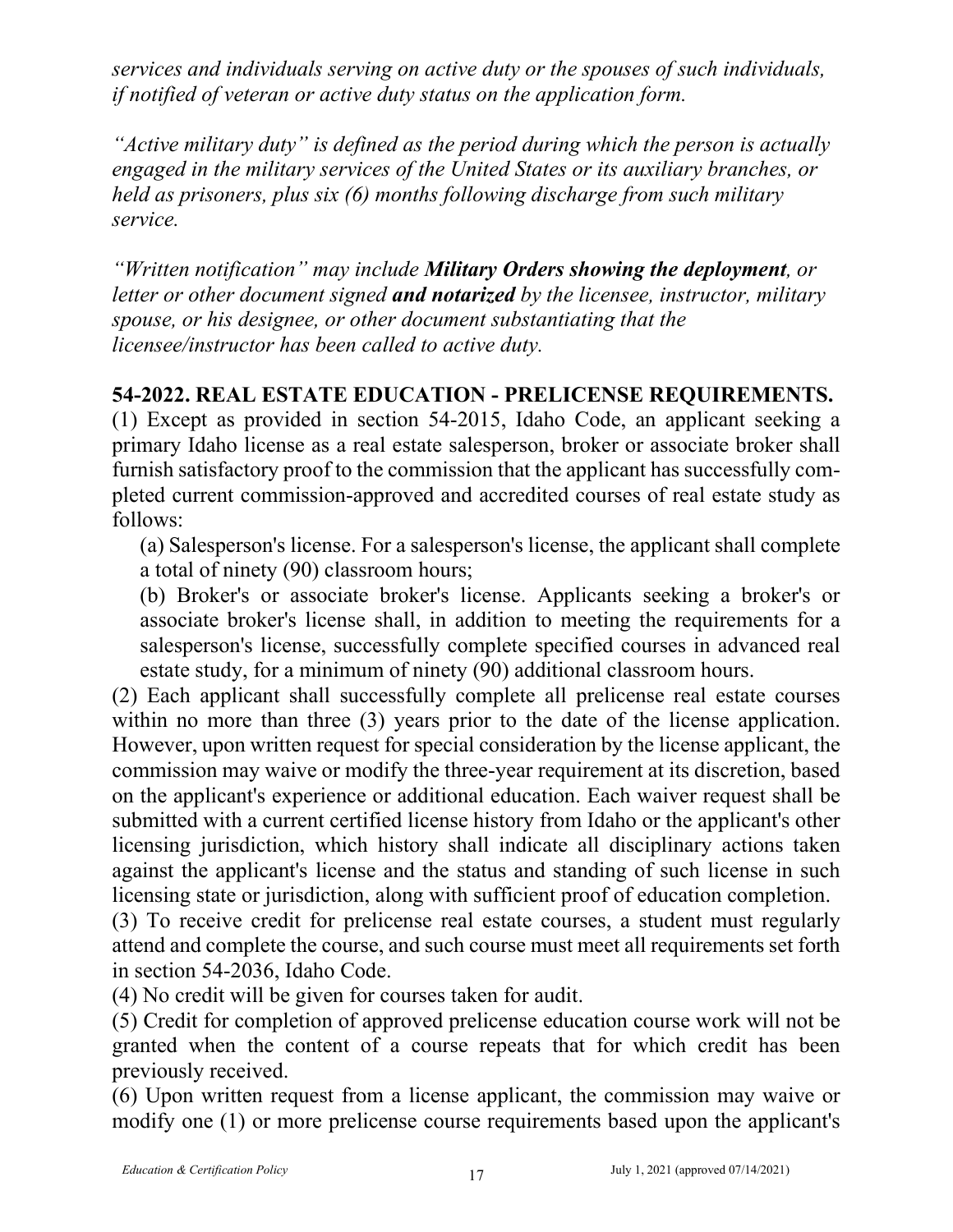*services and individuals serving on active duty or the spouses of such individuals, if notified of veteran or active duty status on the application form.*

*"Active military duty" is defined as the period during which the person is actually engaged in the military services of the United States or its auxiliary branches, or held as prisoners, plus six (6) months following discharge from such military service.*

*"Written notification" may include **Military Orders showing the deployment**, or letter or other document signed **and notarized** by the licensee, instructor, military spouse, or his designee, or other document substantiating that the licensee/instructor has been called to active duty.*

## 54-2022. REAL ESTATE EDUCATION - PRELICENSE REQUIREMENTS.

(1) Except as provided in section 54-2015, Idaho Code, an applicant seeking a primary Idaho license as a real estate salesperson, broker or associate broker shall furnish satisfactory proof to the commission that the applicant has successfully completed current commission-approved and accredited courses of real estate study as follows:

(a) Salesperson's license. For a salesperson's license, the applicant shall complete a total of ninety (90) classroom hours;

(b) Broker's or associate broker's license. Applicants seeking a broker's or associate broker's license shall, in addition to meeting the requirements for a salesperson's license, successfully complete specified courses in advanced real estate study, for a minimum of ninety (90) additional classroom hours.

(2) Each applicant shall successfully complete all prelicense real estate courses within no more than three (3) years prior to the date of the license application. However, upon written request for special consideration by the license applicant, the commission may waive or modify the three-year requirement at its discretion, based on the applicant's experience or additional education. Each waiver request shall be submitted with a current certified license history from Idaho or the applicant's other licensing jurisdiction, which history shall indicate all disciplinary actions taken against the applicant's license and the status and standing of such license in such licensing state or jurisdiction, along with sufficient proof of education completion.

(3) To receive credit for prelicense real estate courses, a student must regularly attend and complete the course, and such course must meet all requirements set forth in section 54-2036, Idaho Code.

(4) No credit will be given for courses taken for audit.

(5) Credit for completion of approved prelicense education course work will not be granted when the content of a course repeats that for which credit has been previously received.

(6) Upon written request from a license applicant, the commission may waive or modify one (1) or more prelicense course requirements based upon the applicant's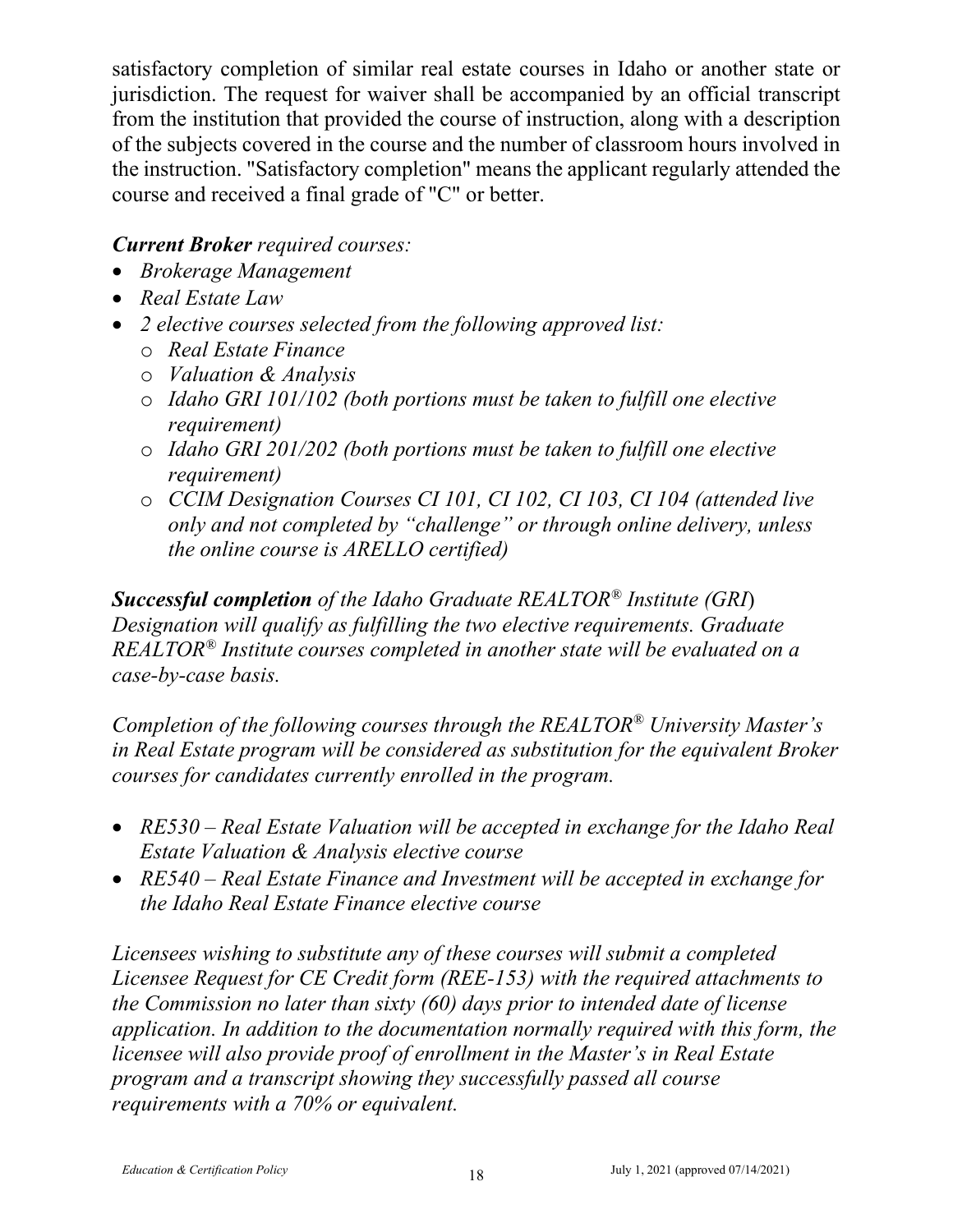satisfactory completion of similar real estate courses in Idaho or another state or jurisdiction. The request for waiver shall be accompanied by an official transcript from the institution that provided the course of instruction, along with a description of the subjects covered in the course and the number of classroom hours involved in the instruction. "Satisfactory completion" means the applicant regularly attended the course and received a final grade of "C" or better.

***Current Broker*** *required courses:*

- *Brokerage Management*
- *Real Estate Law*
- *2 elective courses selected from the following approved list:*
  - *Real Estate Finance*
  - *Valuation & Analysis*
  - *Idaho GRI 101/102 (both portions must be taken to fulfill one elective requirement)*
  - *Idaho GRI 201/202 (both portions must be taken to fulfill one elective requirement)*
  - *CCIM Designation Courses CI 101, CI 102, CI 103, CI 104 (attended live only and not completed by "challenge" or through online delivery, unless the online course is ARELLO certified)*

***Successful completion*** *of the Idaho Graduate REALTOR® Institute (GRI) Designation will qualify as fulfilling the two elective requirements. Graduate REALTOR® Institute courses completed in another state will be evaluated on a case-by-case basis.*

*Completion of the following courses through the REALTOR® University Master's in Real Estate program will be considered as substitution for the equivalent Broker courses for candidates currently enrolled in the program.*

- *RE530 – Real Estate Valuation will be accepted in exchange for the Idaho Real Estate Valuation & Analysis elective course*
- *RE540 – Real Estate Finance and Investment will be accepted in exchange for the Idaho Real Estate Finance elective course*

*Licensees wishing to substitute any of these courses will submit a completed Licensee Request for CE Credit form (REE-153) with the required attachments to the Commission no later than sixty (60) days prior to intended date of license application. In addition to the documentation normally required with this form, the licensee will also provide proof of enrollment in the Master's in Real Estate program and a transcript showing they successfully passed all course requirements with a 70% or equivalent.*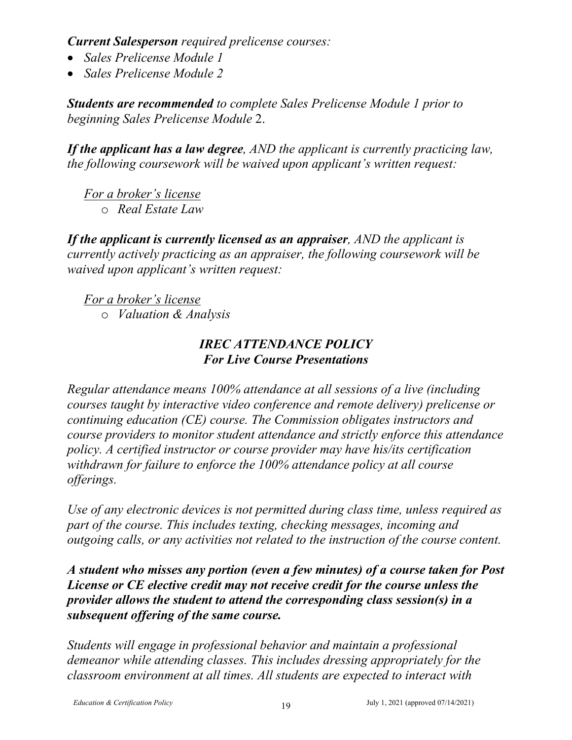***Current Salesperson*** *required prelicense courses:*

- *Sales Prelicense Module 1*
- *Sales Prelicense Module 2*

***Students are recommended*** *to complete Sales Prelicense Module 1 prior to beginning Sales Prelicense Module* 2.

***If the applicant has a law degree****, AND the applicant is currently practicing law, the following coursework will be waived upon applicant's written request:*

*<u>For a broker's license</u>*

- *Real Estate Law*

***If the applicant is currently licensed as an appraiser****, AND the applicant is currently actively practicing as an appraiser, the following coursework will be waived upon applicant's written request:*

*<u>For a broker's license</u>*

- *Valuation & Analysis*

## *IREC ATTENDANCE POLICY*
### *For Live Course Presentations*

*Regular attendance means 100% attendance at all sessions of a live (including courses taught by interactive video conference and remote delivery) prelicense or continuing education (CE) course. The Commission obligates instructors and course providers to monitor student attendance and strictly enforce this attendance policy. A certified instructor or course provider may have his/its certification withdrawn for failure to enforce the 100% attendance policy at all course offerings.*

*Use of any electronic devices is not permitted during class time, unless required as part of the course. This includes texting, checking messages, incoming and outgoing calls, or any activities not related to the instruction of the course content.*

***A student who misses any portion (even a few minutes) of a course taken for Post License or CE elective credit may not receive credit for the course unless the provider allows the student to attend the corresponding class session(s) in a subsequent offering of the same course.***

*Students will engage in professional behavior and maintain a professional demeanor while attending classes. This includes dressing appropriately for the classroom environment at all times. All students are expected to interact with*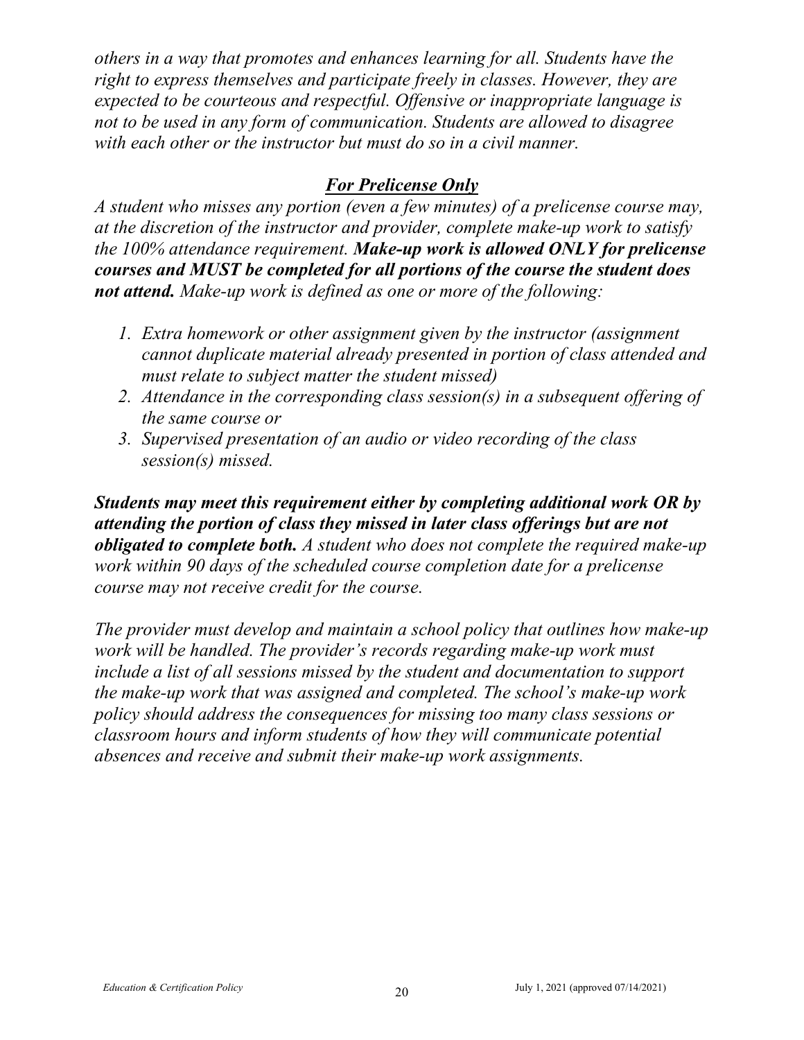*others in a way that promotes and enhances learning for all. Students have the right to express themselves and participate freely in classes. However, they are expected to be courteous and respectful. Offensive or inappropriate language is not to be used in any form of communication. Students are allowed to disagree with each other or the instructor but must do so in a civil manner.*

### ***For Prelicense Only***

*A student who misses any portion (even a few minutes) of a prelicense course may, at the discretion of the instructor and provider, complete make-up work to satisfy the 100% attendance requirement.* ***Make-up work is allowed ONLY for prelicense courses and MUST be completed for all portions of the course the student does not attend.*** *Make-up work is defined as one or more of the following:*

1. *Extra homework or other assignment given by the instructor (assignment cannot duplicate material already presented in portion of class attended and must relate to subject matter the student missed)*
2. *Attendance in the corresponding class session(s) in a subsequent offering of the same course or*
3. *Supervised presentation of an audio or video recording of the class session(s) missed.*

***Students may meet this requirement either by completing additional work OR by attending the portion of class they missed in later class offerings but are not obligated to complete both.*** *A student who does not complete the required make-up work within 90 days of the scheduled course completion date for a prelicense course may not receive credit for the course.*

*The provider must develop and maintain a school policy that outlines how make-up work will be handled. The provider's records regarding make-up work must include a list of all sessions missed by the student and documentation to support the make-up work that was assigned and completed. The school's make-up work policy should address the consequences for missing too many class sessions or classroom hours and inform students of how they will communicate potential absences and receive and submit their make-up work assignments.*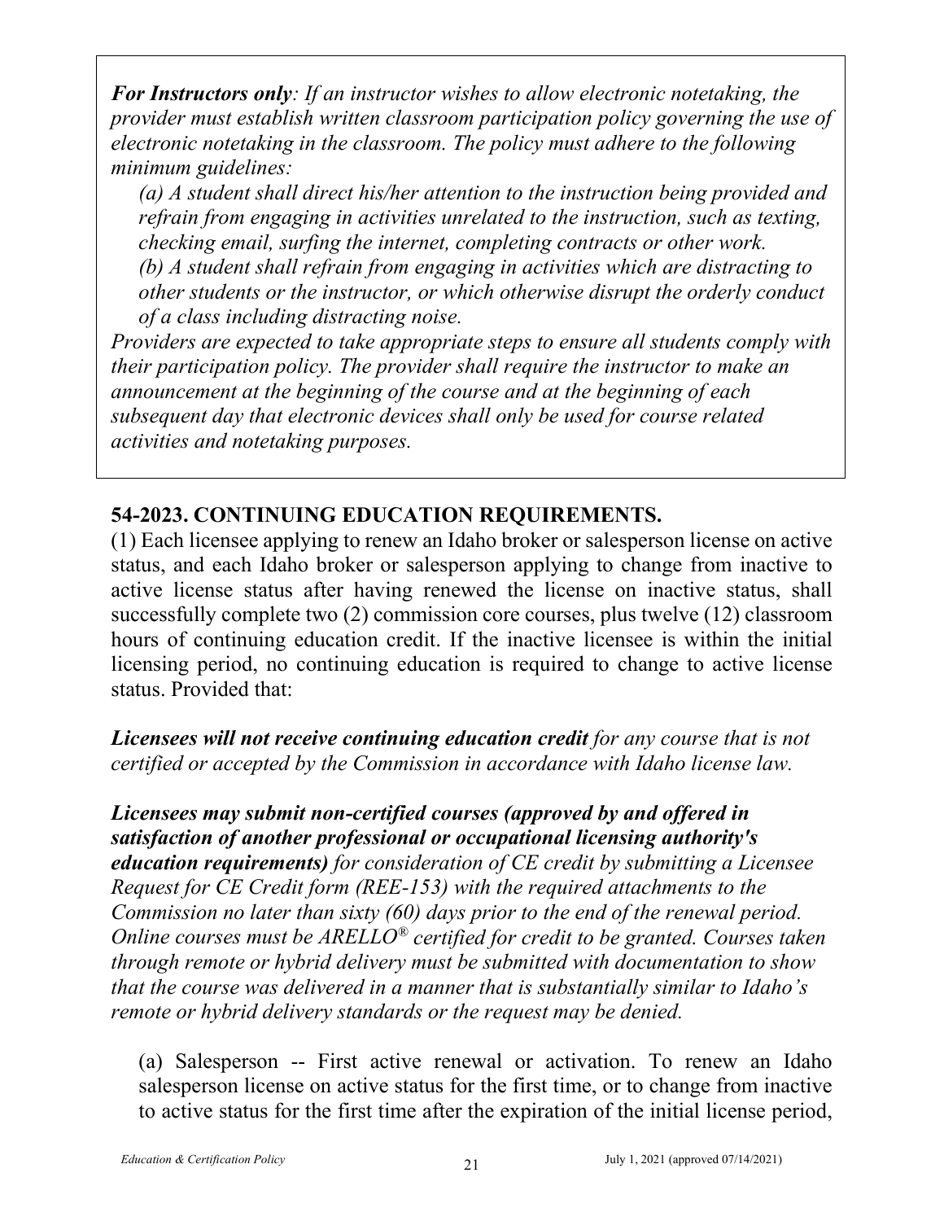***For Instructors only**: If an instructor wishes to allow electronic notetaking, the provider must establish written classroom participation policy governing the use of electronic notetaking in the classroom. The policy must adhere to the following minimum guidelines:*

*(a) A student shall direct his/her attention to the instruction being provided and refrain from engaging in activities unrelated to the instruction, such as texting, checking email, surfing the internet, completing contracts or other work.*

*(b) A student shall refrain from engaging in activities which are distracting to other students or the instructor, or which otherwise disrupt the orderly conduct of a class including distracting noise.*

*Providers are expected to take appropriate steps to ensure all students comply with their participation policy. The provider shall require the instructor to make an announcement at the beginning of the course and at the beginning of each subsequent day that electronic devices shall only be used for course related activities and notetaking purposes.*

## 54-2023. CONTINUING EDUCATION REQUIREMENTS.

(1) Each licensee applying to renew an Idaho broker or salesperson license on active status, and each Idaho broker or salesperson applying to change from inactive to active license status after having renewed the license on inactive status, shall successfully complete two (2) commission core courses, plus twelve (12) classroom hours of continuing education credit. If the inactive licensee is within the initial licensing period, no continuing education is required to change to active license status. Provided that:

***Licensees will not receive continuing education credit** for any course that is not certified or accepted by the Commission in accordance with Idaho license law.*

***Licensees may submit non-certified courses (approved by and offered in satisfaction of another professional or occupational licensing authority's education requirements)** for consideration of CE credit by submitting a Licensee Request for CE Credit form (REE-153) with the required attachments to the Commission no later than sixty (60) days prior to the end of the renewal period. Online courses must be ARELLO® certified for credit to be granted. Courses taken through remote or hybrid delivery must be submitted with documentation to show that the course was delivered in a manner that is substantially similar to Idaho's remote or hybrid delivery standards or the request may be denied.*

(a) Salesperson -- First active renewal or activation. To renew an Idaho salesperson license on active status for the first time, or to change from inactive to active status for the first time after the expiration of the initial license period,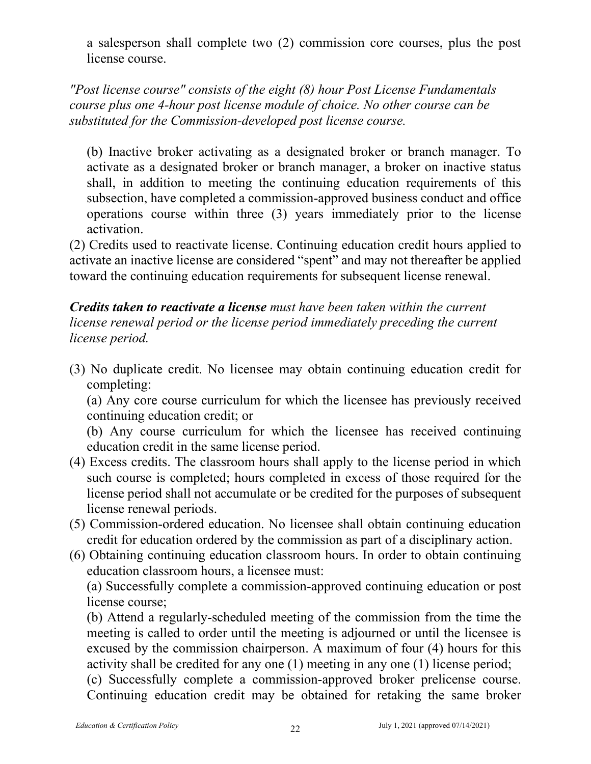a salesperson shall complete two (2) commission core courses, plus the post license course.

*"Post license course" consists of the eight (8) hour Post License Fundamentals course plus one 4-hour post license module of choice. No other course can be substituted for the Commission-developed post license course.*

(b) Inactive broker activating as a designated broker or branch manager. To activate as a designated broker or branch manager, a broker on inactive status shall, in addition to meeting the continuing education requirements of this subsection, have completed a commission-approved business conduct and office operations course within three (3) years immediately prior to the license activation.

(2) Credits used to reactivate license. Continuing education credit hours applied to activate an inactive license are considered "spent" and may not thereafter be applied toward the continuing education requirements for subsequent license renewal.

***Credits taken to reactivate a license*** *must have been taken within the current license renewal period or the license period immediately preceding the current license period.*

(3) No duplicate credit. No licensee may obtain continuing education credit for completing:

(a) Any core course curriculum for which the licensee has previously received continuing education credit; or

(b) Any course curriculum for which the licensee has received continuing education credit in the same license period.

(4) Excess credits. The classroom hours shall apply to the license period in which such course is completed; hours completed in excess of those required for the license period shall not accumulate or be credited for the purposes of subsequent license renewal periods.

(5) Commission-ordered education. No licensee shall obtain continuing education credit for education ordered by the commission as part of a disciplinary action.

(6) Obtaining continuing education classroom hours. In order to obtain continuing education classroom hours, a licensee must:

(a) Successfully complete a commission-approved continuing education or post license course;

(b) Attend a regularly-scheduled meeting of the commission from the time the meeting is called to order until the meeting is adjourned or until the licensee is excused by the commission chairperson. A maximum of four (4) hours for this activity shall be credited for any one (1) meeting in any one (1) license period;

(c) Successfully complete a commission-approved broker prelicense course. Continuing education credit may be obtained for retaking the same broker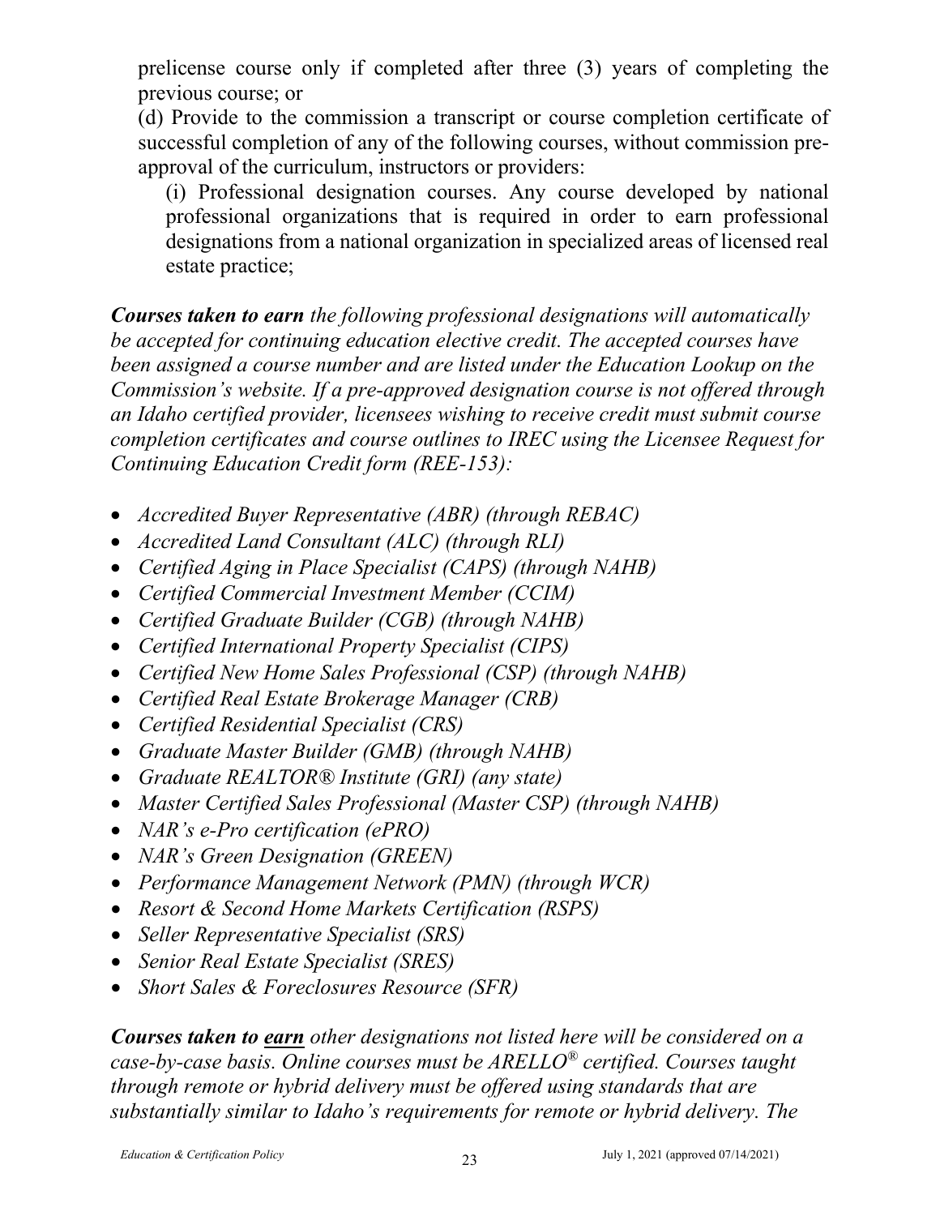prelicense course only if completed after three (3) years of completing the previous course; or

(d) Provide to the commission a transcript or course completion certificate of successful completion of any of the following courses, without commission pre-approval of the curriculum, instructors or providers:

(i) Professional designation courses. Any course developed by national professional organizations that is required in order to earn professional designations from a national organization in specialized areas of licensed real estate practice;

***Courses taken to earn** the following professional designations will automatically be accepted for continuing education elective credit. The accepted courses have been assigned a course number and are listed under the Education Lookup on the Commission's website. If a pre-approved designation course is not offered through an Idaho certified provider, licensees wishing to receive credit must submit course completion certificates and course outlines to IREC using the Licensee Request for Continuing Education Credit form (REE-153):*

- *Accredited Buyer Representative (ABR) (through REBAC)*
- *Accredited Land Consultant (ALC) (through RLI)*
- *Certified Aging in Place Specialist (CAPS) (through NAHB)*
- *Certified Commercial Investment Member (CCIM)*
- *Certified Graduate Builder (CGB) (through NAHB)*
- *Certified International Property Specialist (CIPS)*
- *Certified New Home Sales Professional (CSP) (through NAHB)*
- *Certified Real Estate Brokerage Manager (CRB)*
- *Certified Residential Specialist (CRS)*
- *Graduate Master Builder (GMB) (through NAHB)*
- *Graduate REALTOR® Institute (GRI) (any state)*
- *Master Certified Sales Professional (Master CSP) (through NAHB)*
- *NAR's e-Pro certification (ePRO)*
- *NAR's Green Designation (GREEN)*
- *Performance Management Network (PMN) (through WCR)*
- *Resort & Second Home Markets Certification (RSPS)*
- *Seller Representative Specialist (SRS)*
- *Senior Real Estate Specialist (SRES)*
- *Short Sales & Foreclosures Resource (SFR)*

***Courses taken to <u>earn</u>** other designations not listed here will be considered on a case-by-case basis. Online courses must be ARELLO® certified. Courses taught through remote or hybrid delivery must be offered using standards that are substantially similar to Idaho's requirements for remote or hybrid delivery. The*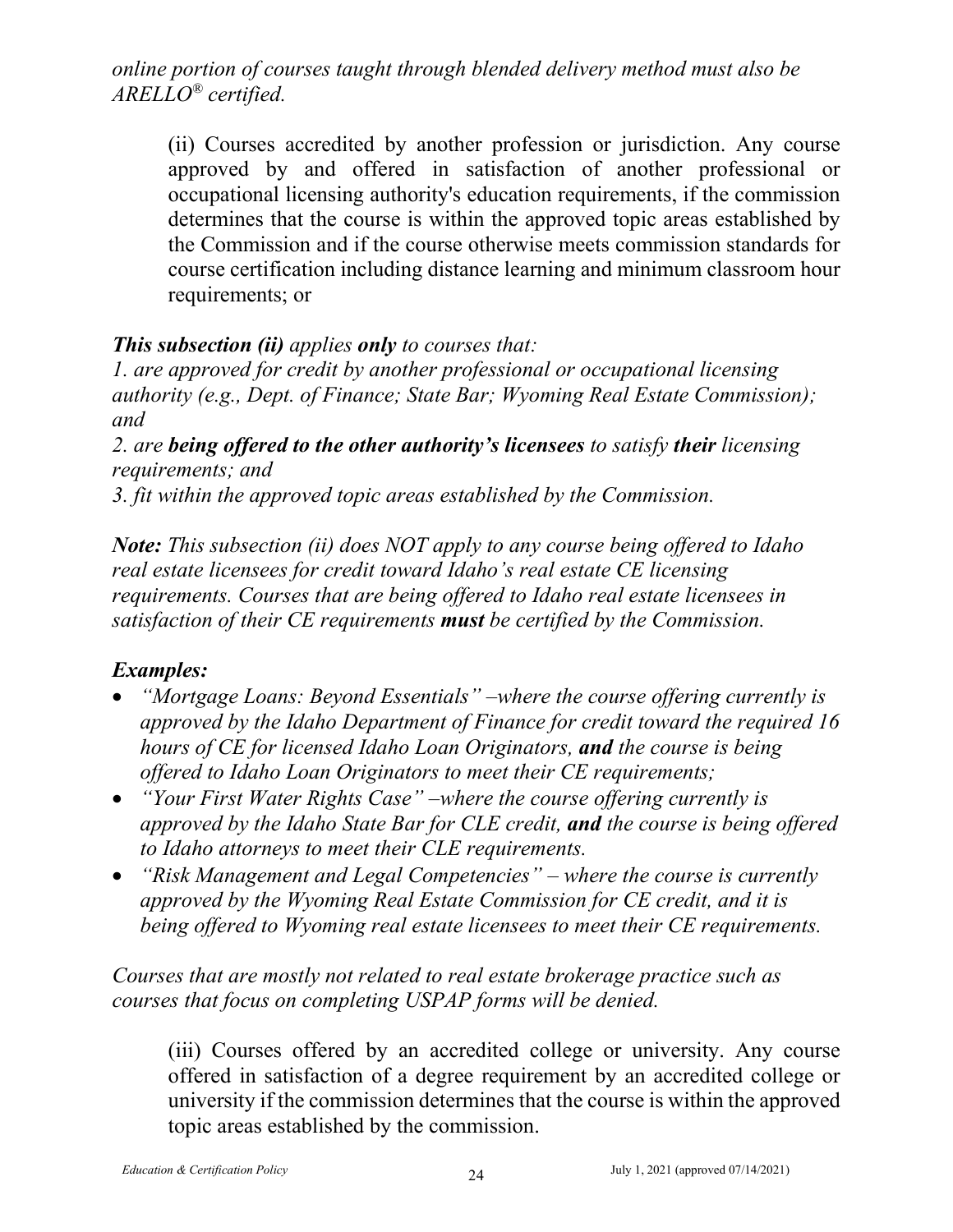*online portion of courses taught through blended delivery method must also be ARELLO® certified.*

> (ii) Courses accredited by another profession or jurisdiction. Any course approved by and offered in satisfaction of another professional or occupational licensing authority's education requirements, if the commission determines that the course is within the approved topic areas established by the Commission and if the course otherwise meets commission standards for course certification including distance learning and minimum classroom hour requirements; or

***This subsection (ii)*** *applies* ***only*** *to courses that:*
*1. are approved for credit by another professional or occupational licensing authority (e.g., Dept. of Finance; State Bar; Wyoming Real Estate Commission); and*
*2. are* ***being offered to the other authority's licensees*** *to satisfy* ***their*** *licensing requirements; and*
*3. fit within the approved topic areas established by the Commission.*

***Note:*** *This subsection (ii) does NOT apply to any course being offered to Idaho real estate licensees for credit toward Idaho's real estate CE licensing requirements. Courses that are being offered to Idaho real estate licensees in satisfaction of their CE requirements* ***must*** *be certified by the Commission.*

***Examples:***

- *"Mortgage Loans: Beyond Essentials" –where the course offering currently is approved by the Idaho Department of Finance for credit toward the required 16 hours of CE for licensed Idaho Loan Originators,* ***and*** *the course is being offered to Idaho Loan Originators to meet their CE requirements;*
- *"Your First Water Rights Case" –where the course offering currently is approved by the Idaho State Bar for CLE credit,* ***and*** *the course is being offered to Idaho attorneys to meet their CLE requirements.*
- *"Risk Management and Legal Competencies" – where the course is currently approved by the Wyoming Real Estate Commission for CE credit, and it is being offered to Wyoming real estate licensees to meet their CE requirements.*

*Courses that are mostly not related to real estate brokerage practice such as courses that focus on completing USPAP forms will be denied.*

> (iii) Courses offered by an accredited college or university. Any course offered in satisfaction of a degree requirement by an accredited college or university if the commission determines that the course is within the approved topic areas established by the commission.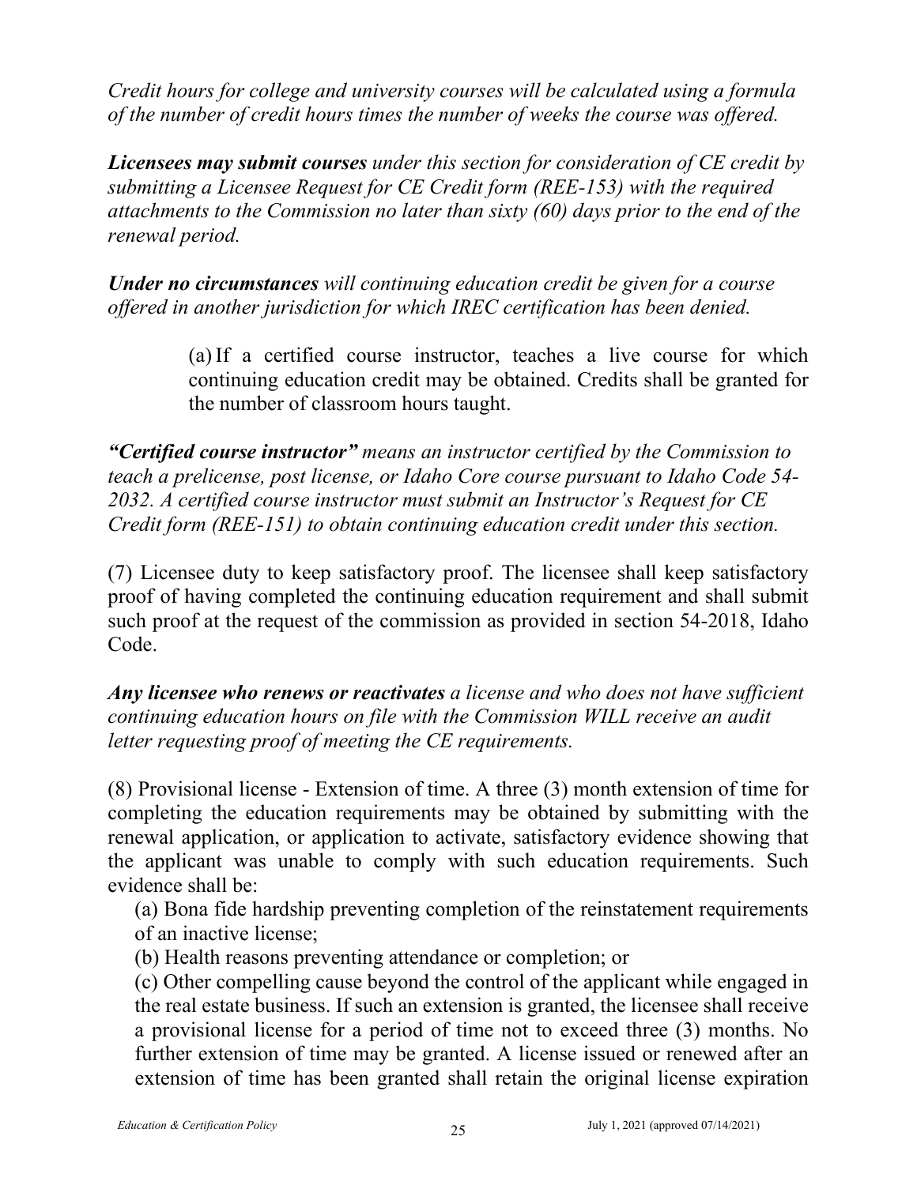*Credit hours for college and university courses will be calculated using a formula of the number of credit hours times the number of weeks the course was offered.*

***Licensees may submit courses*** *under this section for consideration of CE credit by submitting a Licensee Request for CE Credit form (REE-153) with the required attachments to the Commission no later than sixty (60) days prior to the end of the renewal period.*

***Under no circumstances*** *will continuing education credit be given for a course offered in another jurisdiction for which IREC certification has been denied.*

> (a) If a certified course instructor, teaches a live course for which continuing education credit may be obtained. Credits shall be granted for the number of classroom hours taught.

***"Certified course instructor"*** *means an instructor certified by the Commission to teach a prelicense, post license, or Idaho Core course pursuant to Idaho Code 54-2032. A certified course instructor must submit an Instructor's Request for CE Credit form (REE-151) to obtain continuing education credit under this section.*

(7) Licensee duty to keep satisfactory proof. The licensee shall keep satisfactory proof of having completed the continuing education requirement and shall submit such proof at the request of the commission as provided in section 54-2018, Idaho Code.

***Any licensee who renews or reactivates*** *a license and who does not have sufficient continuing education hours on file with the Commission WILL receive an audit letter requesting proof of meeting the CE requirements.*

(8) Provisional license - Extension of time. A three (3) month extension of time for completing the education requirements may be obtained by submitting with the renewal application, or application to activate, satisfactory evidence showing that the applicant was unable to comply with such education requirements. Such evidence shall be:

(a) Bona fide hardship preventing completion of the reinstatement requirements of an inactive license;

(b) Health reasons preventing attendance or completion; or

(c) Other compelling cause beyond the control of the applicant while engaged in the real estate business. If such an extension is granted, the licensee shall receive a provisional license for a period of time not to exceed three (3) months. No further extension of time may be granted. A license issued or renewed after an extension of time has been granted shall retain the original license expiration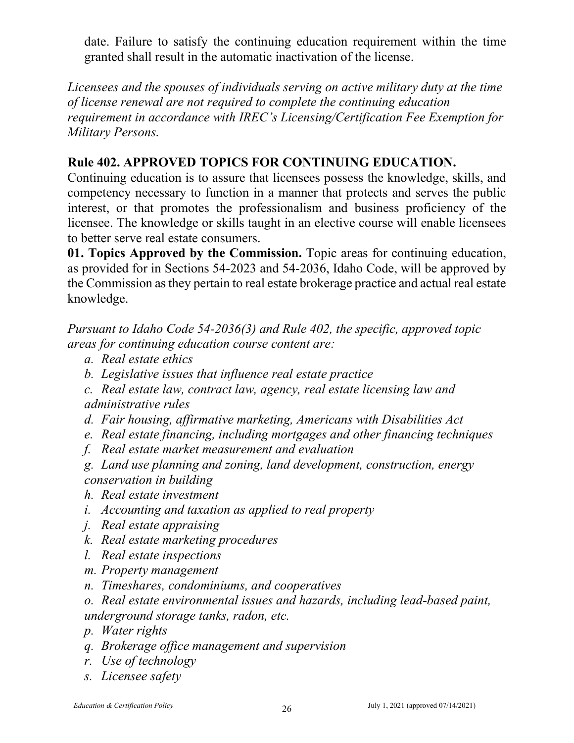date. Failure to satisfy the continuing education requirement within the time granted shall result in the automatic inactivation of the license.

*Licensees and the spouses of individuals serving on active military duty at the time of license renewal are not required to complete the continuing education requirement in accordance with IREC's Licensing/Certification Fee Exemption for Military Persons.*

## Rule 402. APPROVED TOPICS FOR CONTINUING EDUCATION.

Continuing education is to assure that licensees possess the knowledge, skills, and competency necessary to function in a manner that protects and serves the public interest, or that promotes the professionalism and business proficiency of the licensee. The knowledge or skills taught in an elective course will enable licensees to better serve real estate consumers.

**01. Topics Approved by the Commission.** Topic areas for continuing education, as provided for in Sections 54-2023 and 54-2036, Idaho Code, will be approved by the Commission as they pertain to real estate brokerage practice and actual real estate knowledge.

*Pursuant to Idaho Code 54-2036(3) and Rule 402, the specific, approved topic areas for continuing education course content are:*

- *a. Real estate ethics*
- *b. Legislative issues that influence real estate practice*
- *c. Real estate law, contract law, agency, real estate licensing law and administrative rules*
- *d. Fair housing, affirmative marketing, Americans with Disabilities Act*
- *e. Real estate financing, including mortgages and other financing techniques*
- *f. Real estate market measurement and evaluation*
- *g. Land use planning and zoning, land development, construction, energy conservation in building*
- *h. Real estate investment*
- *i. Accounting and taxation as applied to real property*
- *j. Real estate appraising*
- *k. Real estate marketing procedures*
- *l. Real estate inspections*
- *m. Property management*
- *n. Timeshares, condominiums, and cooperatives*
- *o. Real estate environmental issues and hazards, including lead-based paint, underground storage tanks, radon, etc.*
- *p. Water rights*
- *q. Brokerage office management and supervision*
- *r. Use of technology*
- *s. Licensee safety*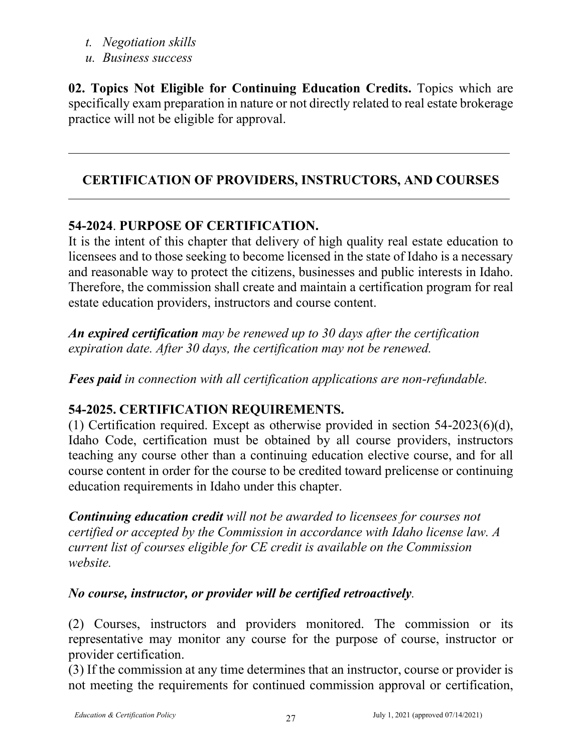*t. Negotiation skills*
*u. Business success*

**02. Topics Not Eligible for Continuing Education Credits.** Topics which are specifically exam preparation in nature or not directly related to real estate brokerage practice will not be eligible for approval.

---

## CERTIFICATION OF PROVIDERS, INSTRUCTORS, AND COURSES

---

### 54-2024. PURPOSE OF CERTIFICATION.

It is the intent of this chapter that delivery of high quality real estate education to licensees and to those seeking to become licensed in the state of Idaho is a necessary and reasonable way to protect the citizens, businesses and public interests in Idaho. Therefore, the commission shall create and maintain a certification program for real estate education providers, instructors and course content.

***An expired certification** may be renewed up to 30 days after the certification expiration date. After 30 days, the certification may not be renewed.*

***Fees paid** in connection with all certification applications are non-refundable.*

### 54-2025. CERTIFICATION REQUIREMENTS.

(1) Certification required. Except as otherwise provided in section 54-2023(6)(d), Idaho Code, certification must be obtained by all course providers, instructors teaching any course other than a continuing education elective course, and for all course content in order for the course to be credited toward prelicense or continuing education requirements in Idaho under this chapter.

***Continuing education credit** will not be awarded to licensees for courses not certified or accepted by the Commission in accordance with Idaho license law. A current list of courses eligible for CE credit is available on the Commission website.*

***No course, instructor, or provider will be certified retroactively**.*

(2) Courses, instructors and providers monitored. The commission or its representative may monitor any course for the purpose of course, instructor or provider certification.
(3) If the commission at any time determines that an instructor, course or provider is not meeting the requirements for continued commission approval or certification,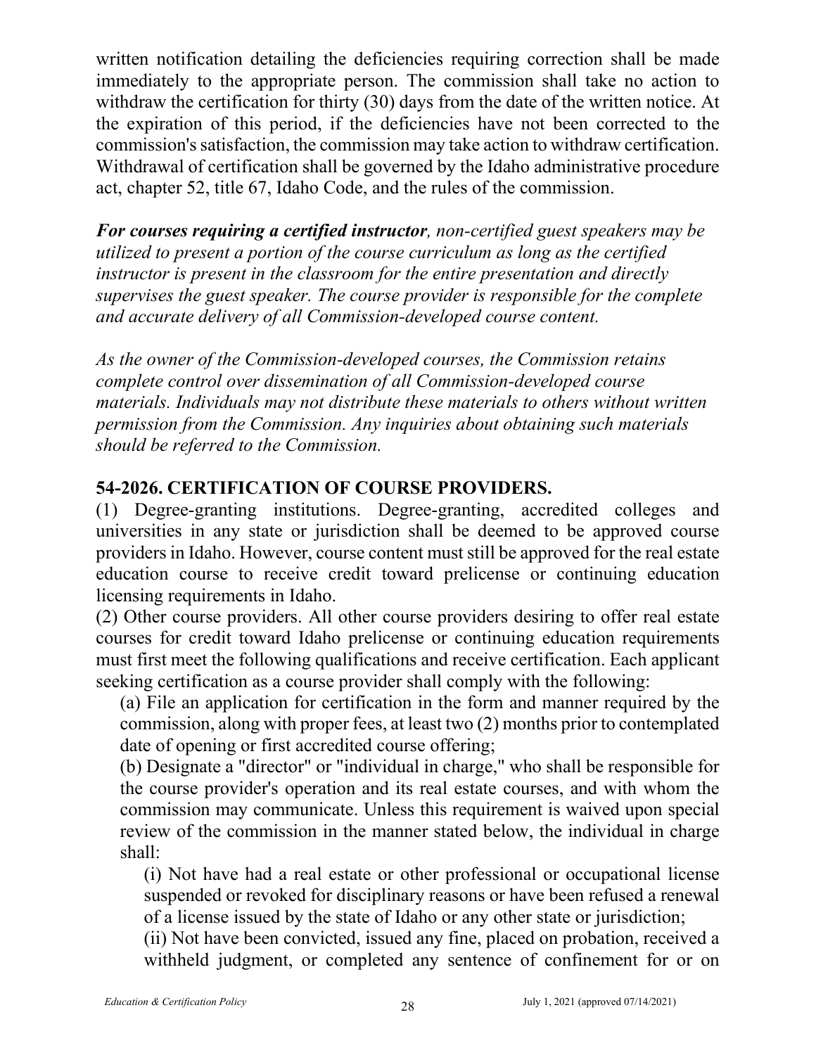written notification detailing the deficiencies requiring correction shall be made immediately to the appropriate person. The commission shall take no action to withdraw the certification for thirty (30) days from the date of the written notice. At the expiration of this period, if the deficiencies have not been corrected to the commission's satisfaction, the commission may take action to withdraw certification. Withdrawal of certification shall be governed by the Idaho administrative procedure act, chapter 52, title 67, Idaho Code, and the rules of the commission.

***For courses requiring a certified instructor****, non-certified guest speakers may be utilized to present a portion of the course curriculum as long as the certified instructor is present in the classroom for the entire presentation and directly supervises the guest speaker. The course provider is responsible for the complete and accurate delivery of all Commission-developed course content.*

*As the owner of the Commission-developed courses, the Commission retains complete control over dissemination of all Commission-developed course materials. Individuals may not distribute these materials to others without written permission from the Commission. Any inquiries about obtaining such materials should be referred to the Commission.*

## 54-2026. CERTIFICATION OF COURSE PROVIDERS.

(1) Degree-granting institutions. Degree-granting, accredited colleges and universities in any state or jurisdiction shall be deemed to be approved course providers in Idaho. However, course content must still be approved for the real estate education course to receive credit toward prelicense or continuing education licensing requirements in Idaho.

(2) Other course providers. All other course providers desiring to offer real estate courses for credit toward Idaho prelicense or continuing education requirements must first meet the following qualifications and receive certification. Each applicant seeking certification as a course provider shall comply with the following:

(a) File an application for certification in the form and manner required by the commission, along with proper fees, at least two (2) months prior to contemplated date of opening or first accredited course offering;

(b) Designate a "director" or "individual in charge," who shall be responsible for the course provider's operation and its real estate courses, and with whom the commission may communicate. Unless this requirement is waived upon special review of the commission in the manner stated below, the individual in charge shall:

(i) Not have had a real estate or other professional or occupational license suspended or revoked for disciplinary reasons or have been refused a renewal of a license issued by the state of Idaho or any other state or jurisdiction;

(ii) Not have been convicted, issued any fine, placed on probation, received a withheld judgment, or completed any sentence of confinement for or on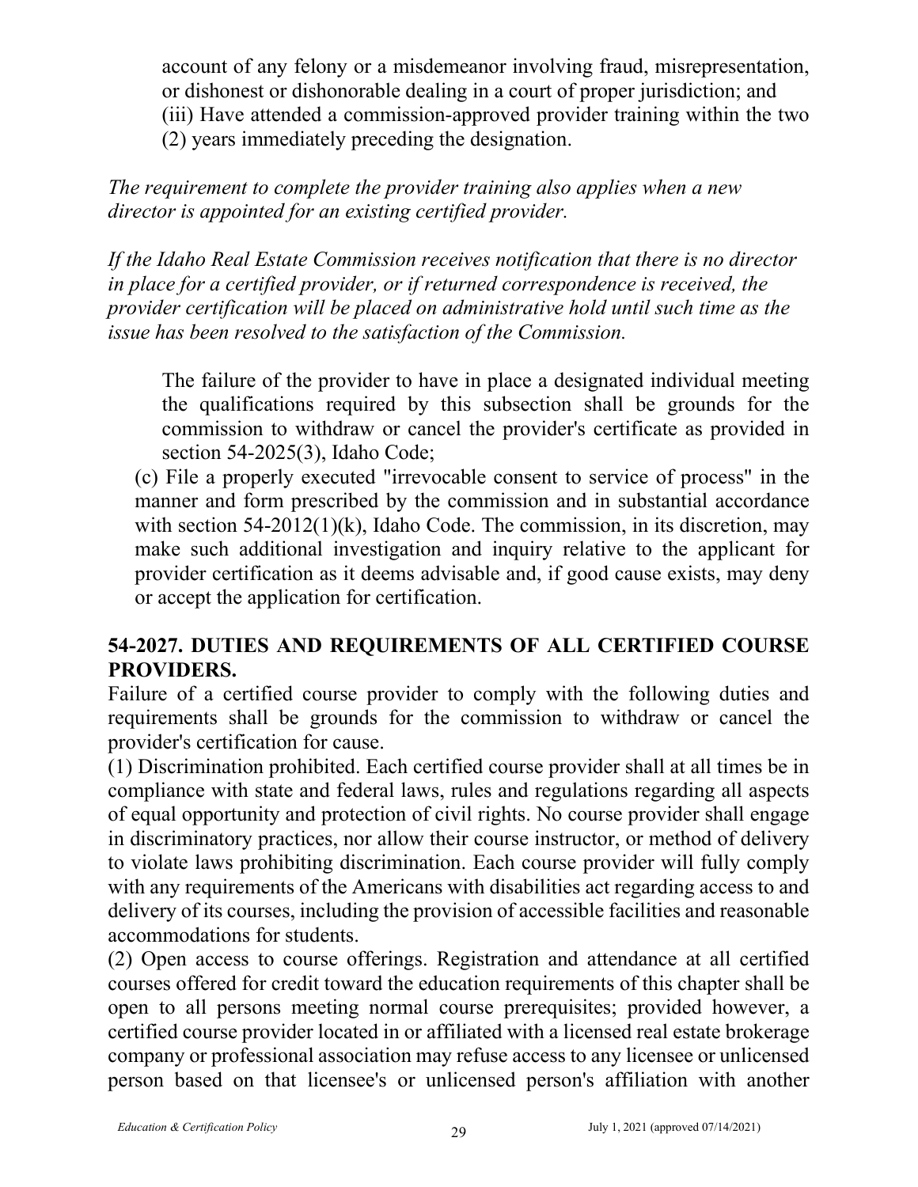account of any felony or a misdemeanor involving fraud, misrepresentation, or dishonest or dishonorable dealing in a court of proper jurisdiction; and

(iii) Have attended a commission-approved provider training within the two (2) years immediately preceding the designation.

*The requirement to complete the provider training also applies when a new director is appointed for an existing certified provider.*

*If the Idaho Real Estate Commission receives notification that there is no director in place for a certified provider, or if returned correspondence is received, the provider certification will be placed on administrative hold until such time as the issue has been resolved to the satisfaction of the Commission.*

The failure of the provider to have in place a designated individual meeting the qualifications required by this subsection shall be grounds for the commission to withdraw or cancel the provider's certificate as provided in section 54-2025(3), Idaho Code;

(c) File a properly executed "irrevocable consent to service of process" in the manner and form prescribed by the commission and in substantial accordance with section 54-2012(1)(k), Idaho Code. The commission, in its discretion, may make such additional investigation and inquiry relative to the applicant for provider certification as it deems advisable and, if good cause exists, may deny or accept the application for certification.

## 54-2027. DUTIES AND REQUIREMENTS OF ALL CERTIFIED COURSE PROVIDERS.

Failure of a certified course provider to comply with the following duties and requirements shall be grounds for the commission to withdraw or cancel the provider's certification for cause.

(1) Discrimination prohibited. Each certified course provider shall at all times be in compliance with state and federal laws, rules and regulations regarding all aspects of equal opportunity and protection of civil rights. No course provider shall engage in discriminatory practices, nor allow their course instructor, or method of delivery to violate laws prohibiting discrimination. Each course provider will fully comply with any requirements of the Americans with disabilities act regarding access to and delivery of its courses, including the provision of accessible facilities and reasonable accommodations for students.

(2) Open access to course offerings. Registration and attendance at all certified courses offered for credit toward the education requirements of this chapter shall be open to all persons meeting normal course prerequisites; provided however, a certified course provider located in or affiliated with a licensed real estate brokerage company or professional association may refuse access to any licensee or unlicensed person based on that licensee's or unlicensed person's affiliation with another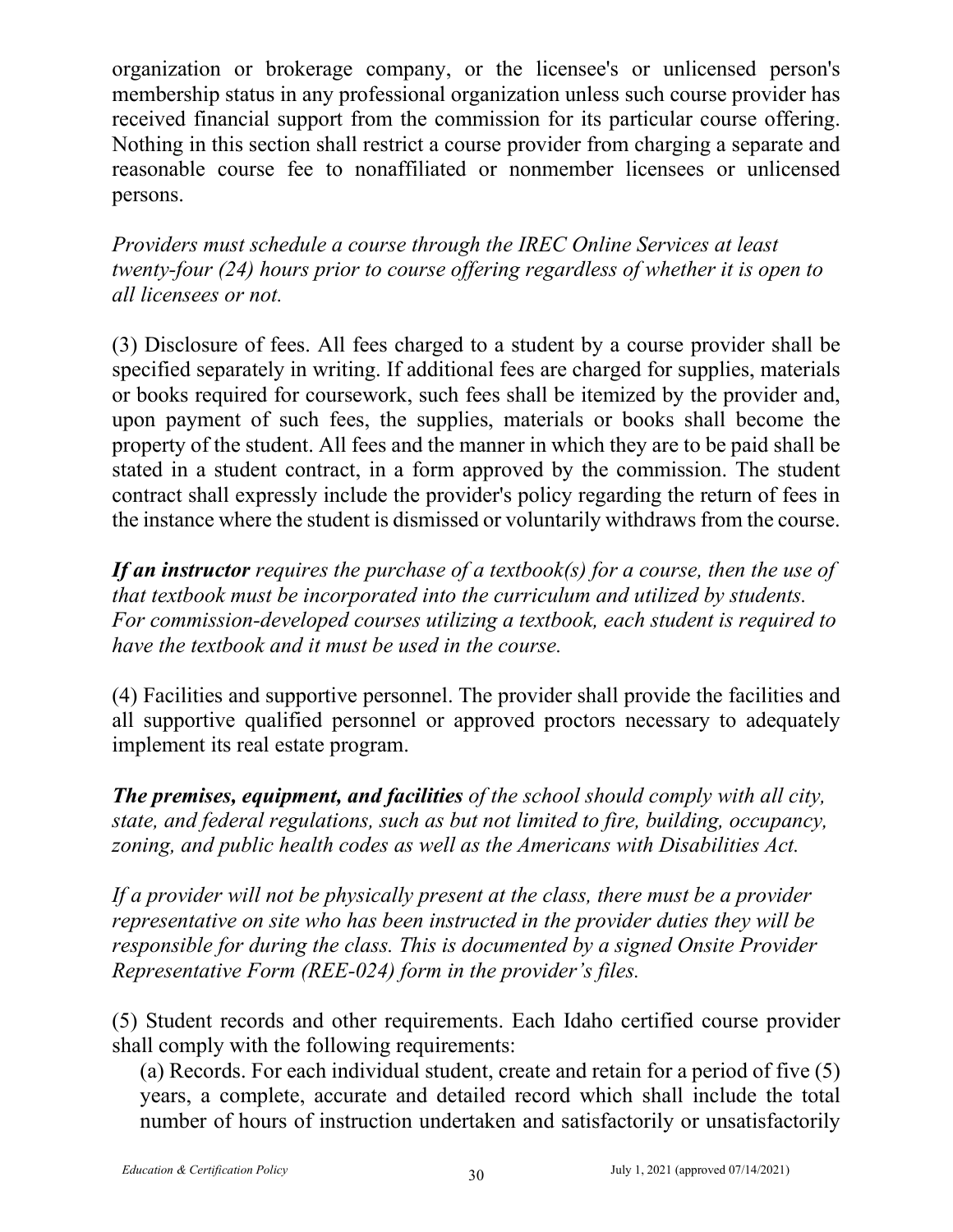organization or brokerage company, or the licensee's or unlicensed person's membership status in any professional organization unless such course provider has received financial support from the commission for its particular course offering. Nothing in this section shall restrict a course provider from charging a separate and reasonable course fee to nonaffiliated or nonmember licensees or unlicensed persons.

*Providers must schedule a course through the IREC Online Services at least twenty-four (24) hours prior to course offering regardless of whether it is open to all licensees or not.*

(3) Disclosure of fees. All fees charged to a student by a course provider shall be specified separately in writing. If additional fees are charged for supplies, materials or books required for coursework, such fees shall be itemized by the provider and, upon payment of such fees, the supplies, materials or books shall become the property of the student. All fees and the manner in which they are to be paid shall be stated in a student contract, in a form approved by the commission. The student contract shall expressly include the provider's policy regarding the return of fees in the instance where the student is dismissed or voluntarily withdraws from the course.

***If an instructor*** *requires the purchase of a textbook(s) for a course, then the use of that textbook must be incorporated into the curriculum and utilized by students. For commission-developed courses utilizing a textbook, each student is required to have the textbook and it must be used in the course.*

(4) Facilities and supportive personnel. The provider shall provide the facilities and all supportive qualified personnel or approved proctors necessary to adequately implement its real estate program.

***The premises, equipment, and facilities*** *of the school should comply with all city, state, and federal regulations, such as but not limited to fire, building, occupancy, zoning, and public health codes as well as the Americans with Disabilities Act.*

*If a provider will not be physically present at the class, there must be a provider representative on site who has been instructed in the provider duties they will be responsible for during the class. This is documented by a signed Onsite Provider Representative Form (REE-024) form in the provider's files.*

(5) Student records and other requirements. Each Idaho certified course provider shall comply with the following requirements:

(a) Records. For each individual student, create and retain for a period of five (5) years, a complete, accurate and detailed record which shall include the total number of hours of instruction undertaken and satisfactorily or unsatisfactorily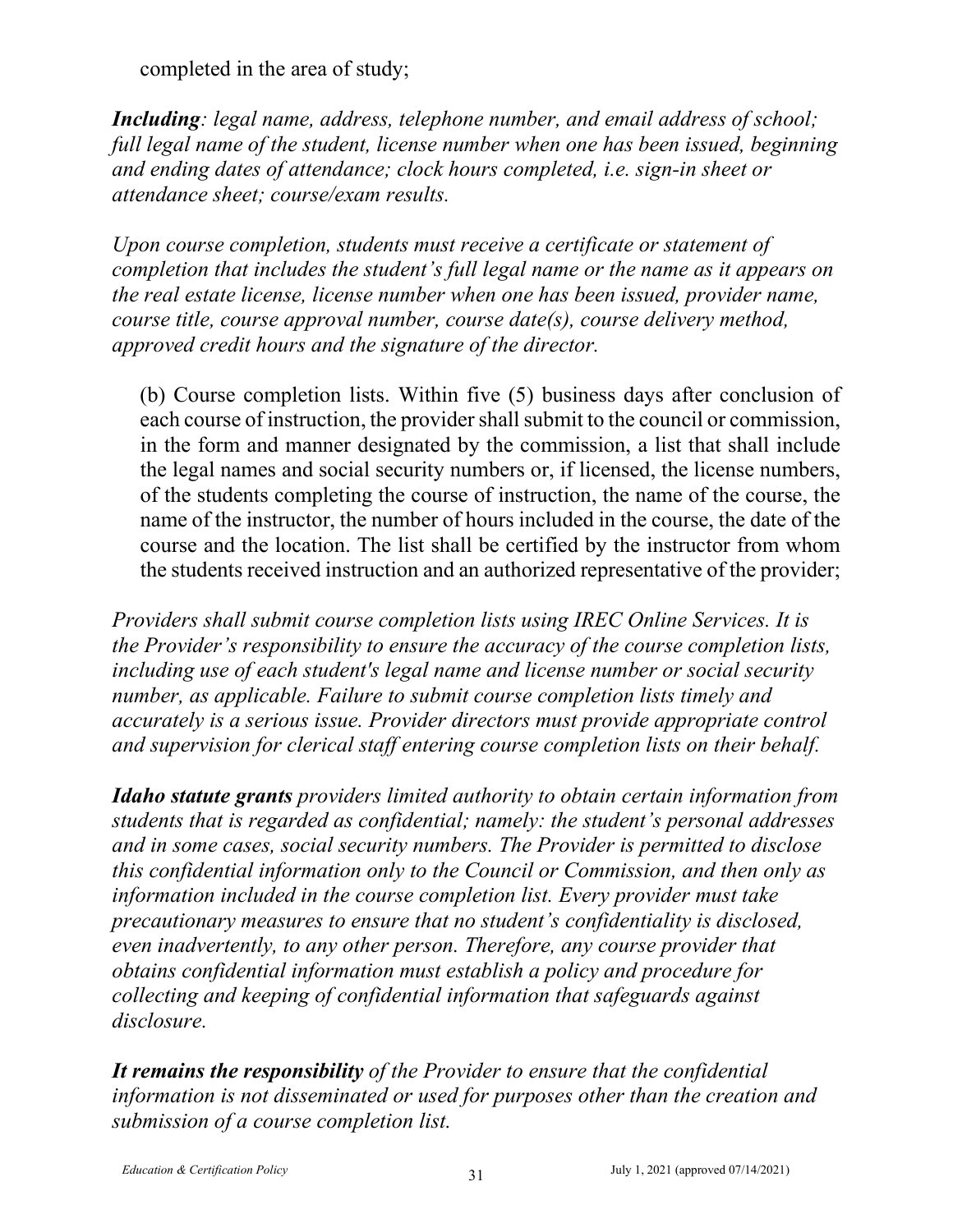completed in the area of study;

***Including**: legal name, address, telephone number, and email address of school; full legal name of the student, license number when one has been issued, beginning and ending dates of attendance; clock hours completed, i.e. sign-in sheet or attendance sheet; course/exam results.*

*Upon course completion, students must receive a certificate or statement of completion that includes the student's full legal name or the name as it appears on the real estate license, license number when one has been issued, provider name, course title, course approval number, course date(s), course delivery method, approved credit hours and the signature of the director.*

(b) Course completion lists. Within five (5) business days after conclusion of each course of instruction, the provider shall submit to the council or commission, in the form and manner designated by the commission, a list that shall include the legal names and social security numbers or, if licensed, the license numbers, of the students completing the course of instruction, the name of the course, the name of the instructor, the number of hours included in the course, the date of the course and the location. The list shall be certified by the instructor from whom the students received instruction and an authorized representative of the provider;

*Providers shall submit course completion lists using IREC Online Services. It is the Provider's responsibility to ensure the accuracy of the course completion lists, including use of each student's legal name and license number or social security number, as applicable. Failure to submit course completion lists timely and accurately is a serious issue. Provider directors must provide appropriate control and supervision for clerical staff entering course completion lists on their behalf.*

***Idaho statute grants** providers limited authority to obtain certain information from students that is regarded as confidential; namely: the student's personal addresses and in some cases, social security numbers. The Provider is permitted to disclose this confidential information only to the Council or Commission, and then only as information included in the course completion list. Every provider must take precautionary measures to ensure that no student's confidentiality is disclosed, even inadvertently, to any other person. Therefore, any course provider that obtains confidential information must establish a policy and procedure for collecting and keeping of confidential information that safeguards against disclosure.*

***It remains the responsibility** of the Provider to ensure that the confidential information is not disseminated or used for purposes other than the creation and submission of a course completion list.*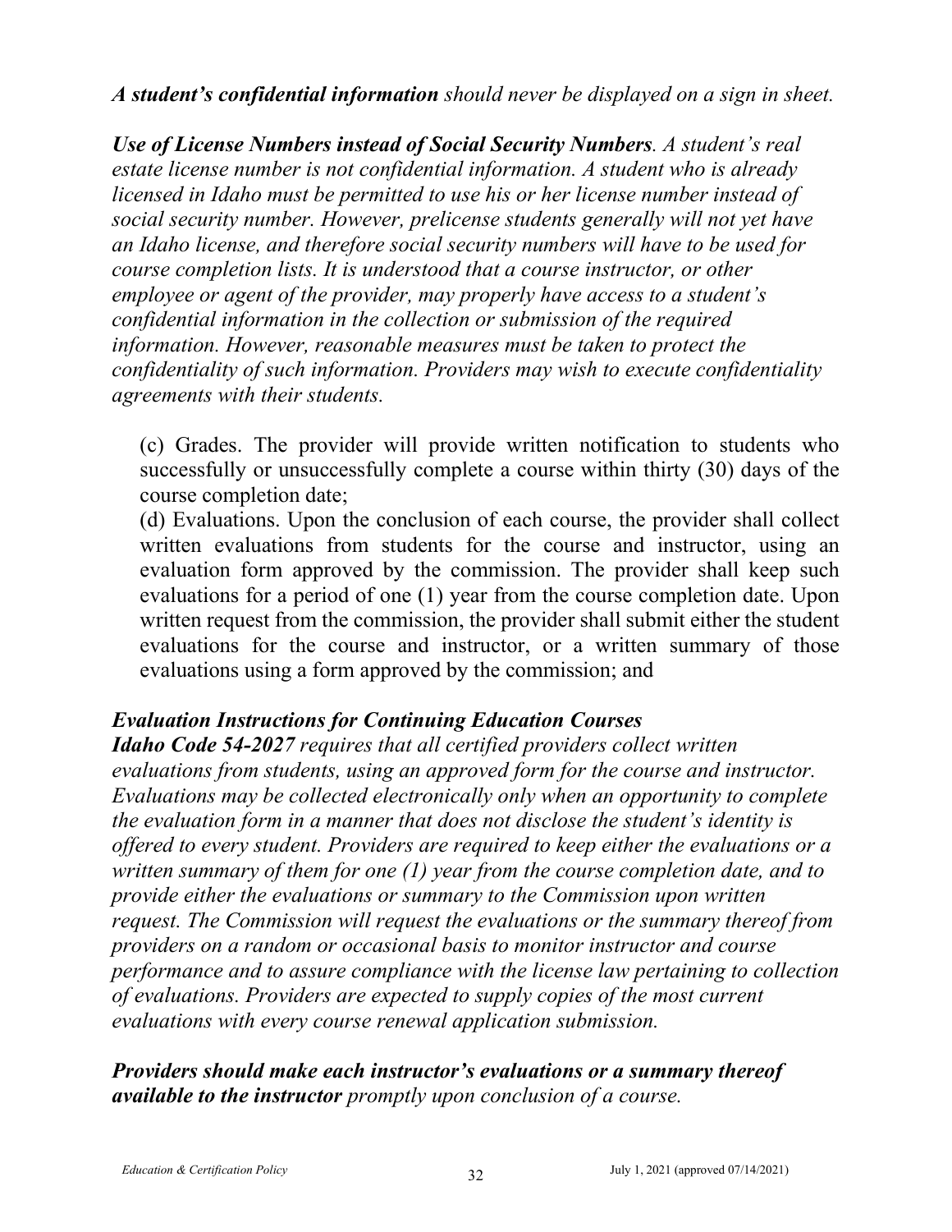*__A student's confidential information__ should never be displayed on a sign in sheet.*

*__Use of License Numbers instead of Social Security Numbers__. A student's real estate license number is not confidential information. A student who is already licensed in Idaho must be permitted to use his or her license number instead of social security number. However, prelicense students generally will not yet have an Idaho license, and therefore social security numbers will have to be used for course completion lists. It is understood that a course instructor, or other employee or agent of the provider, may properly have access to a student's confidential information in the collection or submission of the required information. However, reasonable measures must be taken to protect the confidentiality of such information. Providers may wish to execute confidentiality agreements with their students.*

> (c) Grades. The provider will provide written notification to students who successfully or unsuccessfully complete a course within thirty (30) days of the course completion date;
>
> (d) Evaluations. Upon the conclusion of each course, the provider shall collect written evaluations from students for the course and instructor, using an evaluation form approved by the commission. The provider shall keep such evaluations for a period of one (1) year from the course completion date. Upon written request from the commission, the provider shall submit either the student evaluations for the course and instructor, or a written summary of those evaluations using a form approved by the commission; and

***Evaluation Instructions for Continuing Education Courses***

*__Idaho Code 54-2027__ requires that all certified providers collect written evaluations from students, using an approved form for the course and instructor. Evaluations may be collected electronically only when an opportunity to complete the evaluation form in a manner that does not disclose the student's identity is offered to every student. Providers are required to keep either the evaluations or a written summary of them for one (1) year from the course completion date, and to provide either the evaluations or summary to the Commission upon written request. The Commission will request the evaluations or the summary thereof from providers on a random or occasional basis to monitor instructor and course performance and to assure compliance with the license law pertaining to collection of evaluations. Providers are expected to supply copies of the most current evaluations with every course renewal application submission.*

*__Providers should make each instructor's evaluations or a summary thereof available to the instructor__ promptly upon conclusion of a course.*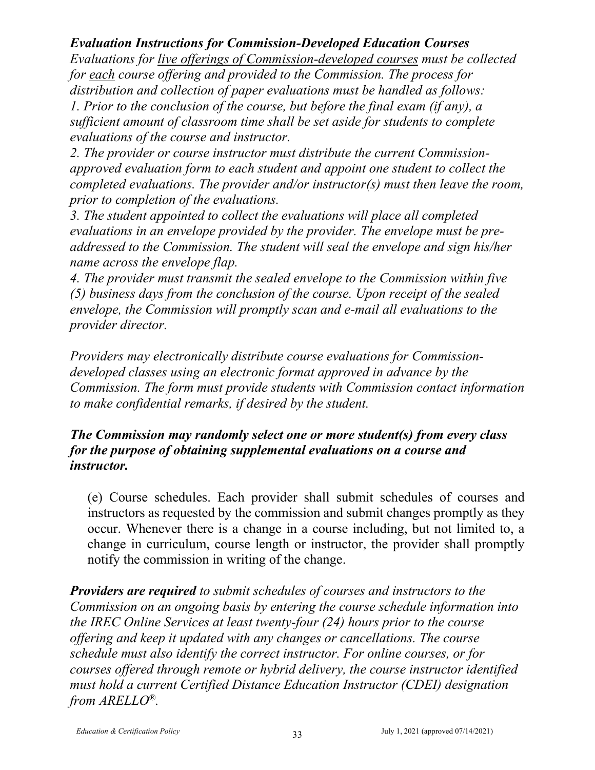***Evaluation Instructions for Commission-Developed Education Courses***

*Evaluations for live offerings of Commission-developed courses must be collected for each course offering and provided to the Commission. The process for distribution and collection of paper evaluations must be handled as follows:*

*1. Prior to the conclusion of the course, but before the final exam (if any), a sufficient amount of classroom time shall be set aside for students to complete evaluations of the course and instructor.*

*2. The provider or course instructor must distribute the current Commission-approved evaluation form to each student and appoint one student to collect the completed evaluations. The provider and/or instructor(s) must then leave the room, prior to completion of the evaluations.*

*3. The student appointed to collect the evaluations will place all completed evaluations in an envelope provided by the provider. The envelope must be pre-addressed to the Commission. The student will seal the envelope and sign his/her name across the envelope flap.*

*4. The provider must transmit the sealed envelope to the Commission within five (5) business days from the conclusion of the course. Upon receipt of the sealed envelope, the Commission will promptly scan and e-mail all evaluations to the provider director.*

*Providers may electronically distribute course evaluations for Commission-developed classes using an electronic format approved in advance by the Commission. The form must provide students with Commission contact information to make confidential remarks, if desired by the student.*

***The Commission may randomly select one or more student(s) from every class for the purpose of obtaining supplemental evaluations on a course and instructor.***

(e) Course schedules. Each provider shall submit schedules of courses and instructors as requested by the commission and submit changes promptly as they occur. Whenever there is a change in a course including, but not limited to, a change in curriculum, course length or instructor, the provider shall promptly notify the commission in writing of the change.

***Providers are required*** *to submit schedules of courses and instructors to the Commission on an ongoing basis by entering the course schedule information into the IREC Online Services at least twenty-four (24) hours prior to the course offering and keep it updated with any changes or cancellations. The course schedule must also identify the correct instructor. For online courses, or for courses offered through remote or hybrid delivery, the course instructor identified must hold a current Certified Distance Education Instructor (CDEI) designation from ARELLO®.*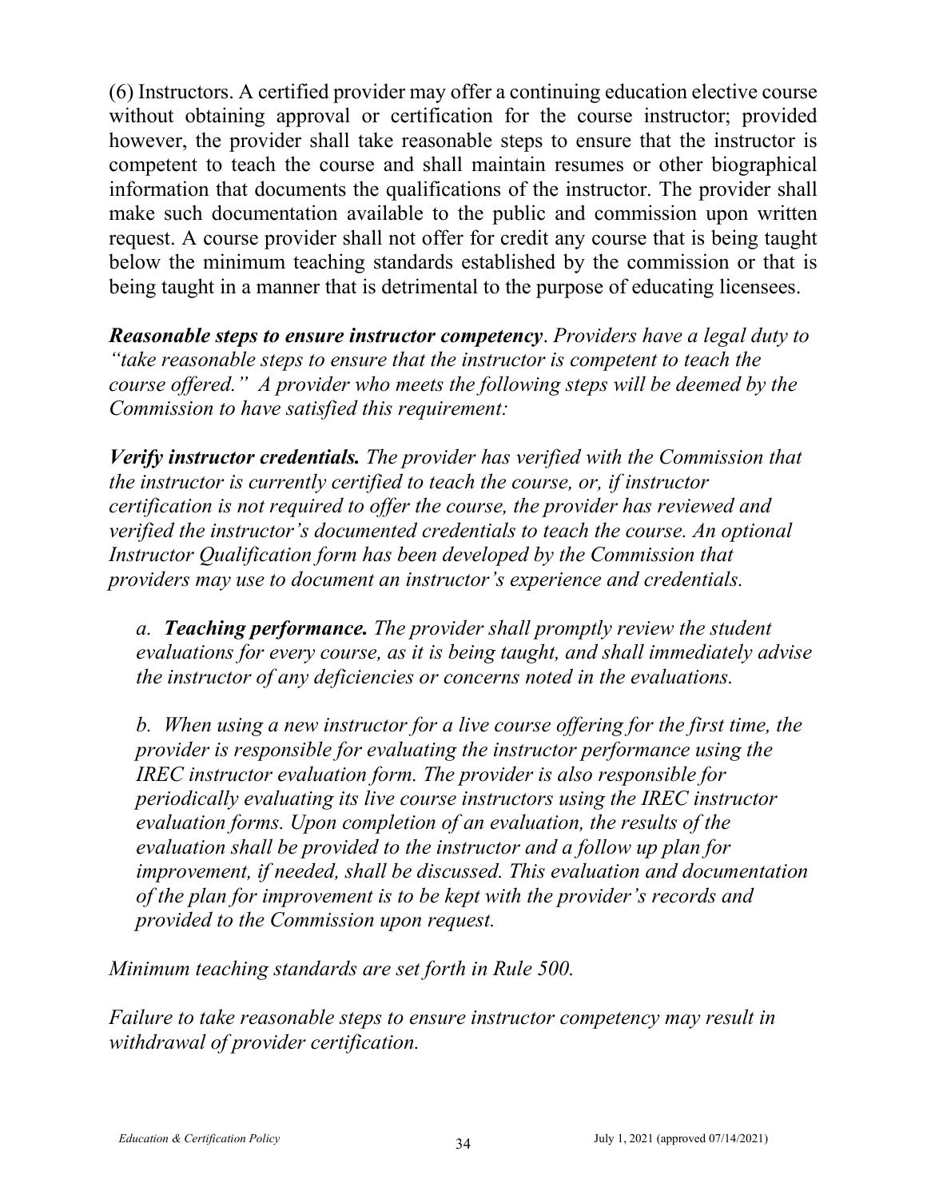(6) Instructors. A certified provider may offer a continuing education elective course without obtaining approval or certification for the course instructor; provided however, the provider shall take reasonable steps to ensure that the instructor is competent to teach the course and shall maintain resumes or other biographical information that documents the qualifications of the instructor. The provider shall make such documentation available to the public and commission upon written request. A course provider shall not offer for credit any course that is being taught below the minimum teaching standards established by the commission or that is being taught in a manner that is detrimental to the purpose of educating licensees.

***Reasonable steps to ensure instructor competency***. *Providers have a legal duty to "take reasonable steps to ensure that the instructor is competent to teach the course offered." A provider who meets the following steps will be deemed by the Commission to have satisfied this requirement:*

***Verify instructor credentials.*** *The provider has verified with the Commission that the instructor is currently certified to teach the course, or, if instructor certification is not required to offer the course, the provider has reviewed and verified the instructor's documented credentials to teach the course. An optional Instructor Qualification form has been developed by the Commission that providers may use to document an instructor's experience and credentials.*

> *a.* ***Teaching performance.*** *The provider shall promptly review the student evaluations for every course, as it is being taught, and shall immediately advise the instructor of any deficiencies or concerns noted in the evaluations.*
>
> *b. When using a new instructor for a live course offering for the first time, the provider is responsible for evaluating the instructor performance using the IREC instructor evaluation form. The provider is also responsible for periodically evaluating its live course instructors using the IREC instructor evaluation forms. Upon completion of an evaluation, the results of the evaluation shall be provided to the instructor and a follow up plan for improvement, if needed, shall be discussed. This evaluation and documentation of the plan for improvement is to be kept with the provider's records and provided to the Commission upon request.*

*Minimum teaching standards are set forth in Rule 500.*

*Failure to take reasonable steps to ensure instructor competency may result in withdrawal of provider certification.*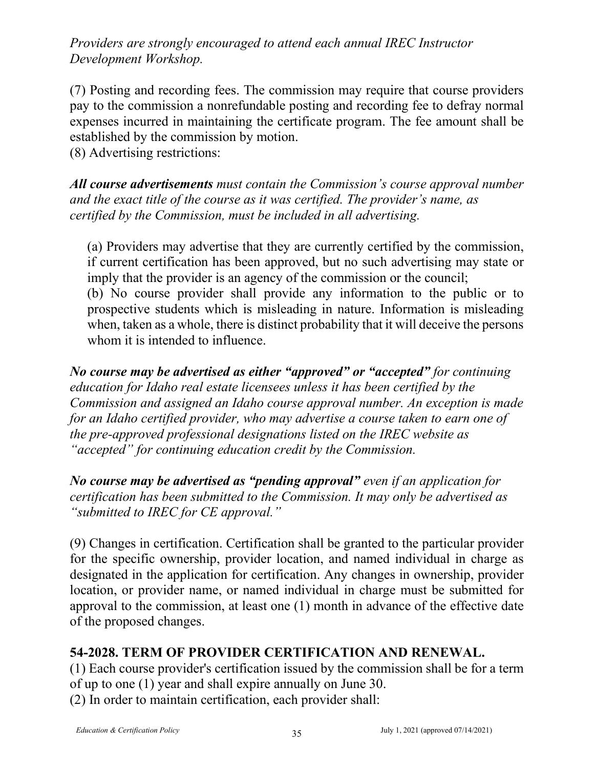*Providers are strongly encouraged to attend each annual IREC Instructor Development Workshop.*

(7) Posting and recording fees. The commission may require that course providers pay to the commission a nonrefundable posting and recording fee to defray normal expenses incurred in maintaining the certificate program. The fee amount shall be established by the commission by motion.

(8) Advertising restrictions:

***All course advertisements*** *must contain the Commission's course approval number and the exact title of the course as it was certified. The provider's name, as certified by the Commission, must be included in all advertising.*

(a) Providers may advertise that they are currently certified by the commission, if current certification has been approved, but no such advertising may state or imply that the provider is an agency of the commission or the council;

(b) No course provider shall provide any information to the public or to prospective students which is misleading in nature. Information is misleading when, taken as a whole, there is distinct probability that it will deceive the persons whom it is intended to influence.

***No course may be advertised as either "approved" or "accepted"*** *for continuing education for Idaho real estate licensees unless it has been certified by the Commission and assigned an Idaho course approval number. An exception is made for an Idaho certified provider, who may advertise a course taken to earn one of the pre-approved professional designations listed on the IREC website as "accepted" for continuing education credit by the Commission.*

***No course may be advertised as "pending approval"*** *even if an application for certification has been submitted to the Commission. It may only be advertised as "submitted to IREC for CE approval."*

(9) Changes in certification. Certification shall be granted to the particular provider for the specific ownership, provider location, and named individual in charge as designated in the application for certification. Any changes in ownership, provider location, or provider name, or named individual in charge must be submitted for approval to the commission, at least one (1) month in advance of the effective date of the proposed changes.

## 54-2028. TERM OF PROVIDER CERTIFICATION AND RENEWAL.

(1) Each course provider's certification issued by the commission shall be for a term of up to one (1) year and shall expire annually on June 30.

(2) In order to maintain certification, each provider shall: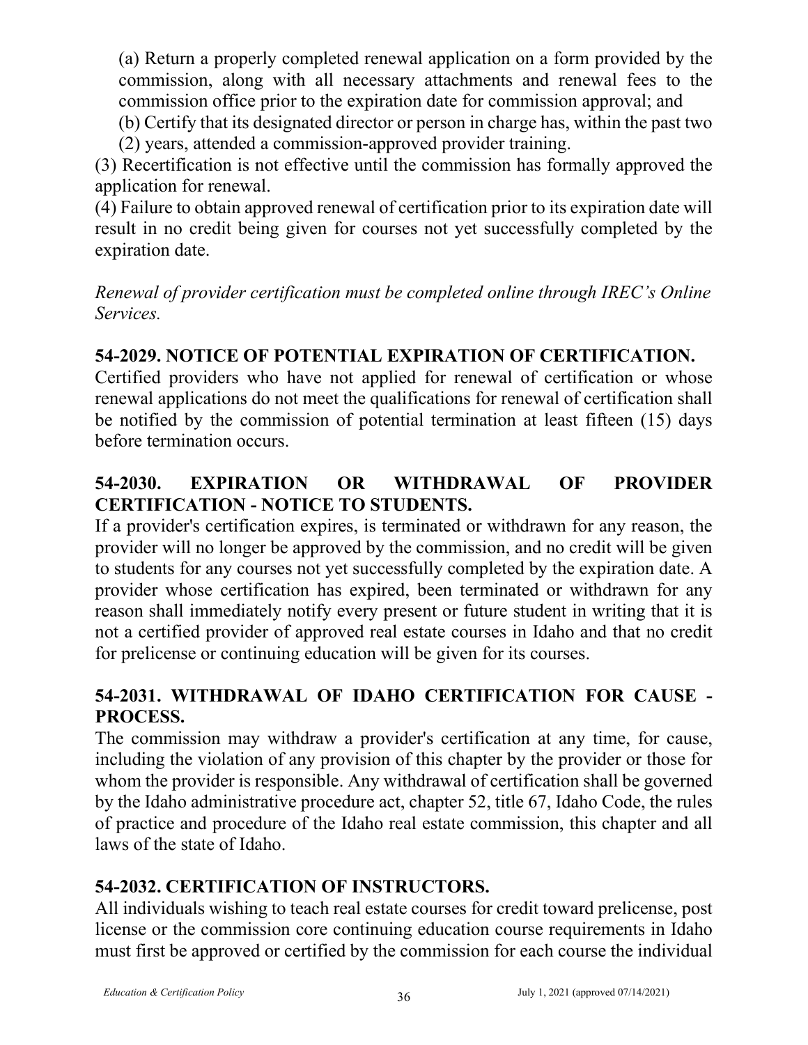(a) Return a properly completed renewal application on a form provided by the commission, along with all necessary attachments and renewal fees to the commission office prior to the expiration date for commission approval; and

(b) Certify that its designated director or person in charge has, within the past two (2) years, attended a commission-approved provider training.

(3) Recertification is not effective until the commission has formally approved the application for renewal.

(4) Failure to obtain approved renewal of certification prior to its expiration date will result in no credit being given for courses not yet successfully completed by the expiration date.

*Renewal of provider certification must be completed online through IREC's Online Services.*

## 54-2029. NOTICE OF POTENTIAL EXPIRATION OF CERTIFICATION.

Certified providers who have not applied for renewal of certification or whose renewal applications do not meet the qualifications for renewal of certification shall be notified by the commission of potential termination at least fifteen (15) days before termination occurs.

## 54-2030. EXPIRATION OR WITHDRAWAL OF PROVIDER CERTIFICATION - NOTICE TO STUDENTS.

If a provider's certification expires, is terminated or withdrawn for any reason, the provider will no longer be approved by the commission, and no credit will be given to students for any courses not yet successfully completed by the expiration date. A provider whose certification has expired, been terminated or withdrawn for any reason shall immediately notify every present or future student in writing that it is not a certified provider of approved real estate courses in Idaho and that no credit for prelicense or continuing education will be given for its courses.

## 54-2031. WITHDRAWAL OF IDAHO CERTIFICATION FOR CAUSE - PROCESS.

The commission may withdraw a provider's certification at any time, for cause, including the violation of any provision of this chapter by the provider or those for whom the provider is responsible. Any withdrawal of certification shall be governed by the Idaho administrative procedure act, chapter 52, title 67, Idaho Code, the rules of practice and procedure of the Idaho real estate commission, this chapter and all laws of the state of Idaho.

## 54-2032. CERTIFICATION OF INSTRUCTORS.

All individuals wishing to teach real estate courses for credit toward prelicense, post license or the commission core continuing education course requirements in Idaho must first be approved or certified by the commission for each course the individual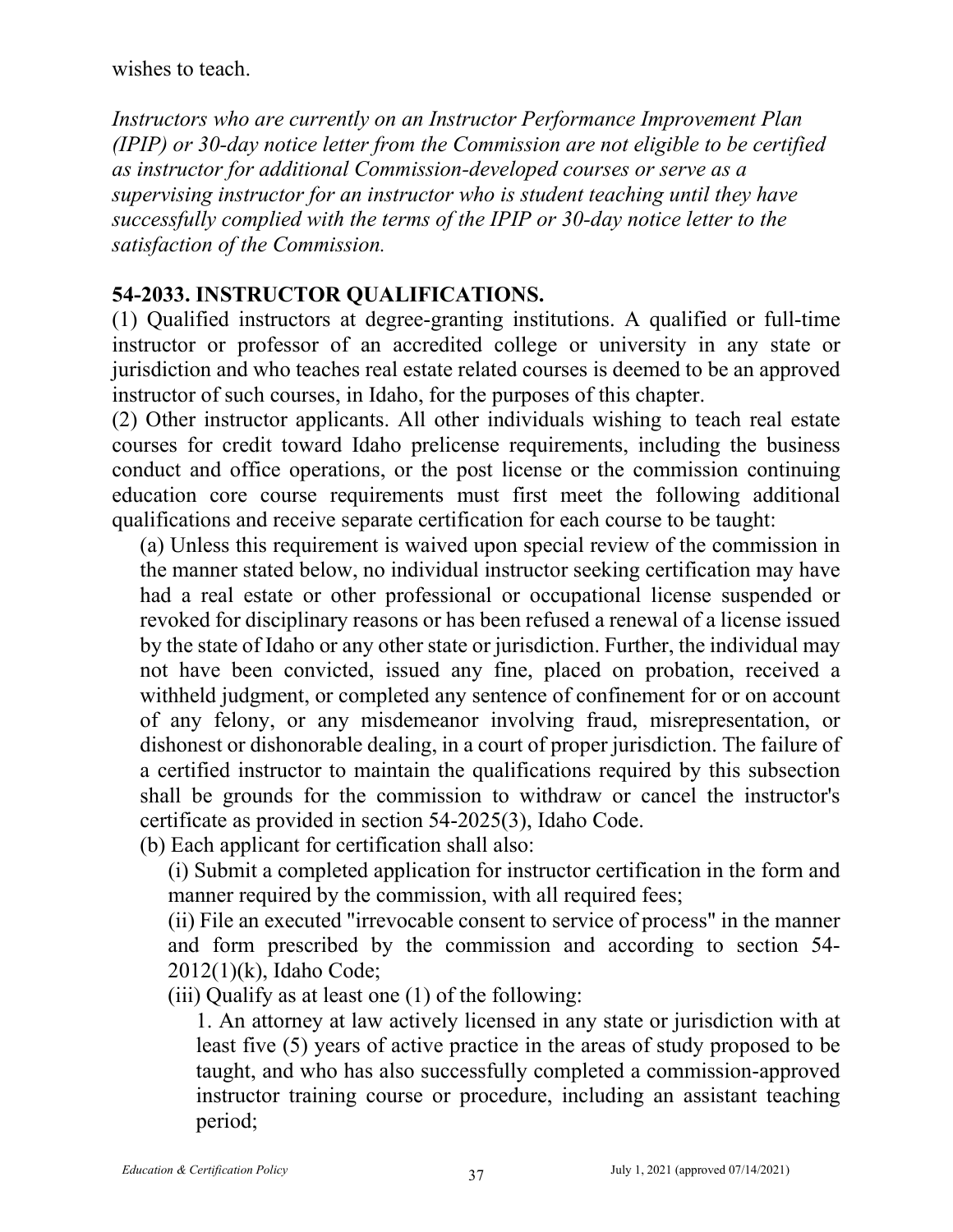wishes to teach.

*Instructors who are currently on an Instructor Performance Improvement Plan (IPIP) or 30-day notice letter from the Commission are not eligible to be certified as instructor for additional Commission-developed courses or serve as a supervising instructor for an instructor who is student teaching until they have successfully complied with the terms of the IPIP or 30-day notice letter to the satisfaction of the Commission.*

### 54-2033. INSTRUCTOR QUALIFICATIONS.

(1) Qualified instructors at degree-granting institutions. A qualified or full-time instructor or professor of an accredited college or university in any state or jurisdiction and who teaches real estate related courses is deemed to be an approved instructor of such courses, in Idaho, for the purposes of this chapter.

(2) Other instructor applicants. All other individuals wishing to teach real estate courses for credit toward Idaho prelicense requirements, including the business conduct and office operations, or the post license or the commission continuing education core course requirements must first meet the following additional qualifications and receive separate certification for each course to be taught:

(a) Unless this requirement is waived upon special review of the commission in the manner stated below, no individual instructor seeking certification may have had a real estate or other professional or occupational license suspended or revoked for disciplinary reasons or has been refused a renewal of a license issued by the state of Idaho or any other state or jurisdiction. Further, the individual may not have been convicted, issued any fine, placed on probation, received a withheld judgment, or completed any sentence of confinement for or on account of any felony, or any misdemeanor involving fraud, misrepresentation, or dishonest or dishonorable dealing, in a court of proper jurisdiction. The failure of a certified instructor to maintain the qualifications required by this subsection shall be grounds for the commission to withdraw or cancel the instructor's certificate as provided in section 54-2025(3), Idaho Code.

(b) Each applicant for certification shall also:

(i) Submit a completed application for instructor certification in the form and manner required by the commission, with all required fees;

(ii) File an executed "irrevocable consent to service of process" in the manner and form prescribed by the commission and according to section 54-2012(1)(k), Idaho Code;

(iii) Qualify as at least one (1) of the following:

1. An attorney at law actively licensed in any state or jurisdiction with at least five (5) years of active practice in the areas of study proposed to be taught, and who has also successfully completed a commission-approved instructor training course or procedure, including an assistant teaching period;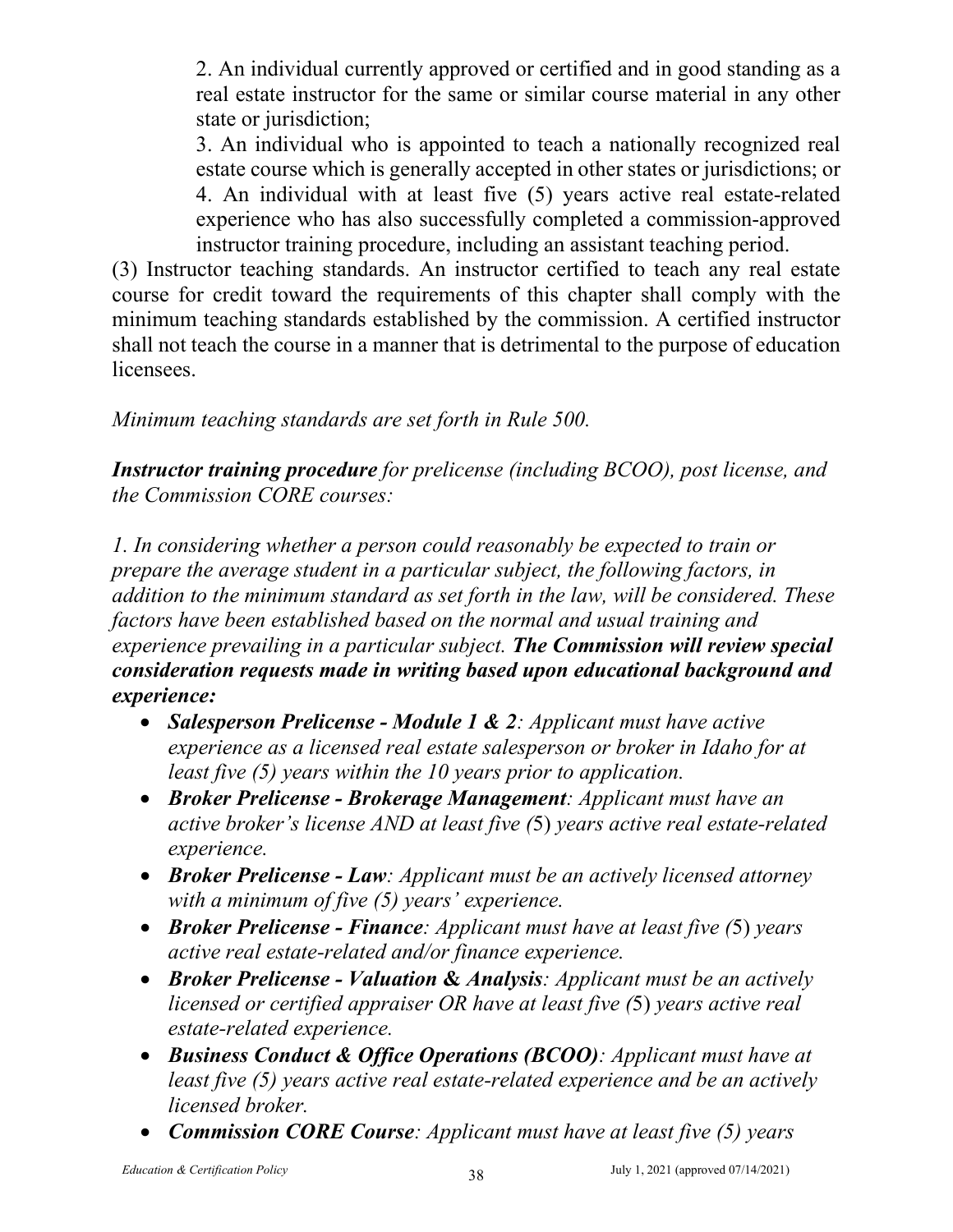2. An individual currently approved or certified and in good standing as a real estate instructor for the same or similar course material in any other state or jurisdiction;

3. An individual who is appointed to teach a nationally recognized real estate course which is generally accepted in other states or jurisdictions; or

4. An individual with at least five (5) years active real estate-related experience who has also successfully completed a commission-approved instructor training procedure, including an assistant teaching period.

(3) Instructor teaching standards. An instructor certified to teach any real estate course for credit toward the requirements of this chapter shall comply with the minimum teaching standards established by the commission. A certified instructor shall not teach the course in a manner that is detrimental to the purpose of education licensees.

*Minimum teaching standards are set forth in Rule 500.*

***Instructor training procedure*** *for prelicense (including BCOO), post license, and the Commission CORE courses:*

*1. In considering whether a person could reasonably be expected to train or prepare the average student in a particular subject, the following factors, in addition to the minimum standard as set forth in the law, will be considered. These factors have been established based on the normal and usual training and experience prevailing in a particular subject.* ***The Commission will review special consideration requests made in writing based upon educational background and experience:***

- ***Salesperson Prelicense - Module 1 & 2****: Applicant must have active experience as a licensed real estate salesperson or broker in Idaho for at least five (5) years within the 10 years prior to application.*
- ***Broker Prelicense - Brokerage Management****: Applicant must have an active broker's license AND at least five (5) years active real estate-related experience.*
- ***Broker Prelicense - Law****: Applicant must be an actively licensed attorney with a minimum of five (5) years' experience.*
- ***Broker Prelicense - Finance****: Applicant must have at least five (5) years active real estate-related and/or finance experience.*
- ***Broker Prelicense - Valuation & Analysis****: Applicant must be an actively licensed or certified appraiser OR have at least five (5) years active real estate-related experience.*
- ***Business Conduct & Office Operations (BCOO)****: Applicant must have at least five (5) years active real estate-related experience and be an actively licensed broker.*
- ***Commission CORE Course****: Applicant must have at least five (5) years*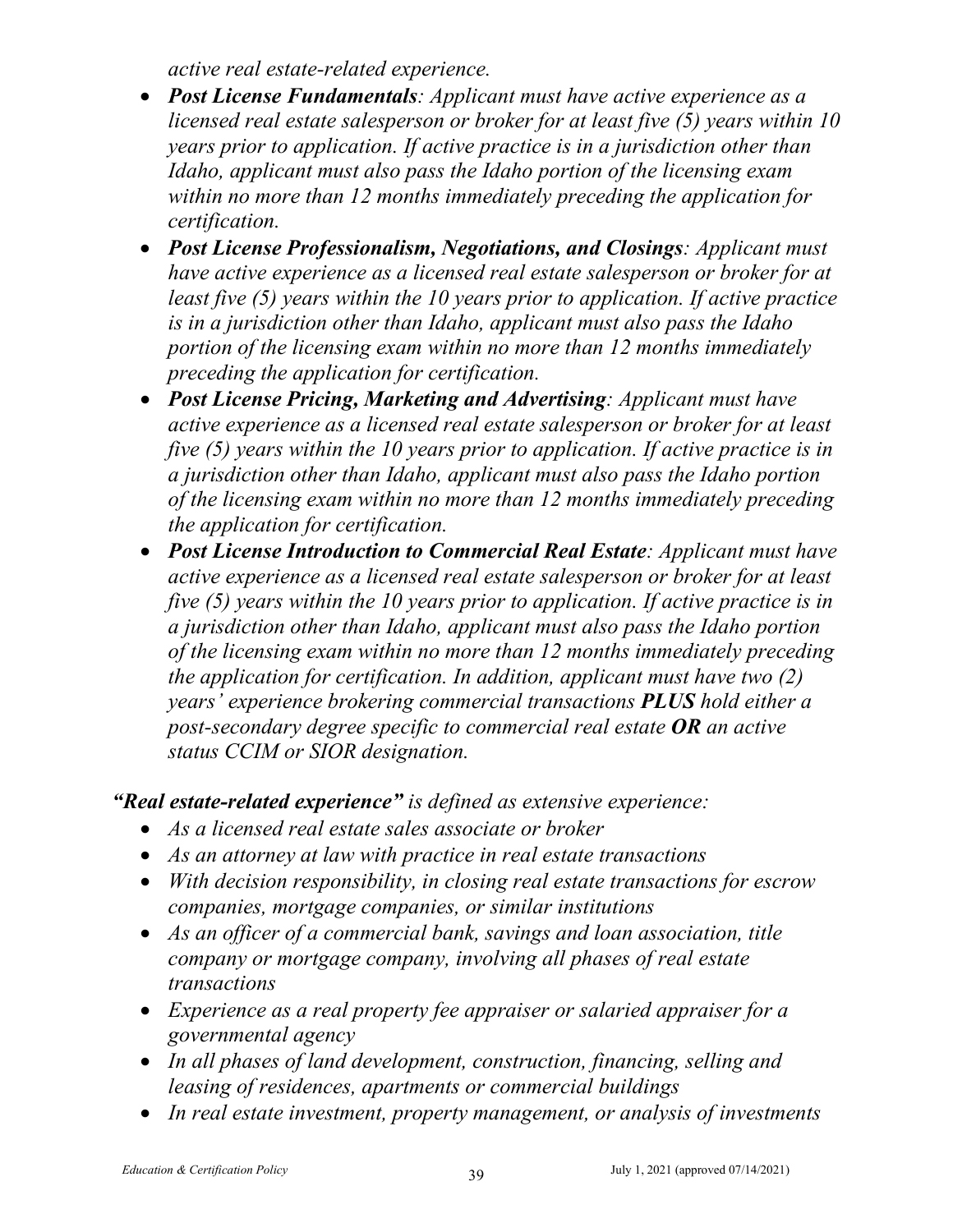*active real estate-related experience.*

- ***Post License Fundamentals**: Applicant must have active experience as a licensed real estate salesperson or broker for at least five (5) years within 10 years prior to application. If active practice is in a jurisdiction other than Idaho, applicant must also pass the Idaho portion of the licensing exam within no more than 12 months immediately preceding the application for certification.*
- ***Post License Professionalism, Negotiations, and Closings**: Applicant must have active experience as a licensed real estate salesperson or broker for at least five (5) years within the 10 years prior to application. If active practice is in a jurisdiction other than Idaho, applicant must also pass the Idaho portion of the licensing exam within no more than 12 months immediately preceding the application for certification.*
- ***Post License Pricing, Marketing and Advertising**: Applicant must have active experience as a licensed real estate salesperson or broker for at least five (5) years within the 10 years prior to application. If active practice is in a jurisdiction other than Idaho, applicant must also pass the Idaho portion of the licensing exam within no more than 12 months immediately preceding the application for certification.*
- ***Post License Introduction to Commercial Real Estate**: Applicant must have active experience as a licensed real estate salesperson or broker for at least five (5) years within the 10 years prior to application. If active practice is in a jurisdiction other than Idaho, applicant must also pass the Idaho portion of the licensing exam within no more than 12 months immediately preceding the application for certification. In addition, applicant must have two (2) years' experience brokering commercial transactions **PLUS** hold either a post-secondary degree specific to commercial real estate **OR** an active status CCIM or SIOR designation.*

***"Real estate-related experience"** is defined as extensive experience:*

- *As a licensed real estate sales associate or broker*
- *As an attorney at law with practice in real estate transactions*
- *With decision responsibility, in closing real estate transactions for escrow companies, mortgage companies, or similar institutions*
- *As an officer of a commercial bank, savings and loan association, title company or mortgage company, involving all phases of real estate transactions*
- *Experience as a real property fee appraiser or salaried appraiser for a governmental agency*
- *In all phases of land development, construction, financing, selling and leasing of residences, apartments or commercial buildings*
- *In real estate investment, property management, or analysis of investments*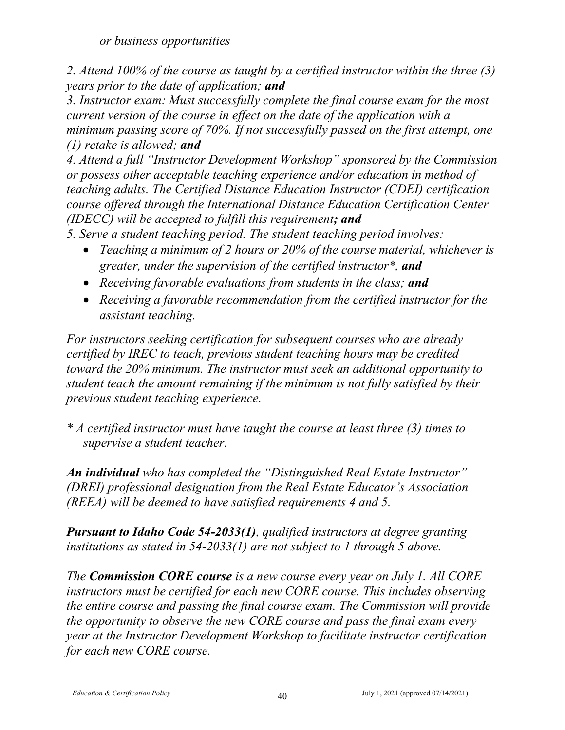*or business opportunities*

*2. Attend 100% of the course as taught by a certified instructor within the three (3) years prior to the date of application; **and***

*3. Instructor exam: Must successfully complete the final course exam for the most current version of the course in effect on the date of the application with a minimum passing score of 70%. If not successfully passed on the first attempt, one (1) retake is allowed; **and***

*4. Attend a full "Instructor Development Workshop" sponsored by the Commission or possess other acceptable teaching experience and/or education in method of teaching adults. The Certified Distance Education Instructor (CDEI) certification course offered through the International Distance Education Certification Center (IDECC) will be accepted to fulfill this requirement**; and***

*5. Serve a student teaching period. The student teaching period involves:*

- *Teaching a minimum of 2 hours or 20% of the course material, whichever is greater, under the supervision of the certified instructor*, **and***
- *Receiving favorable evaluations from students in the class; **and***
- *Receiving a favorable recommendation from the certified instructor for the assistant teaching.*

*For instructors seeking certification for subsequent courses who are already certified by IREC to teach, previous student teaching hours may be credited toward the 20% minimum. The instructor must seek an additional opportunity to student teach the amount remaining if the minimum is not fully satisfied by their previous student teaching experience.*

** A certified instructor must have taught the course at least three (3) times to supervise a student teacher.*

***An individual** who has completed the "Distinguished Real Estate Instructor" (DREI) professional designation from the Real Estate Educator's Association (REEA) will be deemed to have satisfied requirements 4 and 5.*

***Pursuant to Idaho Code 54-2033(1)**, qualified instructors at degree granting institutions as stated in 54-2033(1) are not subject to 1 through 5 above.*

*The **Commission CORE course** is a new course every year on July 1. All CORE instructors must be certified for each new CORE course. This includes observing the entire course and passing the final course exam. The Commission will provide the opportunity to observe the new CORE course and pass the final exam every year at the Instructor Development Workshop to facilitate instructor certification for each new CORE course.*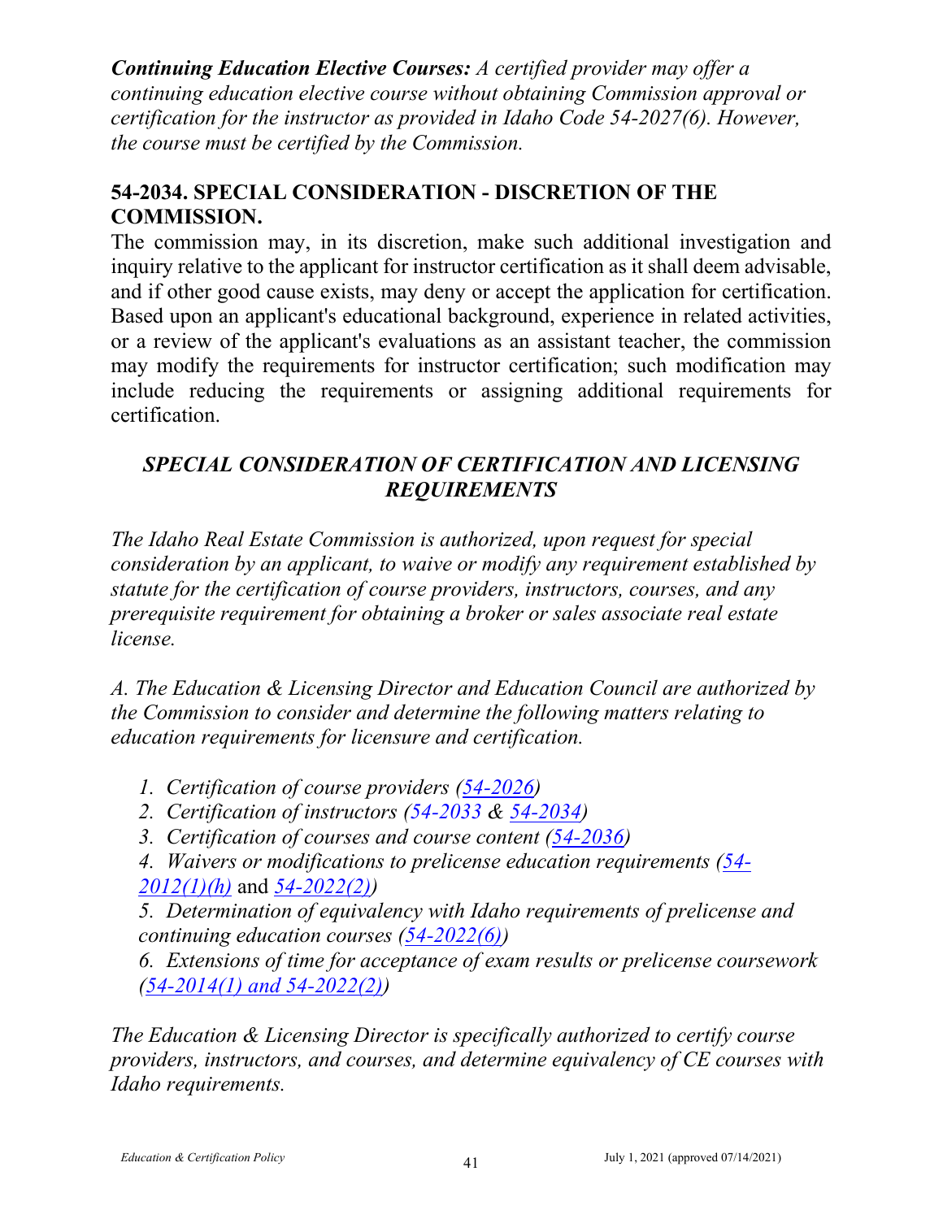***Continuing Education Elective Courses:*** *A certified provider may offer a continuing education elective course without obtaining Commission approval or certification for the instructor as provided in Idaho Code 54-2027(6). However, the course must be certified by the Commission.*

## 54-2034. SPECIAL CONSIDERATION - DISCRETION OF THE COMMISSION.

The commission may, in its discretion, make such additional investigation and inquiry relative to the applicant for instructor certification as it shall deem advisable, and if other good cause exists, may deny or accept the application for certification. Based upon an applicant's educational background, experience in related activities, or a review of the applicant's evaluations as an assistant teacher, the commission may modify the requirements for instructor certification; such modification may include reducing the requirements or assigning additional requirements for certification.

### *SPECIAL CONSIDERATION OF CERTIFICATION AND LICENSING REQUIREMENTS*

*The Idaho Real Estate Commission is authorized, upon request for special consideration by an applicant, to waive or modify any requirement established by statute for the certification of course providers, instructors, courses, and any prerequisite requirement for obtaining a broker or sales associate real estate license.*

*A. The Education & Licensing Director and Education Council are authorized by the Commission to consider and determine the following matters relating to education requirements for licensure and certification.*

1. *Certification of course providers (54-2026)*
2. *Certification of instructors (54-2033 & 54-2034)*
3. *Certification of courses and course content (54-2036)*
4. *Waivers or modifications to prelicense education requirements (54-2012(1)(h)* and *54-2022(2))*
5. *Determination of equivalency with Idaho requirements of prelicense and continuing education courses (54-2022(6))*
6. *Extensions of time for acceptance of exam results or prelicense coursework (54-2014(1) and 54-2022(2))*

*The Education & Licensing Director is specifically authorized to certify course providers, instructors, and courses, and determine equivalency of CE courses with Idaho requirements.*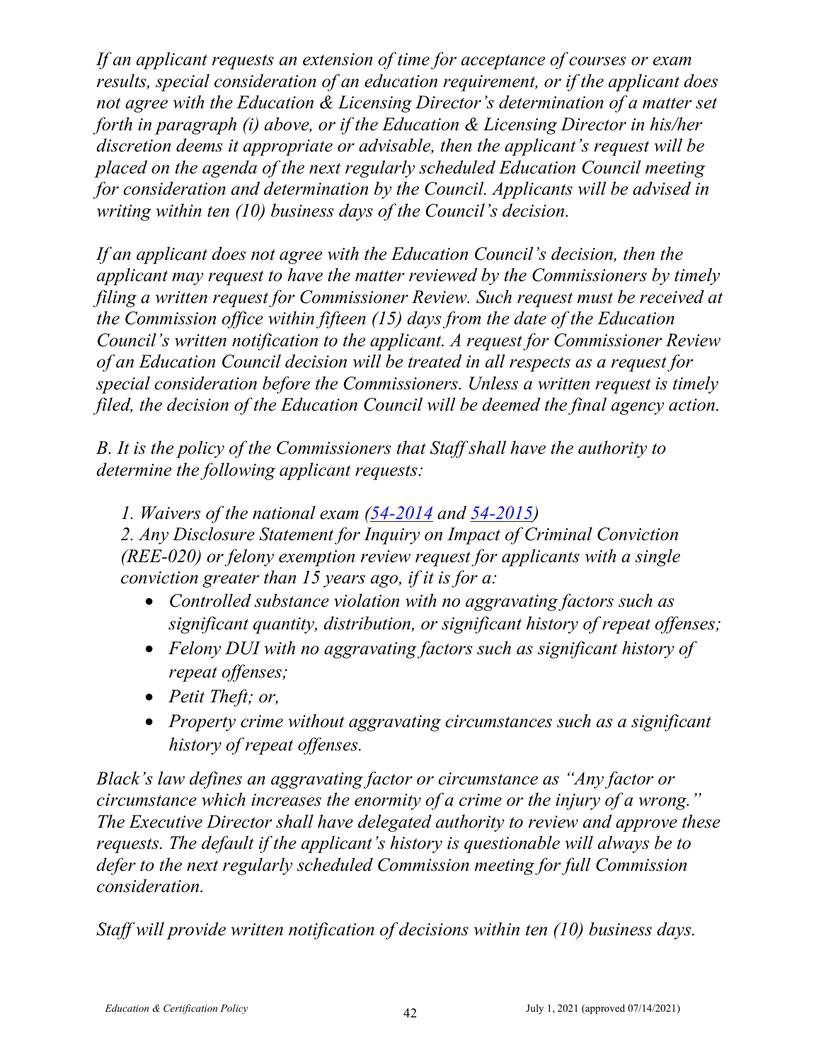*If an applicant requests an extension of time for acceptance of courses or exam results, special consideration of an education requirement, or if the applicant does not agree with the Education & Licensing Director's determination of a matter set forth in paragraph (i) above, or if the Education & Licensing Director in his/her discretion deems it appropriate or advisable, then the applicant's request will be placed on the agenda of the next regularly scheduled Education Council meeting for consideration and determination by the Council. Applicants will be advised in writing within ten (10) business days of the Council's decision.*

*If an applicant does not agree with the Education Council's decision, then the applicant may request to have the matter reviewed by the Commissioners by timely filing a written request for Commissioner Review. Such request must be received at the Commission office within fifteen (15) days from the date of the Education Council's written notification to the applicant. A request for Commissioner Review of an Education Council decision will be treated in all respects as a request for special consideration before the Commissioners. Unless a written request is timely filed, the decision of the Education Council will be deemed the final agency action.*

*B. It is the policy of the Commissioners that Staff shall have the authority to determine the following applicant requests:*

*1. Waivers of the national exam (54-2014 and 54-2015)*
*2. Any Disclosure Statement for Inquiry on Impact of Criminal Conviction (REE-020) or felony exemption review request for applicants with a single conviction greater than 15 years ago, if it is for a:*

- *Controlled substance violation with no aggravating factors such as significant quantity, distribution, or significant history of repeat offenses;*
- *Felony DUI with no aggravating factors such as significant history of repeat offenses;*
- *Petit Theft; or,*
- *Property crime without aggravating circumstances such as a significant history of repeat offenses.*

*Black's law defines an aggravating factor or circumstance as "Any factor or circumstance which increases the enormity of a crime or the injury of a wrong." The Executive Director shall have delegated authority to review and approve these requests. The default if the applicant's history is questionable will always be to defer to the next regularly scheduled Commission meeting for full Commission consideration.*

*Staff will provide written notification of decisions within ten (10) business days.*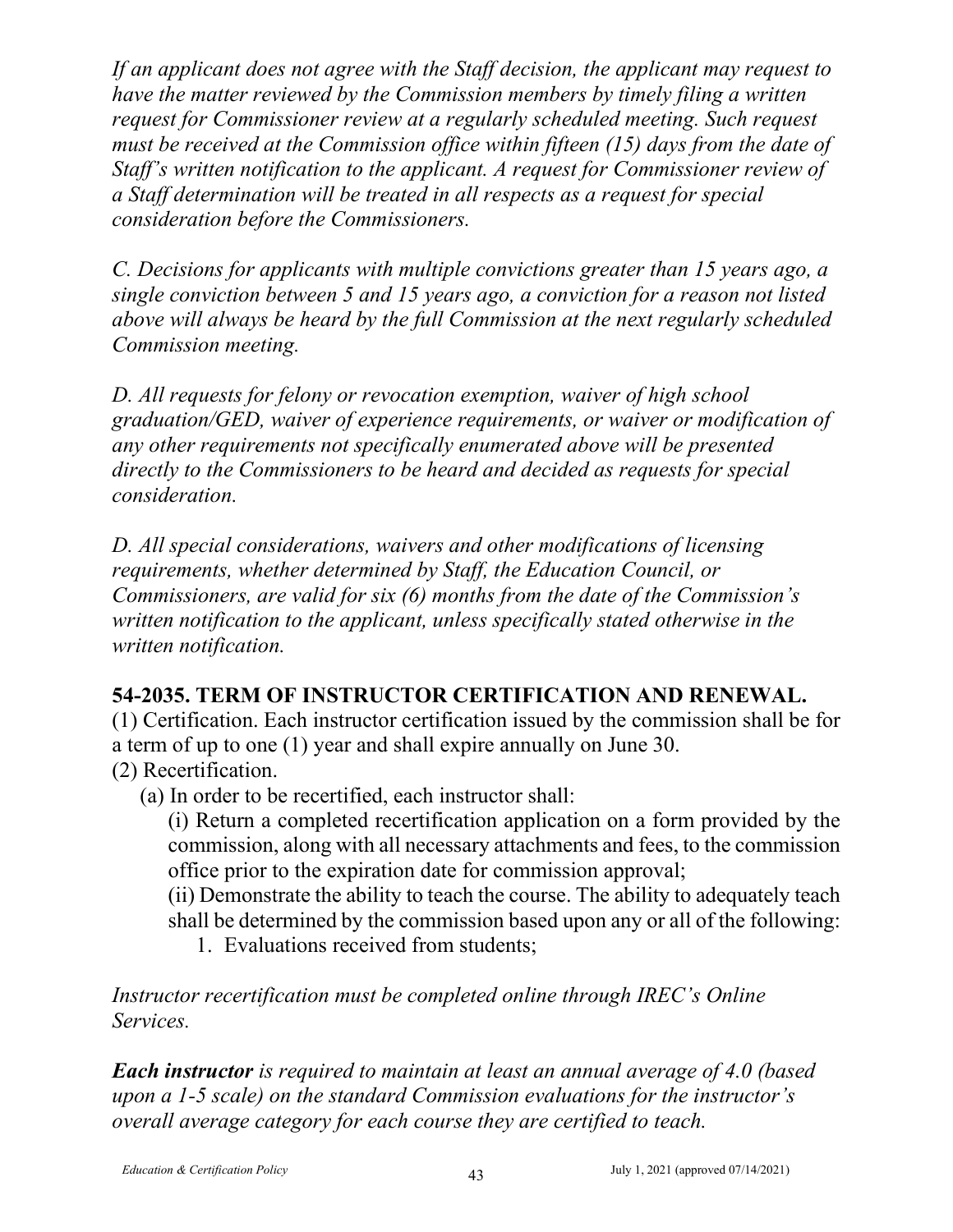*If an applicant does not agree with the Staff decision, the applicant may request to have the matter reviewed by the Commission members by timely filing a written request for Commissioner review at a regularly scheduled meeting. Such request must be received at the Commission office within fifteen (15) days from the date of Staff's written notification to the applicant. A request for Commissioner review of a Staff determination will be treated in all respects as a request for special consideration before the Commissioners.*

*C. Decisions for applicants with multiple convictions greater than 15 years ago, a single conviction between 5 and 15 years ago, a conviction for a reason not listed above will always be heard by the full Commission at the next regularly scheduled Commission meeting.*

*D. All requests for felony or revocation exemption, waiver of high school graduation/GED, waiver of experience requirements, or waiver or modification of any other requirements not specifically enumerated above will be presented directly to the Commissioners to be heard and decided as requests for special consideration.*

*D. All special considerations, waivers and other modifications of licensing requirements, whether determined by Staff, the Education Council, or Commissioners, are valid for six (6) months from the date of the Commission's written notification to the applicant, unless specifically stated otherwise in the written notification.*

## 54-2035. TERM OF INSTRUCTOR CERTIFICATION AND RENEWAL.

(1) Certification. Each instructor certification issued by the commission shall be for a term of up to one (1) year and shall expire annually on June 30.

(2) Recertification.

(a) In order to be recertified, each instructor shall:

(i) Return a completed recertification application on a form provided by the commission, along with all necessary attachments and fees, to the commission office prior to the expiration date for commission approval;

(ii) Demonstrate the ability to teach the course. The ability to adequately teach shall be determined by the commission based upon any or all of the following:

1. Evaluations received from students;

*Instructor recertification must be completed online through IREC's Online Services.*

***Each instructor*** *is required to maintain at least an annual average of 4.0 (based upon a 1-5 scale) on the standard Commission evaluations for the instructor's overall average category for each course they are certified to teach.*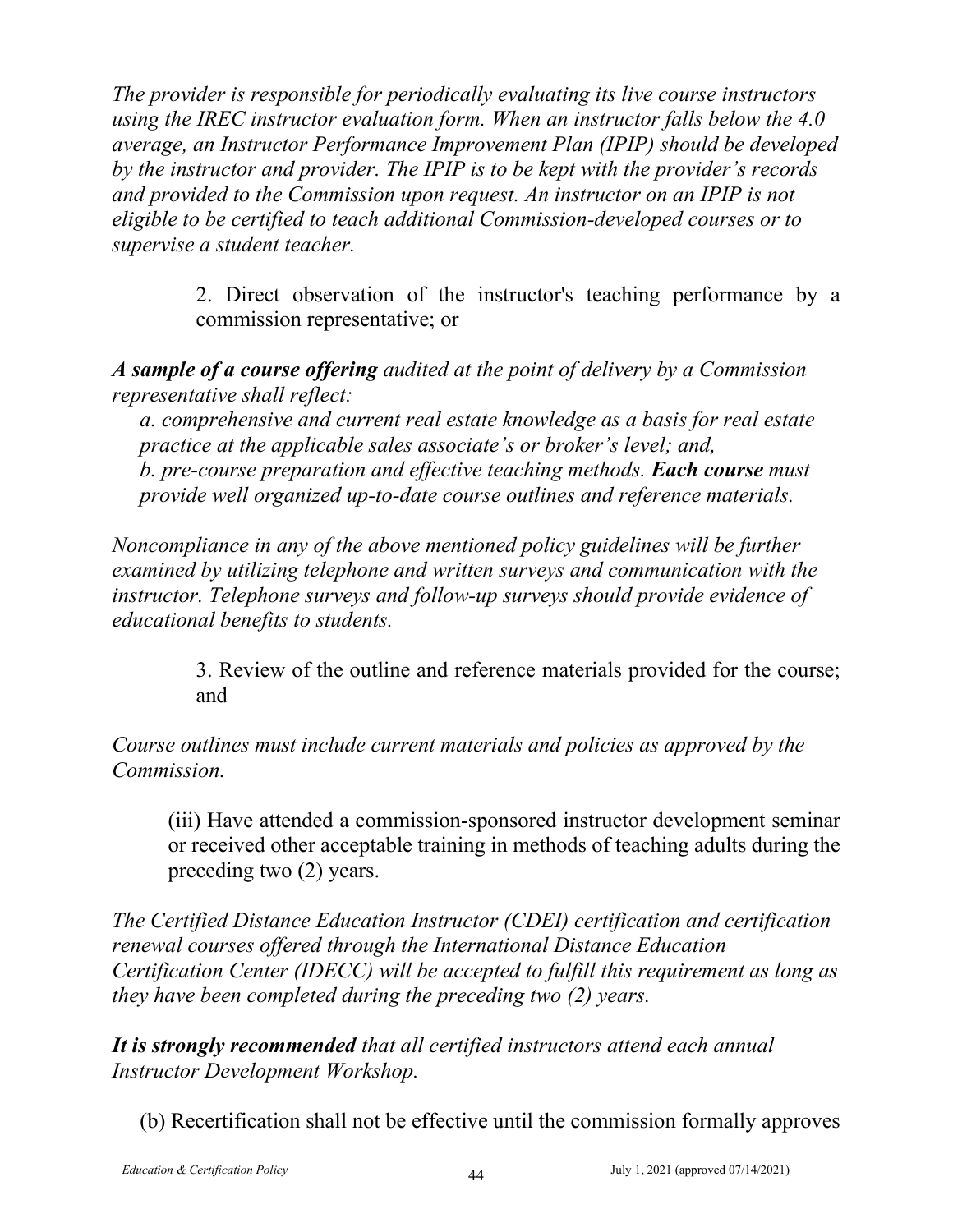*The provider is responsible for periodically evaluating its live course instructors using the IREC instructor evaluation form. When an instructor falls below the 4.0 average, an Instructor Performance Improvement Plan (IPIP) should be developed by the instructor and provider. The IPIP is to be kept with the provider's records and provided to the Commission upon request. An instructor on an IPIP is not eligible to be certified to teach additional Commission-developed courses or to supervise a student teacher.*

2. Direct observation of the instructor's teaching performance by a commission representative; or

***A sample of a course offering*** *audited at the point of delivery by a Commission representative shall reflect:*

*a. comprehensive and current real estate knowledge as a basis for real estate practice at the applicable sales associate's or broker's level; and,*
*b. pre-course preparation and effective teaching methods.* ***Each course*** *must provide well organized up-to-date course outlines and reference materials.*

*Noncompliance in any of the above mentioned policy guidelines will be further examined by utilizing telephone and written surveys and communication with the instructor. Telephone surveys and follow-up surveys should provide evidence of educational benefits to students.*

3. Review of the outline and reference materials provided for the course; and

*Course outlines must include current materials and policies as approved by the Commission.*

(iii) Have attended a commission-sponsored instructor development seminar or received other acceptable training in methods of teaching adults during the preceding two (2) years.

*The Certified Distance Education Instructor (CDEI) certification and certification renewal courses offered through the International Distance Education Certification Center (IDECC) will be accepted to fulfill this requirement as long as they have been completed during the preceding two (2) years.*

***It is strongly recommended*** *that all certified instructors attend each annual Instructor Development Workshop.*

(b) Recertification shall not be effective until the commission formally approves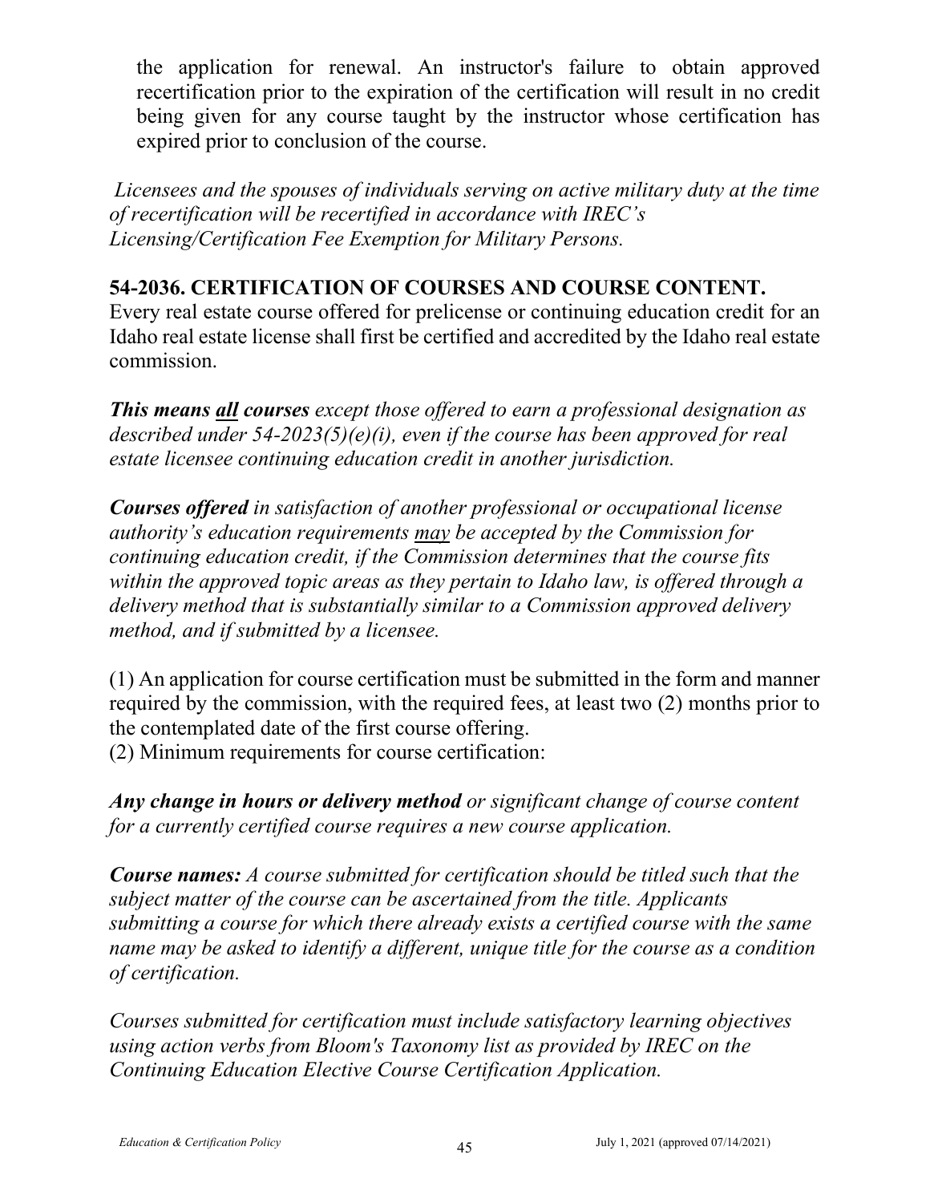the application for renewal. An instructor's failure to obtain approved recertification prior to the expiration of the certification will result in no credit being given for any course taught by the instructor whose certification has expired prior to conclusion of the course.

*Licensees and the spouses of individuals serving on active military duty at the time of recertification will be recertified in accordance with IREC's Licensing/Certification Fee Exemption for Military Persons.*

**54-2036. CERTIFICATION OF COURSES AND COURSE CONTENT.**
Every real estate course offered for prelicense or continuing education credit for an Idaho real estate license shall first be certified and accredited by the Idaho real estate commission.

***This means <u>all</u> courses*** *except those offered to earn a professional designation as described under 54-2023(5)(e)(i), even if the course has been approved for real estate licensee continuing education credit in another jurisdiction.*

***Courses offered*** *in satisfaction of another professional or occupational license authority's education requirements <u>may</u> be accepted by the Commission for continuing education credit, if the Commission determines that the course fits within the approved topic areas as they pertain to Idaho law, is offered through a delivery method that is substantially similar to a Commission approved delivery method, and if submitted by a licensee.*

(1) An application for course certification must be submitted in the form and manner required by the commission, with the required fees, at least two (2) months prior to the contemplated date of the first course offering.
(2) Minimum requirements for course certification:

***Any change in hours or delivery method*** *or significant change of course content for a currently certified course requires a new course application.*

***Course names:*** *A course submitted for certification should be titled such that the subject matter of the course can be ascertained from the title. Applicants submitting a course for which there already exists a certified course with the same name may be asked to identify a different, unique title for the course as a condition of certification.*

*Courses submitted for certification must include satisfactory learning objectives using action verbs from Bloom's Taxonomy list as provided by IREC on the Continuing Education Elective Course Certification Application.*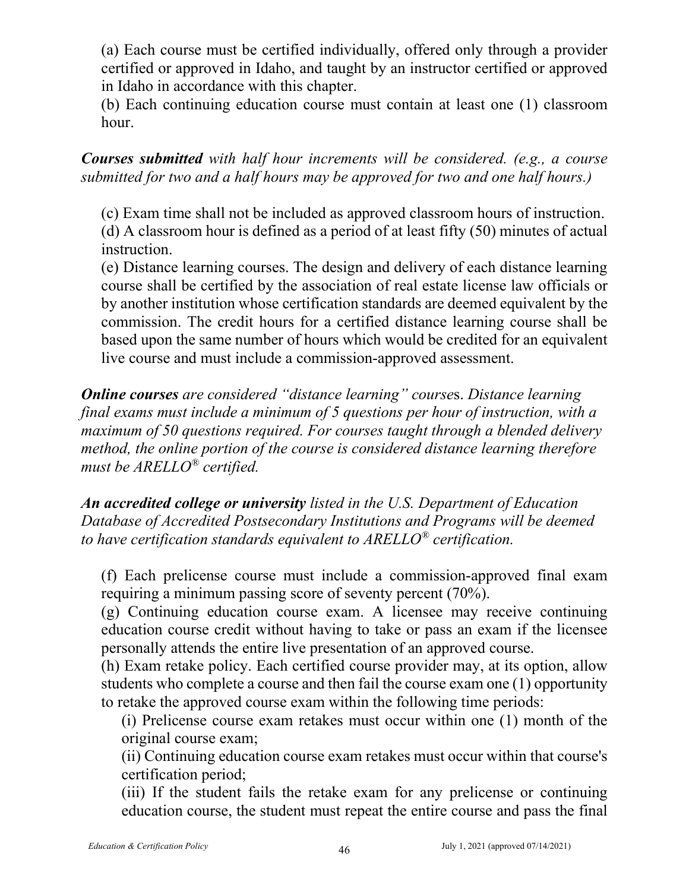(a) Each course must be certified individually, offered only through a provider certified or approved in Idaho, and taught by an instructor certified or approved in Idaho in accordance with this chapter.

(b) Each continuing education course must contain at least one (1) classroom hour.

***Courses submitted*** *with half hour increments will be considered. (e.g., a course submitted for two and a half hours may be approved for two and one half hours.)*

(c) Exam time shall not be included as approved classroom hours of instruction.

(d) A classroom hour is defined as a period of at least fifty (50) minutes of actual instruction.

(e) Distance learning courses. The design and delivery of each distance learning course shall be certified by the association of real estate license law officials or by another institution whose certification standards are deemed equivalent by the commission. The credit hours for a certified distance learning course shall be based upon the same number of hours which would be credited for an equivalent live course and must include a commission-approved assessment.

***Online courses*** *are considered "distance learning" courses. Distance learning final exams must include a minimum of 5 questions per hour of instruction, with a maximum of 50 questions required. For courses taught through a blended delivery method, the online portion of the course is considered distance learning therefore must be ARELLO® certified.*

***An accredited college or university*** *listed in the U.S. Department of Education Database of Accredited Postsecondary Institutions and Programs will be deemed to have certification standards equivalent to ARELLO® certification.*

(f) Each prelicense course must include a commission-approved final exam requiring a minimum passing score of seventy percent (70%).

(g) Continuing education course exam. A licensee may receive continuing education course credit without having to take or pass an exam if the licensee personally attends the entire live presentation of an approved course.

(h) Exam retake policy. Each certified course provider may, at its option, allow students who complete a course and then fail the course exam one (1) opportunity to retake the approved course exam within the following time periods:

(i) Prelicense course exam retakes must occur within one (1) month of the original course exam;

(ii) Continuing education course exam retakes must occur within that course's certification period;

(iii) If the student fails the retake exam for any prelicense or continuing education course, the student must repeat the entire course and pass the final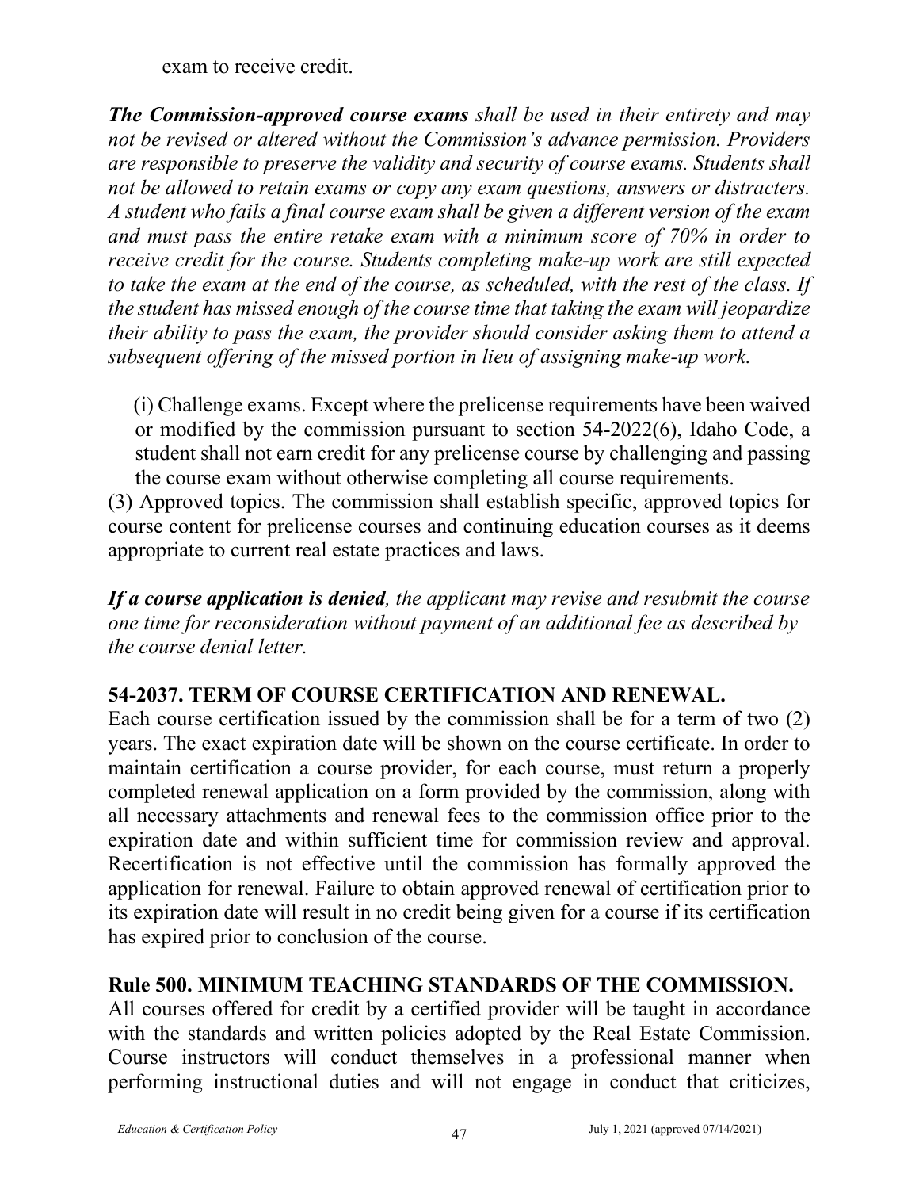exam to receive credit.

***The Commission-approved course exams*** *shall be used in their entirety and may not be revised or altered without the Commission's advance permission. Providers are responsible to preserve the validity and security of course exams. Students shall not be allowed to retain exams or copy any exam questions, answers or distracters. A student who fails a final course exam shall be given a different version of the exam and must pass the entire retake exam with a minimum score of 70% in order to receive credit for the course. Students completing make-up work are still expected to take the exam at the end of the course, as scheduled, with the rest of the class. If the student has missed enough of the course time that taking the exam will jeopardize their ability to pass the exam, the provider should consider asking them to attend a subsequent offering of the missed portion in lieu of assigning make-up work.*

(i) Challenge exams. Except where the prelicense requirements have been waived or modified by the commission pursuant to section 54-2022(6), Idaho Code, a student shall not earn credit for any prelicense course by challenging and passing the course exam without otherwise completing all course requirements.

(3) Approved topics. The commission shall establish specific, approved topics for course content for prelicense courses and continuing education courses as it deems appropriate to current real estate practices and laws.

***If a course application is denied****, the applicant may revise and resubmit the course one time for reconsideration without payment of an additional fee as described by the course denial letter.*

## 54-2037. TERM OF COURSE CERTIFICATION AND RENEWAL.

Each course certification issued by the commission shall be for a term of two (2) years. The exact expiration date will be shown on the course certificate. In order to maintain certification a course provider, for each course, must return a properly completed renewal application on a form provided by the commission, along with all necessary attachments and renewal fees to the commission office prior to the expiration date and within sufficient time for commission review and approval. Recertification is not effective until the commission has formally approved the application for renewal. Failure to obtain approved renewal of certification prior to its expiration date will result in no credit being given for a course if its certification has expired prior to conclusion of the course.

## Rule 500. MINIMUM TEACHING STANDARDS OF THE COMMISSION.

All courses offered for credit by a certified provider will be taught in accordance with the standards and written policies adopted by the Real Estate Commission. Course instructors will conduct themselves in a professional manner when performing instructional duties and will not engage in conduct that criticizes,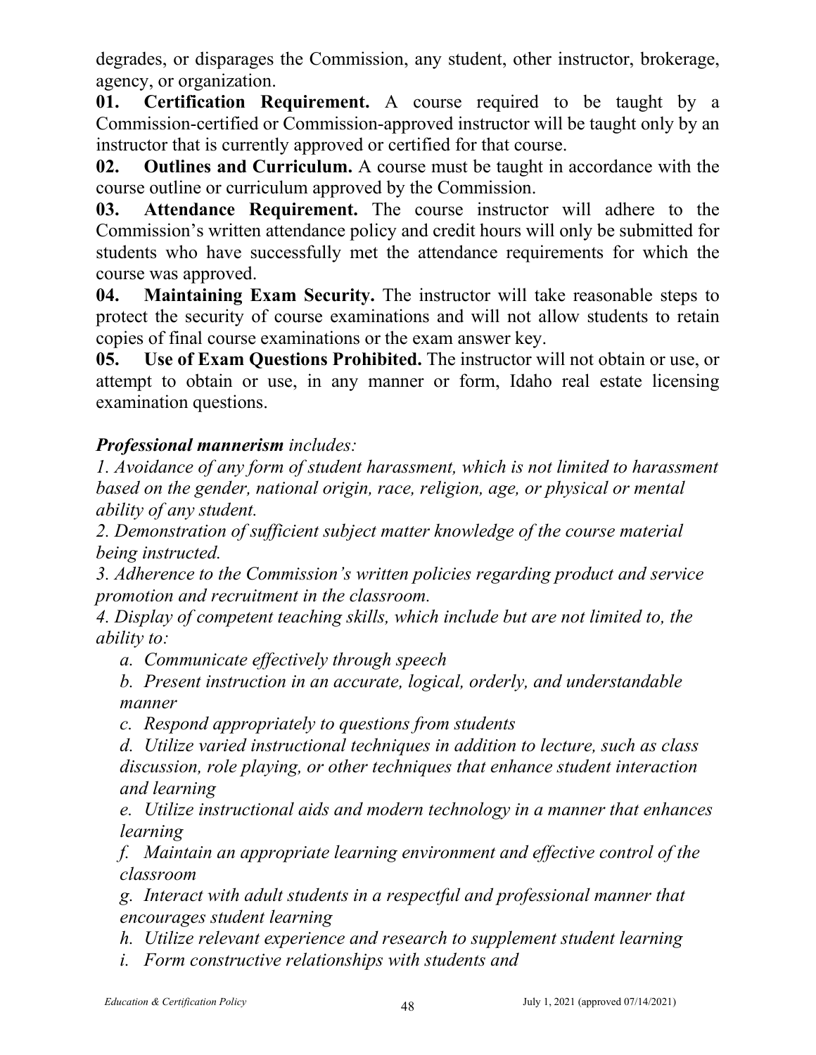degrades, or disparages the Commission, any student, other instructor, brokerage, agency, or organization.

**01. Certification Requirement.** A course required to be taught by a Commission-certified or Commission-approved instructor will be taught only by an instructor that is currently approved or certified for that course.

**02. Outlines and Curriculum.** A course must be taught in accordance with the course outline or curriculum approved by the Commission.

**03. Attendance Requirement.** The course instructor will adhere to the Commission's written attendance policy and credit hours will only be submitted for students who have successfully met the attendance requirements for which the course was approved.

**04. Maintaining Exam Security.** The instructor will take reasonable steps to protect the security of course examinations and will not allow students to retain copies of final course examinations or the exam answer key.

**05. Use of Exam Questions Prohibited.** The instructor will not obtain or use, or attempt to obtain or use, in any manner or form, Idaho real estate licensing examination questions.

***Professional mannerism*** *includes:*

*1. Avoidance of any form of student harassment, which is not limited to harassment based on the gender, national origin, race, religion, age, or physical or mental ability of any student.*

*2. Demonstration of sufficient subject matter knowledge of the course material being instructed.*

*3. Adherence to the Commission's written policies regarding product and service promotion and recruitment in the classroom.*

*4. Display of competent teaching skills, which include but are not limited to, the ability to:*

*a. Communicate effectively through speech*

*b. Present instruction in an accurate, logical, orderly, and understandable manner*

*c. Respond appropriately to questions from students*

*d. Utilize varied instructional techniques in addition to lecture, such as class discussion, role playing, or other techniques that enhance student interaction and learning*

*e. Utilize instructional aids and modern technology in a manner that enhances learning*

*f. Maintain an appropriate learning environment and effective control of the classroom*

*g. Interact with adult students in a respectful and professional manner that encourages student learning*

*h. Utilize relevant experience and research to supplement student learning*

*i. Form constructive relationships with students and*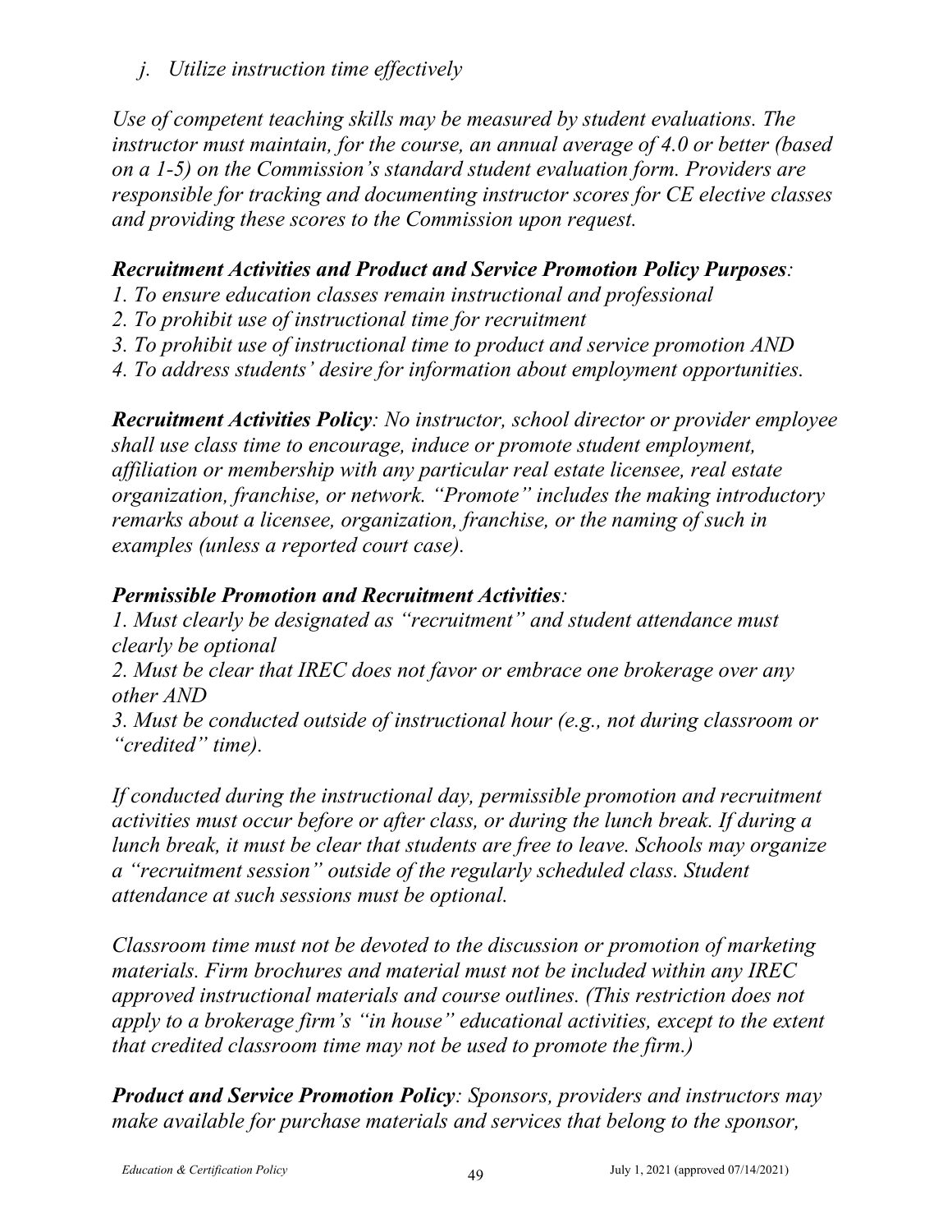*j. Utilize instruction time effectively*

*Use of competent teaching skills may be measured by student evaluations. The instructor must maintain, for the course, an annual average of 4.0 or better (based on a 1-5) on the Commission's standard student evaluation form. Providers are responsible for tracking and documenting instructor scores for CE elective classes and providing these scores to the Commission upon request.*

***Recruitment Activities and Product and Service Promotion Policy Purposes**:*

*1. To ensure education classes remain instructional and professional*
*2. To prohibit use of instructional time for recruitment*
*3. To prohibit use of instructional time to product and service promotion AND*
*4. To address students' desire for information about employment opportunities.*

***Recruitment Activities Policy**: No instructor, school director or provider employee shall use class time to encourage, induce or promote student employment, affiliation or membership with any particular real estate licensee, real estate organization, franchise, or network. "Promote" includes the making introductory remarks about a licensee, organization, franchise, or the naming of such in examples (unless a reported court case).*

***Permissible Promotion and Recruitment Activities**:*

*1. Must clearly be designated as "recruitment" and student attendance must clearly be optional*
*2. Must be clear that IREC does not favor or embrace one brokerage over any other AND*
*3. Must be conducted outside of instructional hour (e.g., not during classroom or "credited" time).*

*If conducted during the instructional day, permissible promotion and recruitment activities must occur before or after class, or during the lunch break. If during a lunch break, it must be clear that students are free to leave. Schools may organize a "recruitment session" outside of the regularly scheduled class. Student attendance at such sessions must be optional.*

*Classroom time must not be devoted to the discussion or promotion of marketing materials. Firm brochures and material must not be included within any IREC approved instructional materials and course outlines. (This restriction does not apply to a brokerage firm's "in house" educational activities, except to the extent that credited classroom time may not be used to promote the firm.)*

***Product and Service Promotion Policy**: Sponsors, providers and instructors may make available for purchase materials and services that belong to the sponsor,*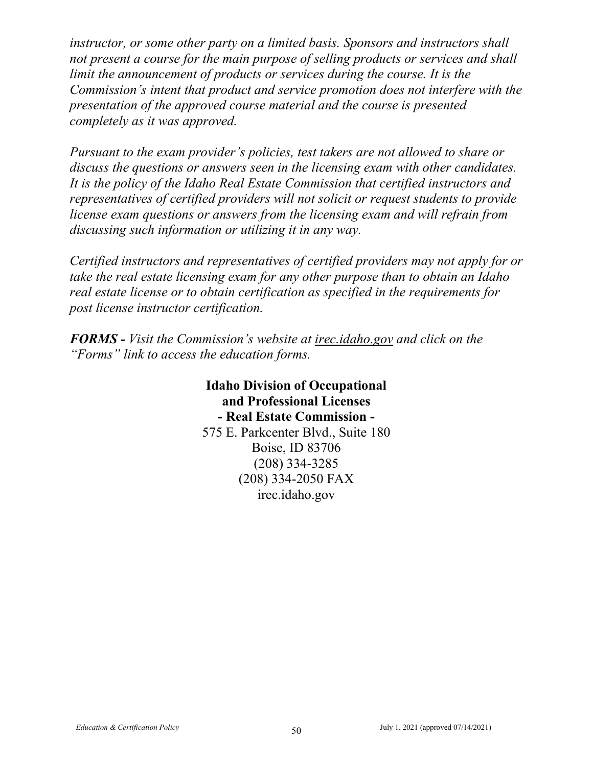*instructor, or some other party on a limited basis. Sponsors and instructors shall not present a course for the main purpose of selling products or services and shall limit the announcement of products or services during the course. It is the Commission's intent that product and service promotion does not interfere with the presentation of the approved course material and the course is presented completely as it was approved.*

*Pursuant to the exam provider's policies, test takers are not allowed to share or discuss the questions or answers seen in the licensing exam with other candidates. It is the policy of the Idaho Real Estate Commission that certified instructors and representatives of certified providers will not solicit or request students to provide license exam questions or answers from the licensing exam and will refrain from discussing such information or utilizing it in any way.*

*Certified instructors and representatives of certified providers may not apply for or take the real estate licensing exam for any other purpose than to obtain an Idaho real estate license or to obtain certification as specified in the requirements for post license instructor certification.*

***FORMS -*** *Visit the Commission's website at irec.idaho.gov and click on the "Forms" link to access the education forms.*

**Idaho Division of Occupational and Professional Licenses**
**- Real Estate Commission -**
575 E. Parkcenter Blvd., Suite 180
Boise, ID 83706
(208) 334-3285
(208) 334-2050 FAX
irec.idaho.gov